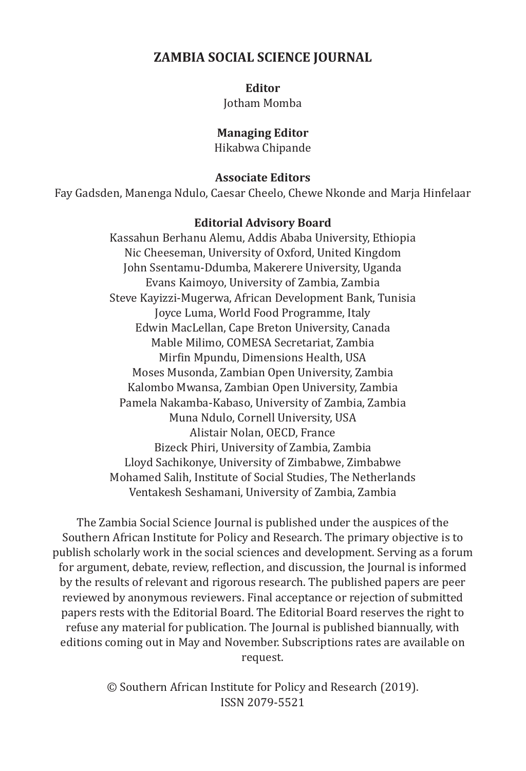# ZAMBIA SOCIAL SCIENCE JOURNAL

**Editor**
Jotham Momba

**Managing Editor**
Hikabwa Chipande

**Associate Editors**
Fay Gadsden, Manenga Ndulo, Caesar Cheelo, Chewe Nkonde and Marja Hinfelaar

**Editorial Advisory Board**
Kassahun Berhanu Alemu, Addis Ababa University, Ethiopia
Nic Cheeseman, University of Oxford, United Kingdom
John Ssentamu-Ddumba, Makerere University, Uganda
Evans Kaimoyo, University of Zambia, Zambia
Steve Kayizzi-Mugerwa, African Development Bank, Tunisia
Joyce Luma, World Food Programme, Italy
Edwin MacLellan, Cape Breton University, Canada
Mable Milimo, COMESA Secretariat, Zambia
Mirfin Mpundu, Dimensions Health, USA
Moses Musonda, Zambian Open University, Zambia
Kalombo Mwansa, Zambian Open University, Zambia
Pamela Nakamba-Kabaso, University of Zambia, Zambia
Muna Ndulo, Cornell University, USA
Alistair Nolan, OECD, France
Bizeck Phiri, University of Zambia, Zambia
Lloyd Sachikonye, University of Zimbabwe, Zimbabwe
Mohamed Salih, Institute of Social Studies, The Netherlands
Ventakesh Seshamani, University of Zambia, Zambia

The Zambia Social Science Journal is published under the auspices of the Southern African Institute for Policy and Research. The primary objective is to publish scholarly work in the social sciences and development. Serving as a forum for argument, debate, review, reflection, and discussion, the Journal is informed by the results of relevant and rigorous research. The published papers are peer reviewed by anonymous reviewers. Final acceptance or rejection of submitted papers rests with the Editorial Board. The Editorial Board reserves the right to refuse any material for publication. The Journal is published biannually, with editions coming out in May and November. Subscriptions rates are available on request.

© Southern African Institute for Policy and Research (2019).
ISSN 2079-5521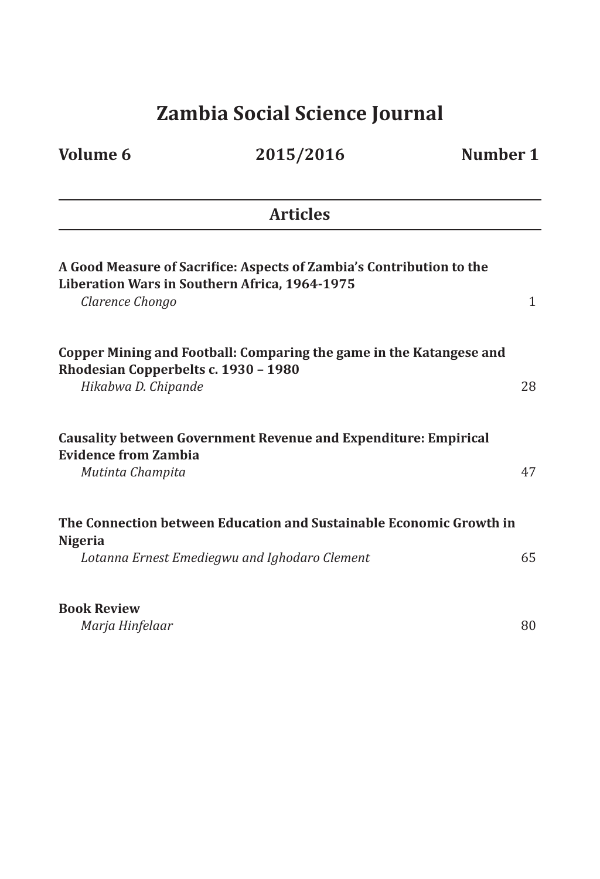# Zambia Social Science Journal

**Volume 6** **2015/2016** **Number 1**

## Articles

**A Good Measure of Sacrifice: Aspects of Zambia's Contribution to the Liberation Wars in Southern Africa, 1964-1975**
*Clarence Chongo* 1

**Copper Mining and Football: Comparing the game in the Katangese and Rhodesian Copperbelts c. 1930 – 1980**
*Hikabwa D. Chipande* 28

**Causality between Government Revenue and Expenditure: Empirical Evidence from Zambia**
*Mutinta Champita* 47

**The Connection between Education and Sustainable Economic Growth in Nigeria**
*Lotanna Ernest Emediegwu and Ighodaro Clement* 65

**Book Review**
*Marja Hinfelaar* 80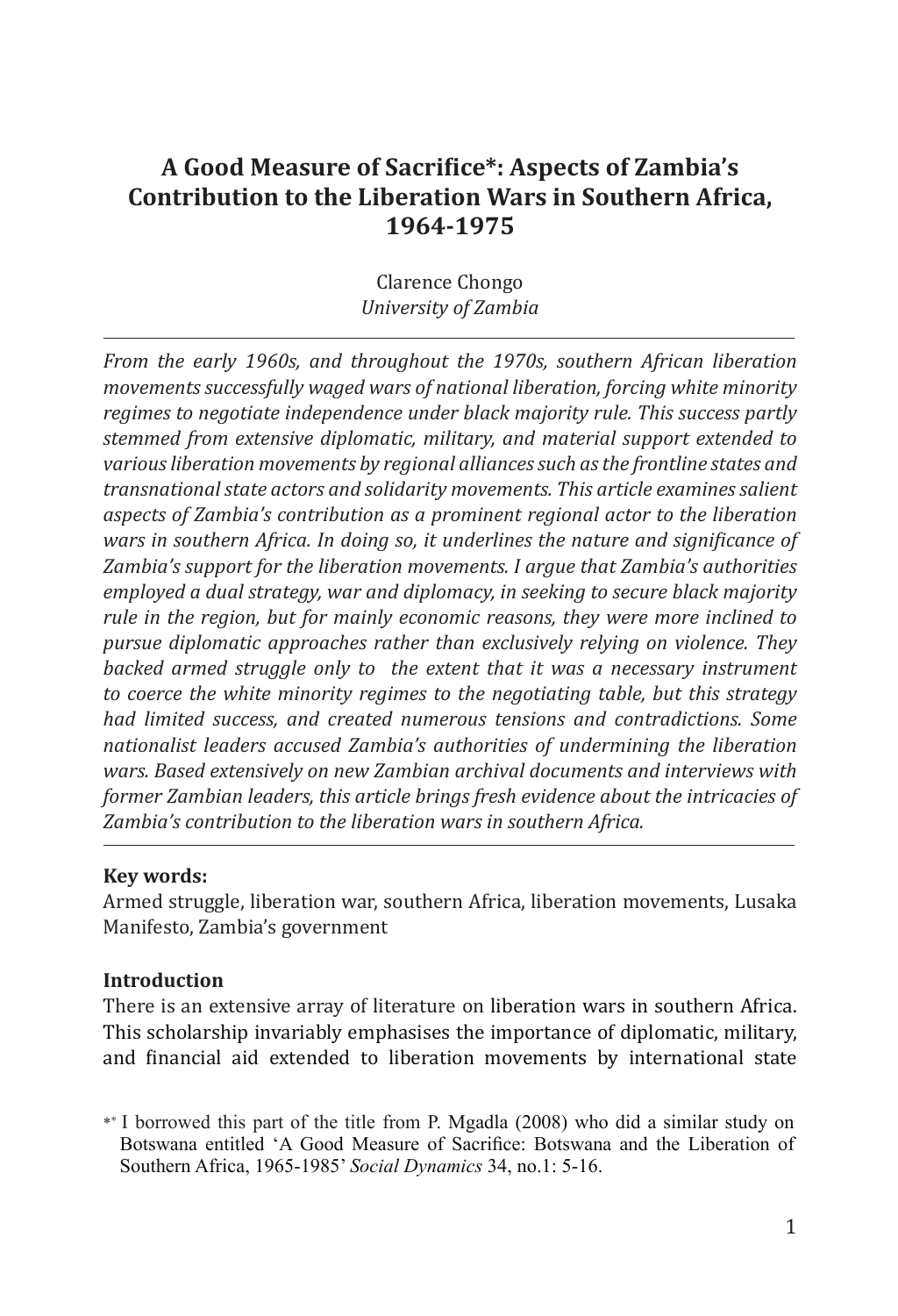# A Good Measure of Sacrifice*: Aspects of Zambia's Contribution to the Liberation Wars in Southern Africa, 1964-1975

Clarence Chongo
*University of Zambia*

---

*From the early 1960s, and throughout the 1970s, southern African liberation movements successfully waged wars of national liberation, forcing white minority regimes to negotiate independence under black majority rule. This success partly stemmed from extensive diplomatic, military, and material support extended to various liberation movements by regional alliances such as the frontline states and transnational state actors and solidarity movements. This article examines salient aspects of Zambia's contribution as a prominent regional actor to the liberation wars in southern Africa. In doing so, it underlines the nature and significance of Zambia's support for the liberation movements. I argue that Zambia's authorities employed a dual strategy, war and diplomacy, in seeking to secure black majority rule in the region, but for mainly economic reasons, they were more inclined to pursue diplomatic approaches rather than exclusively relying on violence. They backed armed struggle only to the extent that it was a necessary instrument to coerce the white minority regimes to the negotiating table, but this strategy had limited success, and created numerous tensions and contradictions. Some nationalist leaders accused Zambia's authorities of undermining the liberation wars. Based extensively on new Zambian archival documents and interviews with former Zambian leaders, this article brings fresh evidence about the intricacies of Zambia's contribution to the liberation wars in southern Africa.*

---

**Key words:**
Armed struggle, liberation war, southern Africa, liberation movements, Lusaka Manifesto, Zambia's government

## Introduction

There is an extensive array of literature on liberation wars in southern Africa. This scholarship invariably emphasises the importance of diplomatic, military, and financial aid extended to liberation movements by international state

---

** I borrowed this part of the title from P. Mgadla (2008) who did a similar study on Botswana entitled 'A Good Measure of Sacrifice: Botswana and the Liberation of Southern Africa, 1965-1985' *Social Dynamics* 34, no.1: 5-16.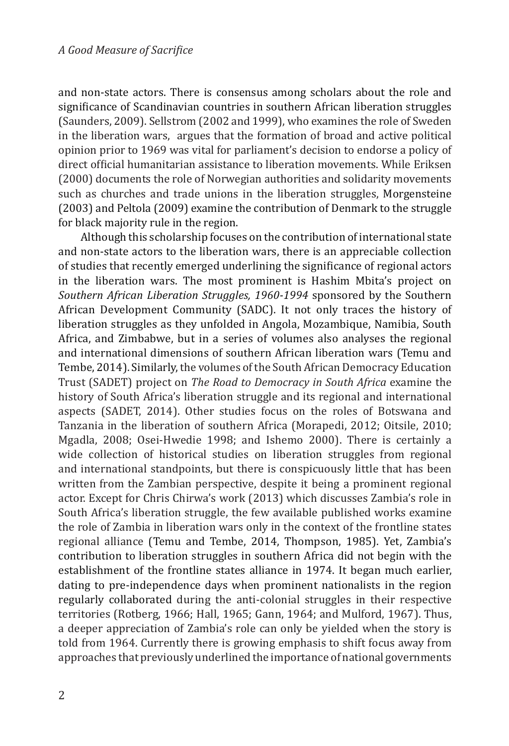and non-state actors. There is consensus among scholars about the role and significance of Scandinavian countries in southern African liberation struggles (Saunders, 2009). Sellstrom (2002 and 1999), who examines the role of Sweden in the liberation wars, argues that the formation of broad and active political opinion prior to 1969 was vital for parliament's decision to endorse a policy of direct official humanitarian assistance to liberation movements. While Eriksen (2000) documents the role of Norwegian authorities and solidarity movements such as churches and trade unions in the liberation struggles, Morgensteine (2003) and Peltola (2009) examine the contribution of Denmark to the struggle for black majority rule in the region.

Although this scholarship focuses on the contribution of international state and non-state actors to the liberation wars, there is an appreciable collection of studies that recently emerged underlining the significance of regional actors in the liberation wars. The most prominent is Hashim Mbita's project on *Southern African Liberation Struggles, 1960-1994* sponsored by the Southern African Development Community (SADC). It not only traces the history of liberation struggles as they unfolded in Angola, Mozambique, Namibia, South Africa, and Zimbabwe, but in a series of volumes also analyses the regional and international dimensions of southern African liberation wars (Temu and Tembe, 2014). Similarly, the volumes of the South African Democracy Education Trust (SADET) project on *The Road to Democracy in South Africa* examine the history of South Africa's liberation struggle and its regional and international aspects (SADET, 2014). Other studies focus on the roles of Botswana and Tanzania in the liberation of southern Africa (Morapedi, 2012; Oitsile, 2010; Mgadla, 2008; Osei-Hwedie 1998; and Ishemo 2000). There is certainly a wide collection of historical studies on liberation struggles from regional and international standpoints, but there is conspicuously little that has been written from the Zambian perspective, despite it being a prominent regional actor. Except for Chris Chirwa's work (2013) which discusses Zambia's role in South Africa's liberation struggle, the few available published works examine the role of Zambia in liberation wars only in the context of the frontline states regional alliance (Temu and Tembe, 2014, Thompson, 1985). Yet, Zambia's contribution to liberation struggles in southern Africa did not begin with the establishment of the frontline states alliance in 1974. It began much earlier, dating to pre-independence days when prominent nationalists in the region regularly collaborated during the anti-colonial struggles in their respective territories (Rotberg, 1966; Hall, 1965; Gann, 1964; and Mulford, 1967). Thus, a deeper appreciation of Zambia's role can only be yielded when the story is told from 1964. Currently there is growing emphasis to shift focus away from approaches that previously underlined the importance of national governments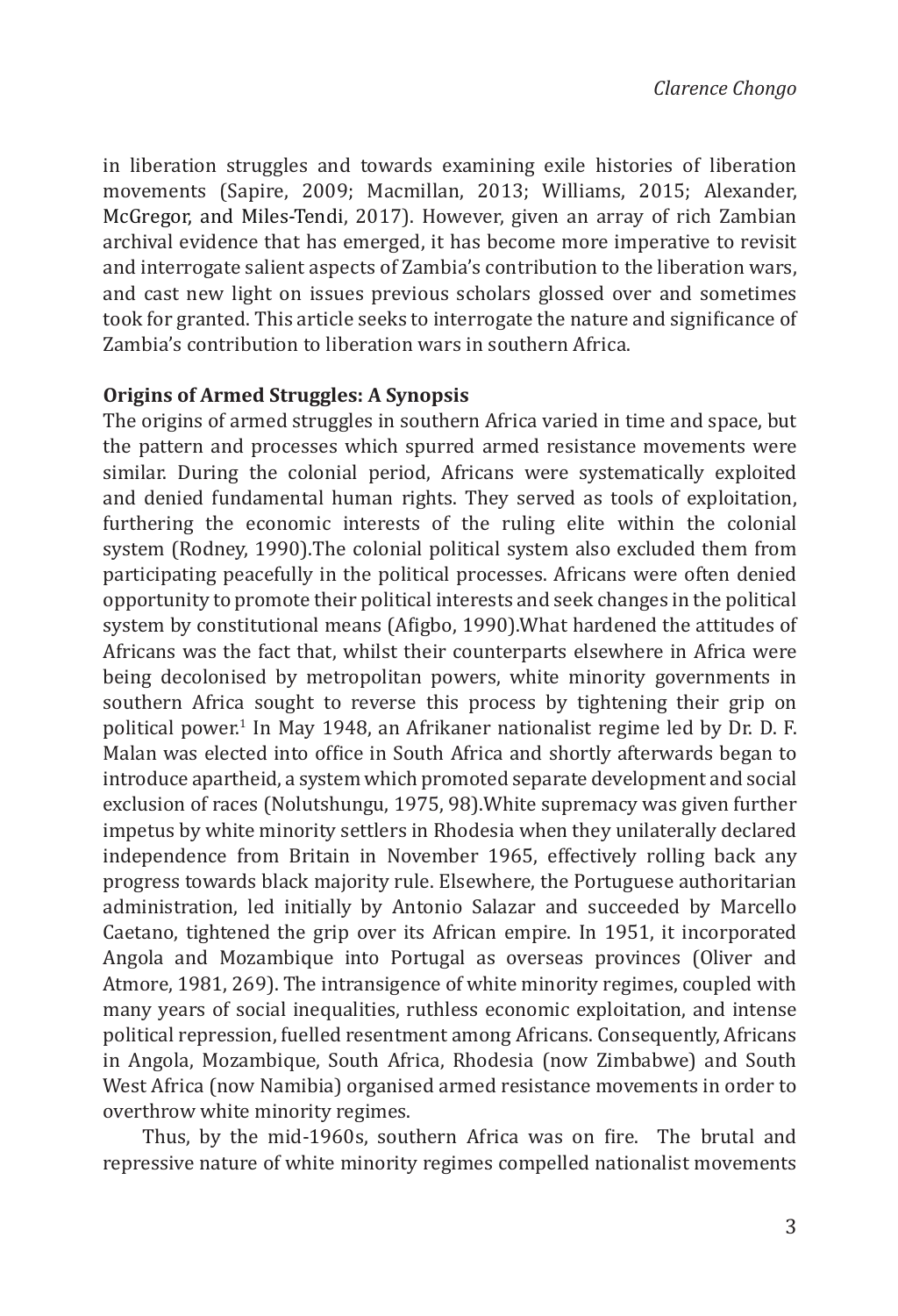in liberation struggles and towards examining exile histories of liberation movements (Sapire, 2009; Macmillan, 2013; Williams, 2015; Alexander, McGregor, and Miles-Tendi, 2017). However, given an array of rich Zambian archival evidence that has emerged, it has become more imperative to revisit and interrogate salient aspects of Zambia's contribution to the liberation wars, and cast new light on issues previous scholars glossed over and sometimes took for granted. This article seeks to interrogate the nature and significance of Zambia's contribution to liberation wars in southern Africa.

**Origins of Armed Struggles: A Synopsis**

The origins of armed struggles in southern Africa varied in time and space, but the pattern and processes which spurred armed resistance movements were similar. During the colonial period, Africans were systematically exploited and denied fundamental human rights. They served as tools of exploitation, furthering the economic interests of the ruling elite within the colonial system (Rodney, 1990).The colonial political system also excluded them from participating peacefully in the political processes. Africans were often denied opportunity to promote their political interests and seek changes in the political system by constitutional means (Afigbo, 1990).What hardened the attitudes of Africans was the fact that, whilst their counterparts elsewhere in Africa were being decolonised by metropolitan powers, white minority governments in southern Africa sought to reverse this process by tightening their grip on political power.[1] In May 1948, an Afrikaner nationalist regime led by Dr. D. F. Malan was elected into office in South Africa and shortly afterwards began to introduce apartheid, a system which promoted separate development and social exclusion of races (Nolutshungu, 1975, 98).White supremacy was given further impetus by white minority settlers in Rhodesia when they unilaterally declared independence from Britain in November 1965, effectively rolling back any progress towards black majority rule. Elsewhere, the Portuguese authoritarian administration, led initially by Antonio Salazar and succeeded by Marcello Caetano, tightened the grip over its African empire. In 1951, it incorporated Angola and Mozambique into Portugal as overseas provinces (Oliver and Atmore, 1981, 269). The intransigence of white minority regimes, coupled with many years of social inequalities, ruthless economic exploitation, and intense political repression, fuelled resentment among Africans. Consequently, Africans in Angola, Mozambique, South Africa, Rhodesia (now Zimbabwe) and South West Africa (now Namibia) organised armed resistance movements in order to overthrow white minority regimes.

Thus, by the mid-1960s, southern Africa was on fire. The brutal and repressive nature of white minority regimes compelled nationalist movements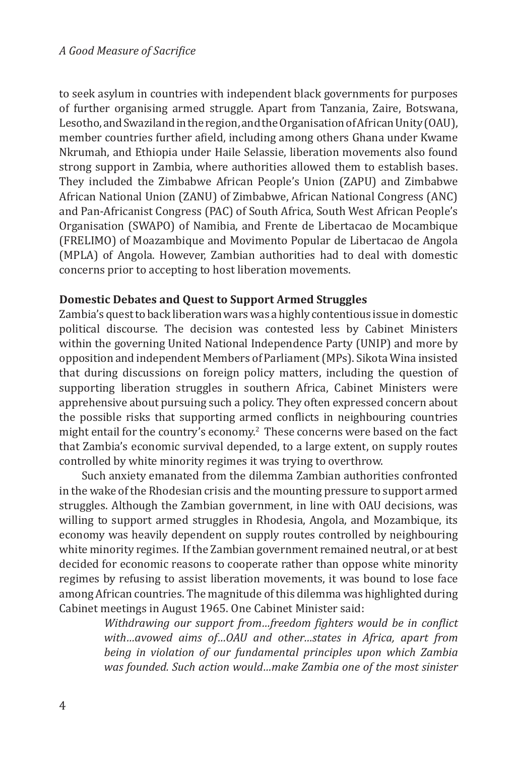to seek asylum in countries with independent black governments for purposes of further organising armed struggle. Apart from Tanzania, Zaire, Botswana, Lesotho, and Swaziland in the region, and the Organisation of African Unity (OAU), member countries further afield, including among others Ghana under Kwame Nkrumah, and Ethiopia under Haile Selassie, liberation movements also found strong support in Zambia, where authorities allowed them to establish bases. They included the Zimbabwe African People's Union (ZAPU) and Zimbabwe African National Union (ZANU) of Zimbabwe, African National Congress (ANC) and Pan-Africanist Congress (PAC) of South Africa, South West African People's Organisation (SWAPO) of Namibia, and Frente de Libertacao de Mocambique (FRELIMO) of Moazambique and Movimento Popular de Libertacao de Angola (MPLA) of Angola. However, Zambian authorities had to deal with domestic concerns prior to accepting to host liberation movements.

**Domestic Debates and Quest to Support Armed Struggles**

Zambia's quest to back liberation wars was a highly contentious issue in domestic political discourse. The decision was contested less by Cabinet Ministers within the governing United National Independence Party (UNIP) and more by opposition and independent Members of Parliament (MPs). Sikota Wina insisted that during discussions on foreign policy matters, including the question of supporting liberation struggles in southern Africa, Cabinet Ministers were apprehensive about pursuing such a policy. They often expressed concern about the possible risks that supporting armed conflicts in neighbouring countries might entail for the country's economy.[2] These concerns were based on the fact that Zambia's economic survival depended, to a large extent, on supply routes controlled by white minority regimes it was trying to overthrow.

Such anxiety emanated from the dilemma Zambian authorities confronted in the wake of the Rhodesian crisis and the mounting pressure to support armed struggles. Although the Zambian government, in line with OAU decisions, was willing to support armed struggles in Rhodesia, Angola, and Mozambique, its economy was heavily dependent on supply routes controlled by neighbouring white minority regimes. If the Zambian government remained neutral, or at best decided for economic reasons to cooperate rather than oppose white minority regimes by refusing to assist liberation movements, it was bound to lose face among African countries. The magnitude of this dilemma was highlighted during Cabinet meetings in August 1965. One Cabinet Minister said:

> *Withdrawing our support from…freedom fighters would be in conflict with…avowed aims of…OAU and other…states in Africa, apart from being in violation of our fundamental principles upon which Zambia was founded. Such action would…make Zambia one of the most sinister*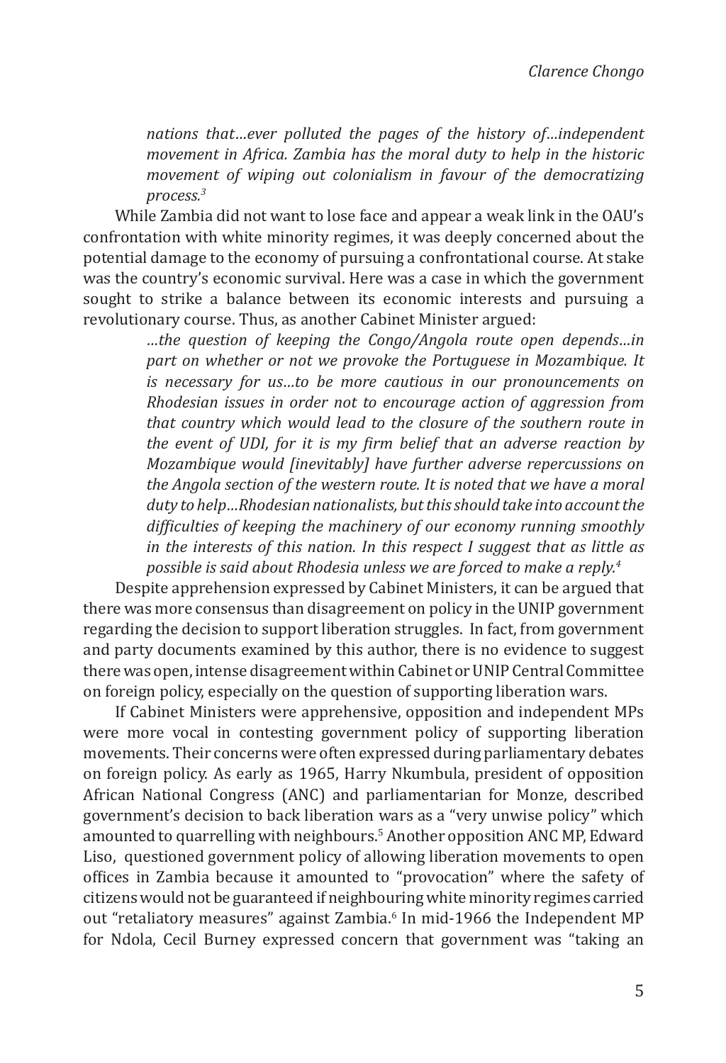> *nations that…ever polluted the pages of the history of…independent movement in Africa. Zambia has the moral duty to help in the historic movement of wiping out colonialism in favour of the democratizing process.*[3]

While Zambia did not want to lose face and appear a weak link in the OAU's confrontation with white minority regimes, it was deeply concerned about the potential damage to the economy of pursuing a confrontational course. At stake was the country's economic survival. Here was a case in which the government sought to strike a balance between its economic interests and pursuing a revolutionary course. Thus, as another Cabinet Minister argued:

> *…the question of keeping the Congo/Angola route open depends…in part on whether or not we provoke the Portuguese in Mozambique. It is necessary for us…to be more cautious in our pronouncements on Rhodesian issues in order not to encourage action of aggression from that country which would lead to the closure of the southern route in the event of UDI, for it is my firm belief that an adverse reaction by Mozambique would [inevitably] have further adverse repercussions on the Angola section of the western route. It is noted that we have a moral duty to help…Rhodesian nationalists, but this should take into account the difficulties of keeping the machinery of our economy running smoothly in the interests of this nation. In this respect I suggest that as little as possible is said about Rhodesia unless we are forced to make a reply.*[4]

Despite apprehension expressed by Cabinet Ministers, it can be argued that there was more consensus than disagreement on policy in the UNIP government regarding the decision to support liberation struggles. In fact, from government and party documents examined by this author, there is no evidence to suggest there was open, intense disagreement within Cabinet or UNIP Central Committee on foreign policy, especially on the question of supporting liberation wars.

If Cabinet Ministers were apprehensive, opposition and independent MPs were more vocal in contesting government policy of supporting liberation movements. Their concerns were often expressed during parliamentary debates on foreign policy. As early as 1965, Harry Nkumbula, president of opposition African National Congress (ANC) and parliamentarian for Monze, described government's decision to back liberation wars as a "very unwise policy" which amounted to quarrelling with neighbours.[5] Another opposition ANC MP, Edward Liso, questioned government policy of allowing liberation movements to open offices in Zambia because it amounted to "provocation" where the safety of citizens would not be guaranteed if neighbouring white minority regimes carried out "retaliatory measures" against Zambia.[6] In mid-1966 the Independent MP for Ndola, Cecil Burney expressed concern that government was "taking an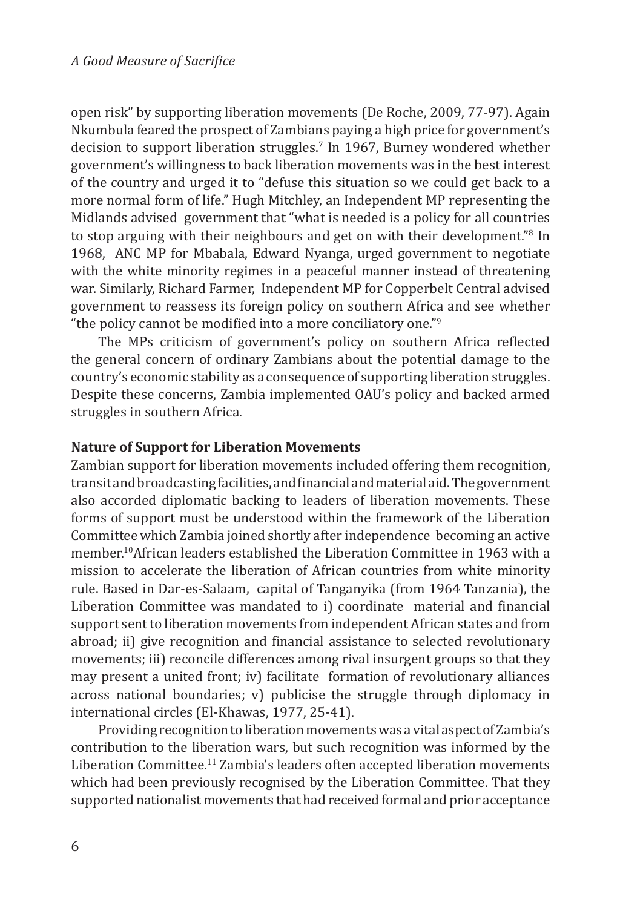open risk" by supporting liberation movements (De Roche, 2009, 77-97). Again Nkumbula feared the prospect of Zambians paying a high price for government's decision to support liberation struggles.[7] In 1967, Burney wondered whether government's willingness to back liberation movements was in the best interest of the country and urged it to "defuse this situation so we could get back to a more normal form of life." Hugh Mitchley, an Independent MP representing the Midlands advised government that "what is needed is a policy for all countries to stop arguing with their neighbours and get on with their development."[8] In 1968, ANC MP for Mbabala, Edward Nyanga, urged government to negotiate with the white minority regimes in a peaceful manner instead of threatening war. Similarly, Richard Farmer, Independent MP for Copperbelt Central advised government to reassess its foreign policy on southern Africa and see whether "the policy cannot be modified into a more conciliatory one."[9]

The MPs criticism of government's policy on southern Africa reflected the general concern of ordinary Zambians about the potential damage to the country's economic stability as a consequence of supporting liberation struggles. Despite these concerns, Zambia implemented OAU's policy and backed armed struggles in southern Africa.

**Nature of Support for Liberation Movements**

Zambian support for liberation movements included offering them recognition, transit and broadcasting facilities, and financial and material aid. The government also accorded diplomatic backing to leaders of liberation movements. These forms of support must be understood within the framework of the Liberation Committee which Zambia joined shortly after independence becoming an active member.[10] African leaders established the Liberation Committee in 1963 with a mission to accelerate the liberation of African countries from white minority rule. Based in Dar-es-Salaam, capital of Tanganyika (from 1964 Tanzania), the Liberation Committee was mandated to i) coordinate material and financial support sent to liberation movements from independent African states and from abroad; ii) give recognition and financial assistance to selected revolutionary movements; iii) reconcile differences among rival insurgent groups so that they may present a united front; iv) facilitate formation of revolutionary alliances across national boundaries; v) publicise the struggle through diplomacy in international circles (El-Khawas, 1977, 25-41).

Providing recognition to liberation movements was a vital aspect of Zambia's contribution to the liberation wars, but such recognition was informed by the Liberation Committee.[11] Zambia's leaders often accepted liberation movements which had been previously recognised by the Liberation Committee. That they supported nationalist movements that had received formal and prior acceptance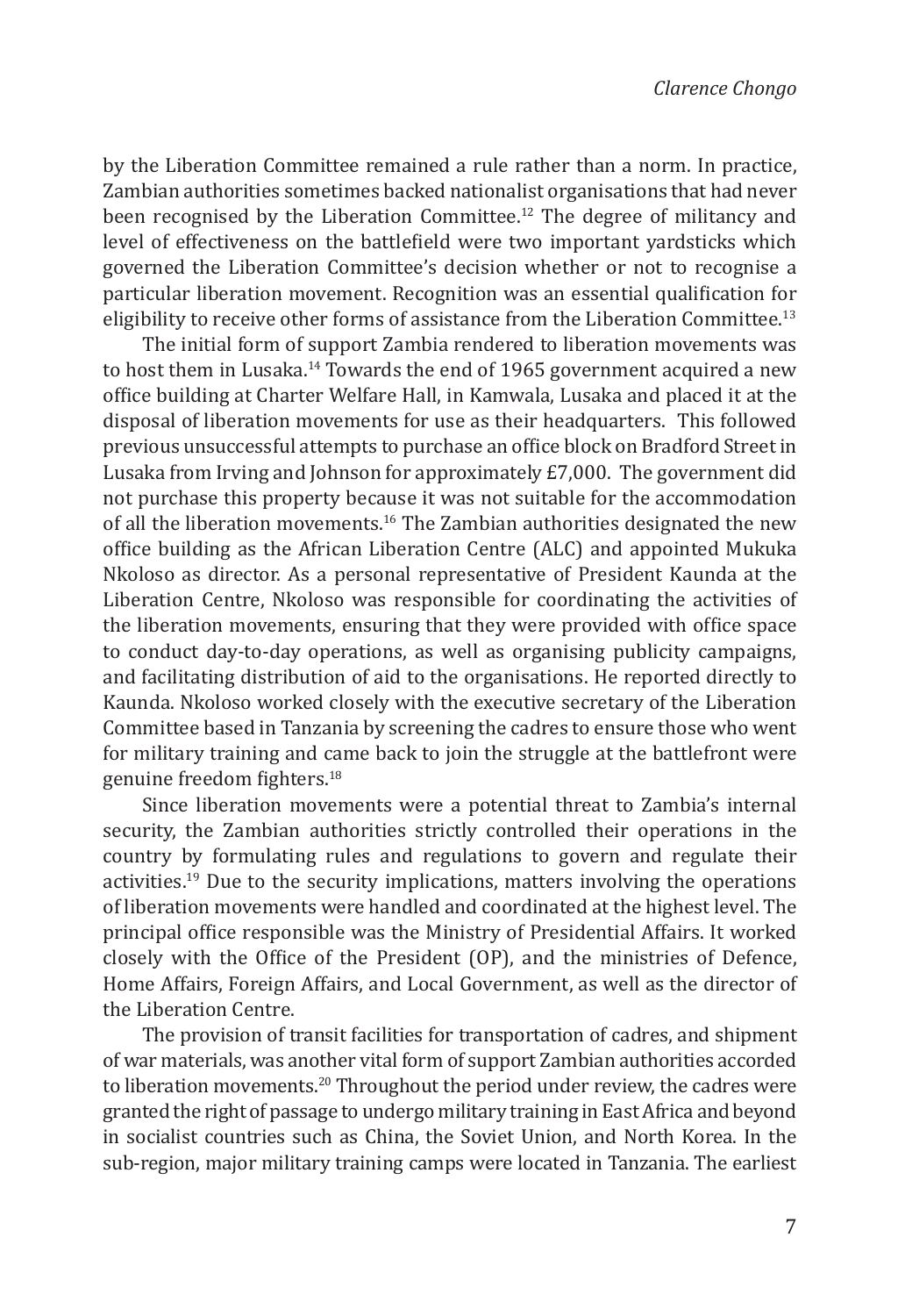by the Liberation Committee remained a rule rather than a norm. In practice, Zambian authorities sometimes backed nationalist organisations that had never been recognised by the Liberation Committee.[12] The degree of militancy and level of effectiveness on the battlefield were two important yardsticks which governed the Liberation Committee's decision whether or not to recognise a particular liberation movement. Recognition was an essential qualification for eligibility to receive other forms of assistance from the Liberation Committee.[13]

The initial form of support Zambia rendered to liberation movements was to host them in Lusaka.[14] Towards the end of 1965 government acquired a new office building at Charter Welfare Hall, in Kamwala, Lusaka and placed it at the disposal of liberation movements for use as their headquarters. This followed previous unsuccessful attempts to purchase an office block on Bradford Street in Lusaka from Irving and Johnson for approximately £7,000. The government did not purchase this property because it was not suitable for the accommodation of all the liberation movements.[16] The Zambian authorities designated the new office building as the African Liberation Centre (ALC) and appointed Mukuka Nkoloso as director. As a personal representative of President Kaunda at the Liberation Centre, Nkoloso was responsible for coordinating the activities of the liberation movements, ensuring that they were provided with office space to conduct day-to-day operations, as well as organising publicity campaigns, and facilitating distribution of aid to the organisations. He reported directly to Kaunda. Nkoloso worked closely with the executive secretary of the Liberation Committee based in Tanzania by screening the cadres to ensure those who went for military training and came back to join the struggle at the battlefront were genuine freedom fighters.[18]

Since liberation movements were a potential threat to Zambia's internal security, the Zambian authorities strictly controlled their operations in the country by formulating rules and regulations to govern and regulate their activities.[19] Due to the security implications, matters involving the operations of liberation movements were handled and coordinated at the highest level. The principal office responsible was the Ministry of Presidential Affairs. It worked closely with the Office of the President (OP), and the ministries of Defence, Home Affairs, Foreign Affairs, and Local Government, as well as the director of the Liberation Centre.

The provision of transit facilities for transportation of cadres, and shipment of war materials, was another vital form of support Zambian authorities accorded to liberation movements.[20] Throughout the period under review, the cadres were granted the right of passage to undergo military training in East Africa and beyond in socialist countries such as China, the Soviet Union, and North Korea. In the sub-region, major military training camps were located in Tanzania. The earliest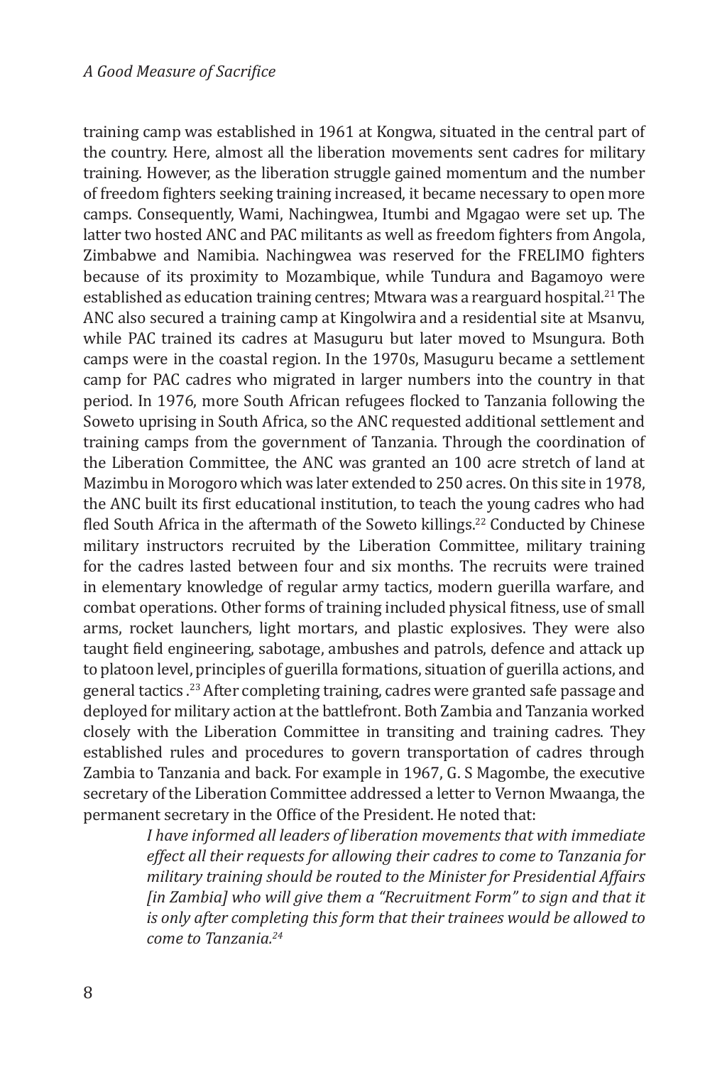training camp was established in 1961 at Kongwa, situated in the central part of the country. Here, almost all the liberation movements sent cadres for military training. However, as the liberation struggle gained momentum and the number of freedom fighters seeking training increased, it became necessary to open more camps. Consequently, Wami, Nachingwea, Itumbi and Mgagao were set up. The latter two hosted ANC and PAC militants as well as freedom fighters from Angola, Zimbabwe and Namibia. Nachingwea was reserved for the FRELIMO fighters because of its proximity to Mozambique, while Tundura and Bagamoyo were established as education training centres; Mtwara was a rearguard hospital.[21] The ANC also secured a training camp at Kingolwira and a residential site at Msanvu, while PAC trained its cadres at Masuguru but later moved to Msungura. Both camps were in the coastal region. In the 1970s, Masuguru became a settlement camp for PAC cadres who migrated in larger numbers into the country in that period. In 1976, more South African refugees flocked to Tanzania following the Soweto uprising in South Africa, so the ANC requested additional settlement and training camps from the government of Tanzania. Through the coordination of the Liberation Committee, the ANC was granted an 100 acre stretch of land at Mazimbu in Morogoro which was later extended to 250 acres. On this site in 1978, the ANC built its first educational institution, to teach the young cadres who had fled South Africa in the aftermath of the Soweto killings.[22] Conducted by Chinese military instructors recruited by the Liberation Committee, military training for the cadres lasted between four and six months. The recruits were trained in elementary knowledge of regular army tactics, modern guerilla warfare, and combat operations. Other forms of training included physical fitness, use of small arms, rocket launchers, light mortars, and plastic explosives. They were also taught field engineering, sabotage, ambushes and patrols, defence and attack up to platoon level, principles of guerilla formations, situation of guerilla actions, and general tactics .[23] After completing training, cadres were granted safe passage and deployed for military action at the battlefront. Both Zambia and Tanzania worked closely with the Liberation Committee in transiting and training cadres. They established rules and procedures to govern transportation of cadres through Zambia to Tanzania and back. For example in 1967, G. S Magombe, the executive secretary of the Liberation Committee addressed a letter to Vernon Mwaanga, the permanent secretary in the Office of the President. He noted that:

> *I have informed all leaders of liberation movements that with immediate effect all their requests for allowing their cadres to come to Tanzania for military training should be routed to the Minister for Presidential Affairs [in Zambia] who will give them a "Recruitment Form" to sign and that it is only after completing this form that their trainees would be allowed to come to Tanzania.*[24]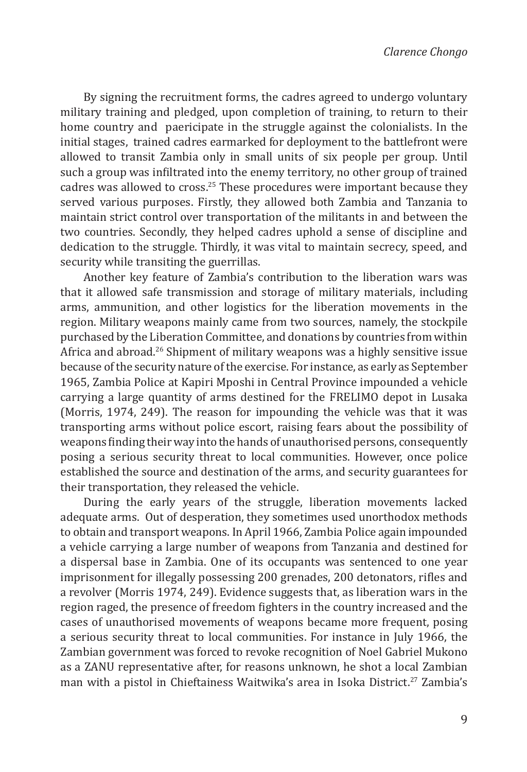By signing the recruitment forms, the cadres agreed to undergo voluntary military training and pledged, upon completion of training, to return to their home country and paericipate in the struggle against the colonialists. In the initial stages, trained cadres earmarked for deployment to the battlefront were allowed to transit Zambia only in small units of six people per group. Until such a group was infiltrated into the enemy territory, no other group of trained cadres was allowed to cross.[25] These procedures were important because they served various purposes. Firstly, they allowed both Zambia and Tanzania to maintain strict control over transportation of the militants in and between the two countries. Secondly, they helped cadres uphold a sense of discipline and dedication to the struggle. Thirdly, it was vital to maintain secrecy, speed, and security while transiting the guerrillas.

Another key feature of Zambia's contribution to the liberation wars was that it allowed safe transmission and storage of military materials, including arms, ammunition, and other logistics for the liberation movements in the region. Military weapons mainly came from two sources, namely, the stockpile purchased by the Liberation Committee, and donations by countries from within Africa and abroad.[26] Shipment of military weapons was a highly sensitive issue because of the security nature of the exercise. For instance, as early as September 1965, Zambia Police at Kapiri Mposhi in Central Province impounded a vehicle carrying a large quantity of arms destined for the FRELIMO depot in Lusaka (Morris, 1974, 249). The reason for impounding the vehicle was that it was transporting arms without police escort, raising fears about the possibility of weapons finding their way into the hands of unauthorised persons, consequently posing a serious security threat to local communities. However, once police established the source and destination of the arms, and security guarantees for their transportation, they released the vehicle.

During the early years of the struggle, liberation movements lacked adequate arms. Out of desperation, they sometimes used unorthodox methods to obtain and transport weapons. In April 1966, Zambia Police again impounded a vehicle carrying a large number of weapons from Tanzania and destined for a dispersal base in Zambia. One of its occupants was sentenced to one year imprisonment for illegally possessing 200 grenades, 200 detonators, rifles and a revolver (Morris 1974, 249). Evidence suggests that, as liberation wars in the region raged, the presence of freedom fighters in the country increased and the cases of unauthorised movements of weapons became more frequent, posing a serious security threat to local communities. For instance in July 1966, the Zambian government was forced to revoke recognition of Noel Gabriel Mukono as a ZANU representative after, for reasons unknown, he shot a local Zambian man with a pistol in Chieftainess Waitwika's area in Isoka District.[27] Zambia's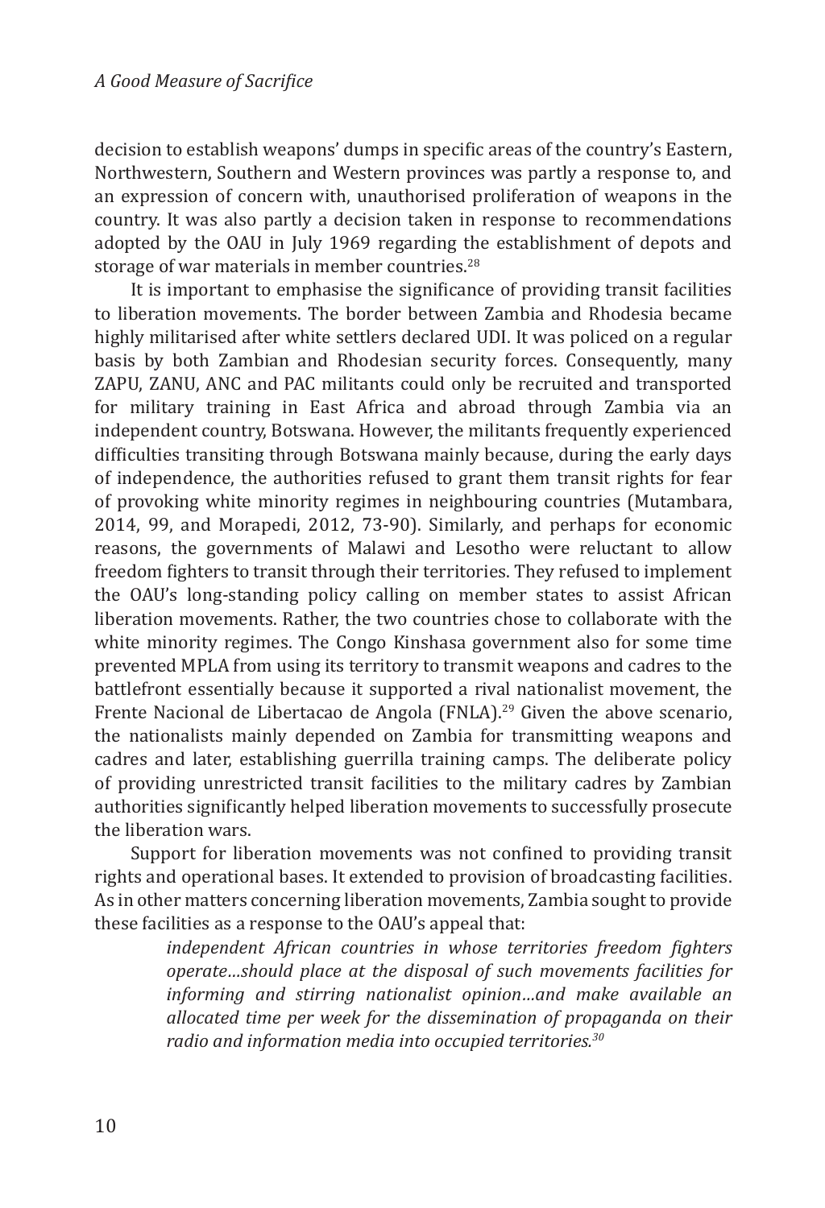decision to establish weapons' dumps in specific areas of the country's Eastern, Northwestern, Southern and Western provinces was partly a response to, and an expression of concern with, unauthorised proliferation of weapons in the country. It was also partly a decision taken in response to recommendations adopted by the OAU in July 1969 regarding the establishment of depots and storage of war materials in member countries.[28]

It is important to emphasise the significance of providing transit facilities to liberation movements. The border between Zambia and Rhodesia became highly militarised after white settlers declared UDI. It was policed on a regular basis by both Zambian and Rhodesian security forces. Consequently, many ZAPU, ZANU, ANC and PAC militants could only be recruited and transported for military training in East Africa and abroad through Zambia via an independent country, Botswana. However, the militants frequently experienced difficulties transiting through Botswana mainly because, during the early days of independence, the authorities refused to grant them transit rights for fear of provoking white minority regimes in neighbouring countries (Mutambara, 2014, 99, and Morapedi, 2012, 73-90). Similarly, and perhaps for economic reasons, the governments of Malawi and Lesotho were reluctant to allow freedom fighters to transit through their territories. They refused to implement the OAU's long-standing policy calling on member states to assist African liberation movements. Rather, the two countries chose to collaborate with the white minority regimes. The Congo Kinshasa government also for some time prevented MPLA from using its territory to transmit weapons and cadres to the battlefront essentially because it supported a rival nationalist movement, the Frente Nacional de Libertacao de Angola (FNLA).[29] Given the above scenario, the nationalists mainly depended on Zambia for transmitting weapons and cadres and later, establishing guerrilla training camps. The deliberate policy of providing unrestricted transit facilities to the military cadres by Zambian authorities significantly helped liberation movements to successfully prosecute the liberation wars.

Support for liberation movements was not confined to providing transit rights and operational bases. It extended to provision of broadcasting facilities. As in other matters concerning liberation movements, Zambia sought to provide these facilities as a response to the OAU's appeal that:

> *independent African countries in whose territories freedom fighters operate…should place at the disposal of such movements facilities for informing and stirring nationalist opinion…and make available an allocated time per week for the dissemination of propaganda on their radio and information media into occupied territories.*[30]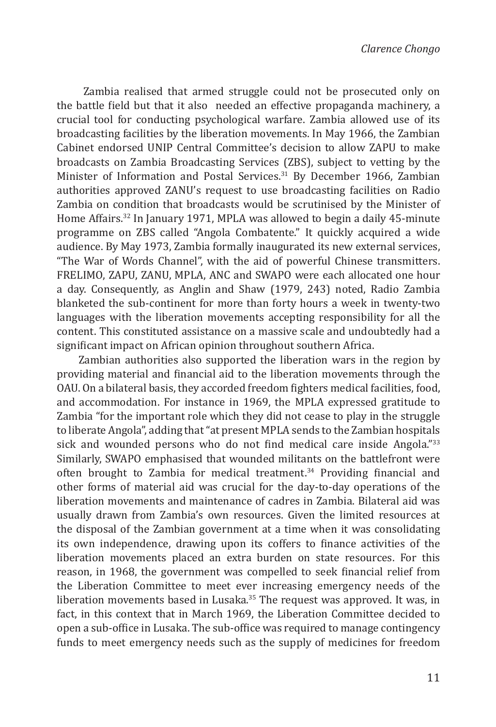Zambia realised that armed struggle could not be prosecuted only on the battle field but that it also needed an effective propaganda machinery, a crucial tool for conducting psychological warfare. Zambia allowed use of its broadcasting facilities by the liberation movements. In May 1966, the Zambian Cabinet endorsed UNIP Central Committee's decision to allow ZAPU to make broadcasts on Zambia Broadcasting Services (ZBS), subject to vetting by the Minister of Information and Postal Services.[31] By December 1966, Zambian authorities approved ZANU's request to use broadcasting facilities on Radio Zambia on condition that broadcasts would be scrutinised by the Minister of Home Affairs.[32] In January 1971, MPLA was allowed to begin a daily 45-minute programme on ZBS called "Angola Combatente." It quickly acquired a wide audience. By May 1973, Zambia formally inaugurated its new external services, "The War of Words Channel", with the aid of powerful Chinese transmitters. FRELIMO, ZAPU, ZANU, MPLA, ANC and SWAPO were each allocated one hour a day. Consequently, as Anglin and Shaw (1979, 243) noted, Radio Zambia blanketed the sub-continent for more than forty hours a week in twenty-two languages with the liberation movements accepting responsibility for all the content. This constituted assistance on a massive scale and undoubtedly had a significant impact on African opinion throughout southern Africa.

Zambian authorities also supported the liberation wars in the region by providing material and financial aid to the liberation movements through the OAU. On a bilateral basis, they accorded freedom fighters medical facilities, food, and accommodation. For instance in 1969, the MPLA expressed gratitude to Zambia "for the important role which they did not cease to play in the struggle to liberate Angola", adding that "at present MPLA sends to the Zambian hospitals sick and wounded persons who do not find medical care inside Angola."[33] Similarly, SWAPO emphasised that wounded militants on the battlefront were often brought to Zambia for medical treatment.[34] Providing financial and other forms of material aid was crucial for the day-to-day operations of the liberation movements and maintenance of cadres in Zambia. Bilateral aid was usually drawn from Zambia's own resources. Given the limited resources at the disposal of the Zambian government at a time when it was consolidating its own independence, drawing upon its coffers to finance activities of the liberation movements placed an extra burden on state resources. For this reason, in 1968, the government was compelled to seek financial relief from the Liberation Committee to meet ever increasing emergency needs of the liberation movements based in Lusaka.[35] The request was approved. It was, in fact, in this context that in March 1969, the Liberation Committee decided to open a sub-office in Lusaka. The sub-office was required to manage contingency funds to meet emergency needs such as the supply of medicines for freedom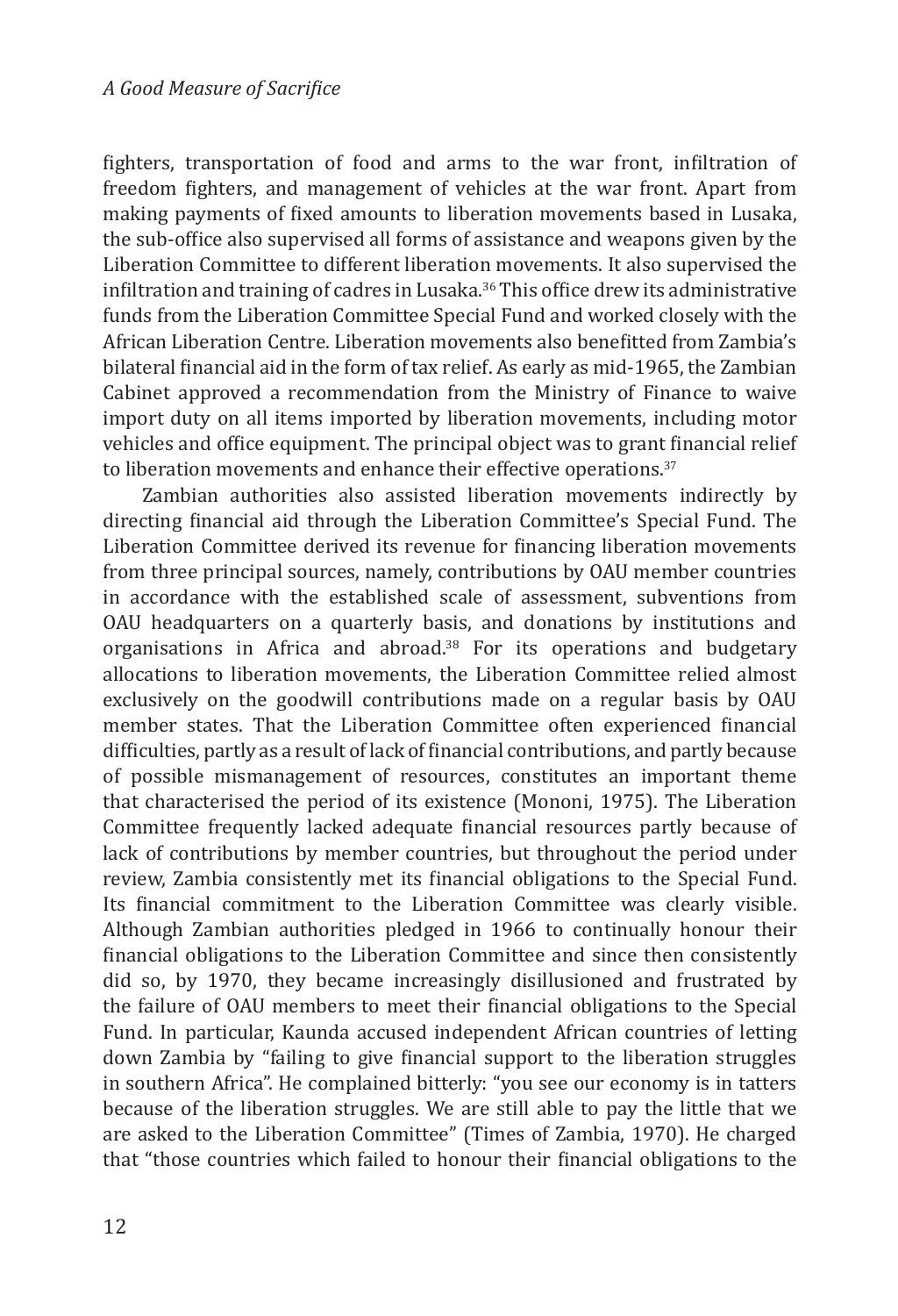fighters, transportation of food and arms to the war front, infiltration of freedom fighters, and management of vehicles at the war front. Apart from making payments of fixed amounts to liberation movements based in Lusaka, the sub-office also supervised all forms of assistance and weapons given by the Liberation Committee to different liberation movements. It also supervised the infiltration and training of cadres in Lusaka.[36] This office drew its administrative funds from the Liberation Committee Special Fund and worked closely with the African Liberation Centre. Liberation movements also benefitted from Zambia's bilateral financial aid in the form of tax relief. As early as mid-1965, the Zambian Cabinet approved a recommendation from the Ministry of Finance to waive import duty on all items imported by liberation movements, including motor vehicles and office equipment. The principal object was to grant financial relief to liberation movements and enhance their effective operations.[37]

Zambian authorities also assisted liberation movements indirectly by directing financial aid through the Liberation Committee's Special Fund. The Liberation Committee derived its revenue for financing liberation movements from three principal sources, namely, contributions by OAU member countries in accordance with the established scale of assessment, subventions from OAU headquarters on a quarterly basis, and donations by institutions and organisations in Africa and abroad.[38] For its operations and budgetary allocations to liberation movements, the Liberation Committee relied almost exclusively on the goodwill contributions made on a regular basis by OAU member states. That the Liberation Committee often experienced financial difficulties, partly as a result of lack of financial contributions, and partly because of possible mismanagement of resources, constitutes an important theme that characterised the period of its existence (Mononi, 1975). The Liberation Committee frequently lacked adequate financial resources partly because of lack of contributions by member countries, but throughout the period under review, Zambia consistently met its financial obligations to the Special Fund. Its financial commitment to the Liberation Committee was clearly visible. Although Zambian authorities pledged in 1966 to continually honour their financial obligations to the Liberation Committee and since then consistently did so, by 1970, they became increasingly disillusioned and frustrated by the failure of OAU members to meet their financial obligations to the Special Fund. In particular, Kaunda accused independent African countries of letting down Zambia by "failing to give financial support to the liberation struggles in southern Africa". He complained bitterly: "you see our economy is in tatters because of the liberation struggles. We are still able to pay the little that we are asked to the Liberation Committee" (Times of Zambia, 1970). He charged that "those countries which failed to honour their financial obligations to the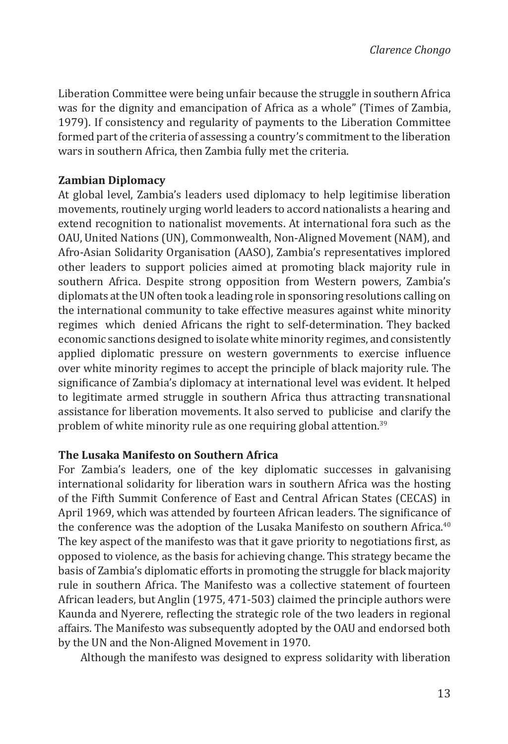Liberation Committee were being unfair because the struggle in southern Africa was for the dignity and emancipation of Africa as a whole" (Times of Zambia, 1979). If consistency and regularity of payments to the Liberation Committee formed part of the criteria of assessing a country's commitment to the liberation wars in southern Africa, then Zambia fully met the criteria.

**Zambian Diplomacy**

At global level, Zambia's leaders used diplomacy to help legitimise liberation movements, routinely urging world leaders to accord nationalists a hearing and extend recognition to nationalist movements. At international fora such as the OAU, United Nations (UN), Commonwealth, Non-Aligned Movement (NAM), and Afro-Asian Solidarity Organisation (AASO), Zambia's representatives implored other leaders to support policies aimed at promoting black majority rule in southern Africa. Despite strong opposition from Western powers, Zambia's diplomats at the UN often took a leading role in sponsoring resolutions calling on the international community to take effective measures against white minority regimes which denied Africans the right to self-determination. They backed economic sanctions designed to isolate white minority regimes, and consistently applied diplomatic pressure on western governments to exercise influence over white minority regimes to accept the principle of black majority rule. The significance of Zambia's diplomacy at international level was evident. It helped to legitimate armed struggle in southern Africa thus attracting transnational assistance for liberation movements. It also served to publicise and clarify the problem of white minority rule as one requiring global attention.[39]

**The Lusaka Manifesto on Southern Africa**

For Zambia's leaders, one of the key diplomatic successes in galvanising international solidarity for liberation wars in southern Africa was the hosting of the Fifth Summit Conference of East and Central African States (CECAS) in April 1969, which was attended by fourteen African leaders. The significance of the conference was the adoption of the Lusaka Manifesto on southern Africa.[40] The key aspect of the manifesto was that it gave priority to negotiations first, as opposed to violence, as the basis for achieving change. This strategy became the basis of Zambia's diplomatic efforts in promoting the struggle for black majority rule in southern Africa. The Manifesto was a collective statement of fourteen African leaders, but Anglin (1975, 471-503) claimed the principle authors were Kaunda and Nyerere, reflecting the strategic role of the two leaders in regional affairs. The Manifesto was subsequently adopted by the OAU and endorsed both by the UN and the Non-Aligned Movement in 1970.

Although the manifesto was designed to express solidarity with liberation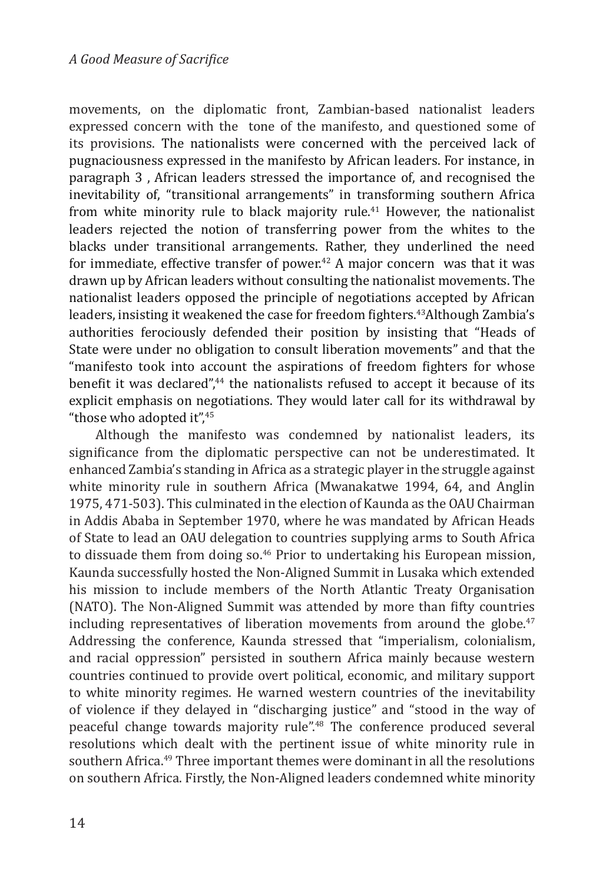movements, on the diplomatic front, Zambian-based nationalist leaders expressed concern with the tone of the manifesto, and questioned some of its provisions. The nationalists were concerned with the perceived lack of pugnaciousness expressed in the manifesto by African leaders. For instance, in paragraph 3 , African leaders stressed the importance of, and recognised the inevitability of, "transitional arrangements" in transforming southern Africa from white minority rule to black majority rule.[41] However, the nationalist leaders rejected the notion of transferring power from the whites to the blacks under transitional arrangements. Rather, they underlined the need for immediate, effective transfer of power.[42] A major concern was that it was drawn up by African leaders without consulting the nationalist movements. The nationalist leaders opposed the principle of negotiations accepted by African leaders, insisting it weakened the case for freedom fighters.[43]Although Zambia's authorities ferociously defended their position by insisting that "Heads of State were under no obligation to consult liberation movements" and that the "manifesto took into account the aspirations of freedom fighters for whose benefit it was declared",[44] the nationalists refused to accept it because of its explicit emphasis on negotiations. They would later call for its withdrawal by "those who adopted it",[45]

Although the manifesto was condemned by nationalist leaders, its significance from the diplomatic perspective can not be underestimated. It enhanced Zambia's standing in Africa as a strategic player in the struggle against white minority rule in southern Africa (Mwanakatwe 1994, 64, and Anglin 1975, 471-503). This culminated in the election of Kaunda as the OAU Chairman in Addis Ababa in September 1970, where he was mandated by African Heads of State to lead an OAU delegation to countries supplying arms to South Africa to dissuade them from doing so.[46] Prior to undertaking his European mission, Kaunda successfully hosted the Non-Aligned Summit in Lusaka which extended his mission to include members of the North Atlantic Treaty Organisation (NATO). The Non-Aligned Summit was attended by more than fifty countries including representatives of liberation movements from around the globe.[47] Addressing the conference, Kaunda stressed that "imperialism, colonialism, and racial oppression" persisted in southern Africa mainly because western countries continued to provide overt political, economic, and military support to white minority regimes. He warned western countries of the inevitability of violence if they delayed in "discharging justice" and "stood in the way of peaceful change towards majority rule".[48] The conference produced several resolutions which dealt with the pertinent issue of white minority rule in southern Africa.[49] Three important themes were dominant in all the resolutions on southern Africa. Firstly, the Non-Aligned leaders condemned white minority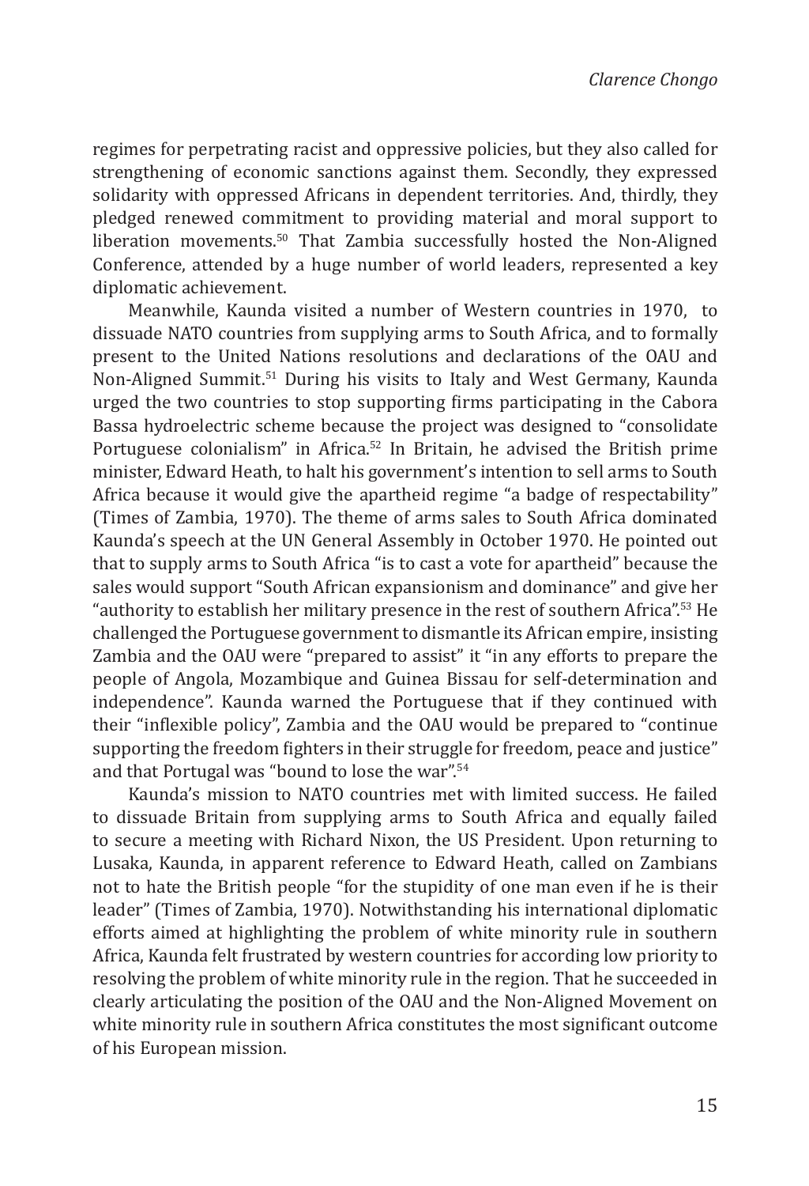regimes for perpetrating racist and oppressive policies, but they also called for strengthening of economic sanctions against them. Secondly, they expressed solidarity with oppressed Africans in dependent territories. And, thirdly, they pledged renewed commitment to providing material and moral support to liberation movements.[50] That Zambia successfully hosted the Non-Aligned Conference, attended by a huge number of world leaders, represented a key diplomatic achievement.

Meanwhile, Kaunda visited a number of Western countries in 1970, to dissuade NATO countries from supplying arms to South Africa, and to formally present to the United Nations resolutions and declarations of the OAU and Non-Aligned Summit.[51] During his visits to Italy and West Germany, Kaunda urged the two countries to stop supporting firms participating in the Cabora Bassa hydroelectric scheme because the project was designed to "consolidate Portuguese colonialism" in Africa.[52] In Britain, he advised the British prime minister, Edward Heath, to halt his government's intention to sell arms to South Africa because it would give the apartheid regime "a badge of respectability" (Times of Zambia, 1970). The theme of arms sales to South Africa dominated Kaunda's speech at the UN General Assembly in October 1970. He pointed out that to supply arms to South Africa "is to cast a vote for apartheid" because the sales would support "South African expansionism and dominance" and give her "authority to establish her military presence in the rest of southern Africa".[53] He challenged the Portuguese government to dismantle its African empire, insisting Zambia and the OAU were "prepared to assist" it "in any efforts to prepare the people of Angola, Mozambique and Guinea Bissau for self-determination and independence". Kaunda warned the Portuguese that if they continued with their "inflexible policy", Zambia and the OAU would be prepared to "continue supporting the freedom fighters in their struggle for freedom, peace and justice" and that Portugal was "bound to lose the war".[54]

Kaunda's mission to NATO countries met with limited success. He failed to dissuade Britain from supplying arms to South Africa and equally failed to secure a meeting with Richard Nixon, the US President. Upon returning to Lusaka, Kaunda, in apparent reference to Edward Heath, called on Zambians not to hate the British people "for the stupidity of one man even if he is their leader" (Times of Zambia, 1970). Notwithstanding his international diplomatic efforts aimed at highlighting the problem of white minority rule in southern Africa, Kaunda felt frustrated by western countries for according low priority to resolving the problem of white minority rule in the region. That he succeeded in clearly articulating the position of the OAU and the Non-Aligned Movement on white minority rule in southern Africa constitutes the most significant outcome of his European mission.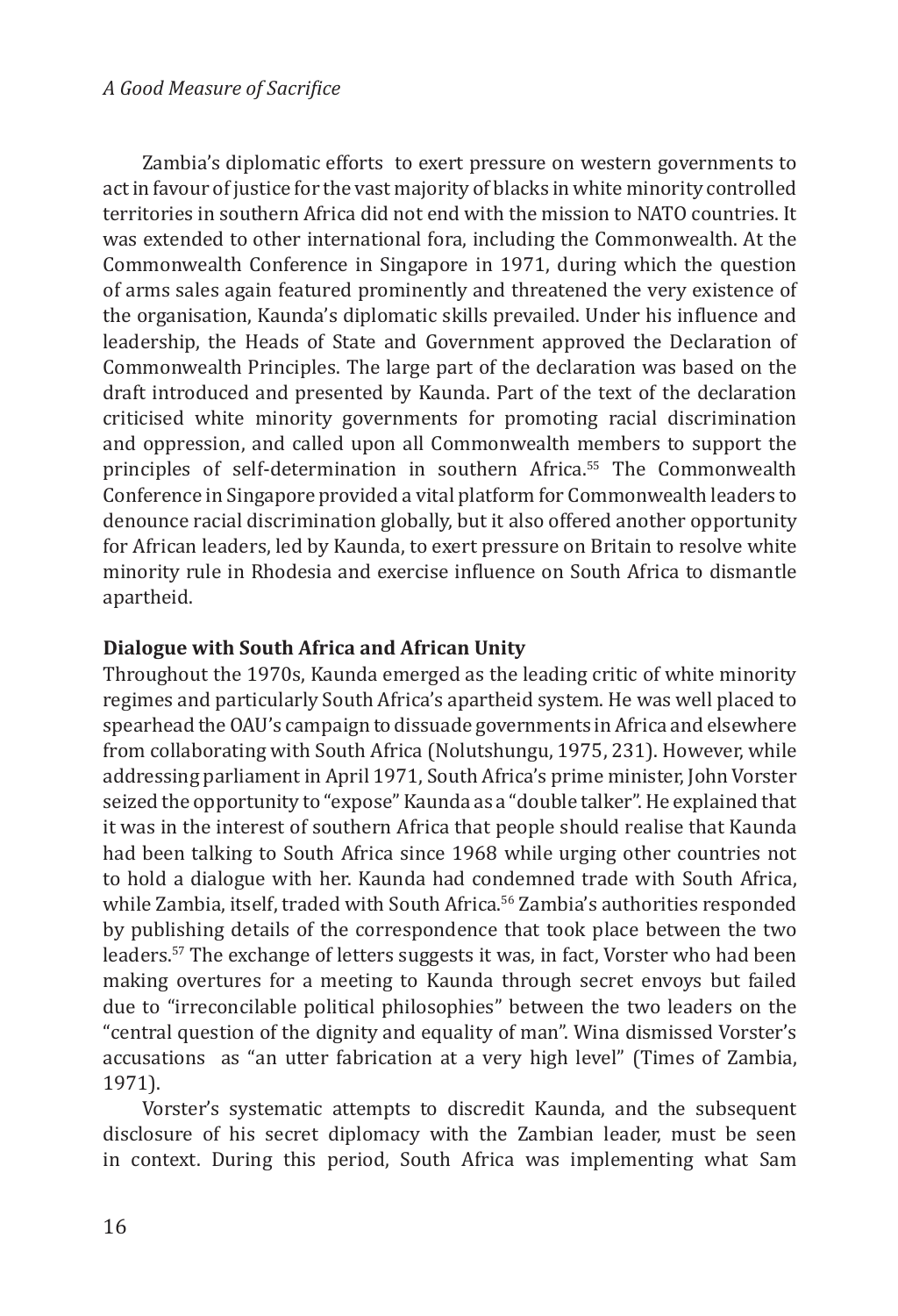Zambia's diplomatic efforts to exert pressure on western governments to act in favour of justice for the vast majority of blacks in white minority controlled territories in southern Africa did not end with the mission to NATO countries. It was extended to other international fora, including the Commonwealth. At the Commonwealth Conference in Singapore in 1971, during which the question of arms sales again featured prominently and threatened the very existence of the organisation, Kaunda's diplomatic skills prevailed. Under his influence and leadership, the Heads of State and Government approved the Declaration of Commonwealth Principles. The large part of the declaration was based on the draft introduced and presented by Kaunda. Part of the text of the declaration criticised white minority governments for promoting racial discrimination and oppression, and called upon all Commonwealth members to support the principles of self-determination in southern Africa.[55] The Commonwealth Conference in Singapore provided a vital platform for Commonwealth leaders to denounce racial discrimination globally, but it also offered another opportunity for African leaders, led by Kaunda, to exert pressure on Britain to resolve white minority rule in Rhodesia and exercise influence on South Africa to dismantle apartheid.

**Dialogue with South Africa and African Unity**

Throughout the 1970s, Kaunda emerged as the leading critic of white minority regimes and particularly South Africa's apartheid system. He was well placed to spearhead the OAU's campaign to dissuade governments in Africa and elsewhere from collaborating with South Africa (Nolutshungu, 1975, 231). However, while addressing parliament in April 1971, South Africa's prime minister, John Vorster seized the opportunity to "expose" Kaunda as a "double talker". He explained that it was in the interest of southern Africa that people should realise that Kaunda had been talking to South Africa since 1968 while urging other countries not to hold a dialogue with her. Kaunda had condemned trade with South Africa, while Zambia, itself, traded with South Africa.[56] Zambia's authorities responded by publishing details of the correspondence that took place between the two leaders.[57] The exchange of letters suggests it was, in fact, Vorster who had been making overtures for a meeting to Kaunda through secret envoys but failed due to "irreconcilable political philosophies" between the two leaders on the "central question of the dignity and equality of man". Wina dismissed Vorster's accusations as "an utter fabrication at a very high level" (Times of Zambia, 1971).

Vorster's systematic attempts to discredit Kaunda, and the subsequent disclosure of his secret diplomacy with the Zambian leader, must be seen in context. During this period, South Africa was implementing what Sam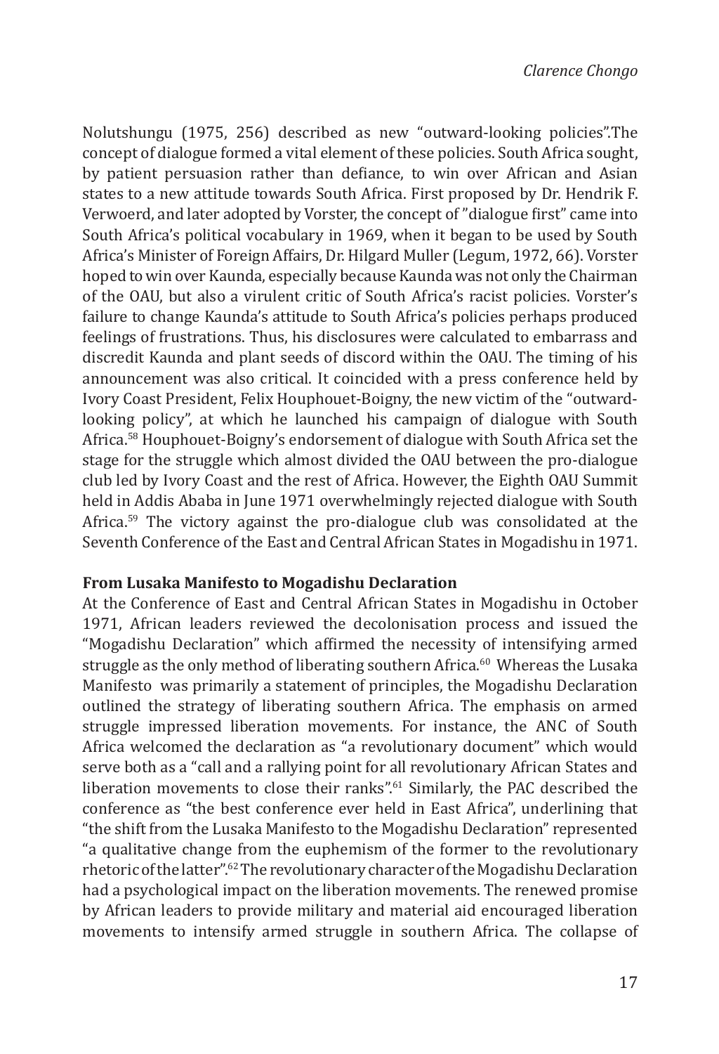Nolutshungu (1975, 256) described as new "outward-looking policies".The concept of dialogue formed a vital element of these policies. South Africa sought, by patient persuasion rather than defiance, to win over African and Asian states to a new attitude towards South Africa. First proposed by Dr. Hendrik F. Verwoerd, and later adopted by Vorster, the concept of "dialogue first" came into South Africa's political vocabulary in 1969, when it began to be used by South Africa's Minister of Foreign Affairs, Dr. Hilgard Muller (Legum, 1972, 66). Vorster hoped to win over Kaunda, especially because Kaunda was not only the Chairman of the OAU, but also a virulent critic of South Africa's racist policies. Vorster's failure to change Kaunda's attitude to South Africa's policies perhaps produced feelings of frustrations. Thus, his disclosures were calculated to embarrass and discredit Kaunda and plant seeds of discord within the OAU. The timing of his announcement was also critical. It coincided with a press conference held by Ivory Coast President, Felix Houphouet-Boigny, the new victim of the "outward-looking policy", at which he launched his campaign of dialogue with South Africa.[58] Houphouet-Boigny's endorsement of dialogue with South Africa set the stage for the struggle which almost divided the OAU between the pro-dialogue club led by Ivory Coast and the rest of Africa. However, the Eighth OAU Summit held in Addis Ababa in June 1971 overwhelmingly rejected dialogue with South Africa.[59] The victory against the pro-dialogue club was consolidated at the Seventh Conference of the East and Central African States in Mogadishu in 1971.

**From Lusaka Manifesto to Mogadishu Declaration**

At the Conference of East and Central African States in Mogadishu in October 1971, African leaders reviewed the decolonisation process and issued the "Mogadishu Declaration" which affirmed the necessity of intensifying armed struggle as the only method of liberating southern Africa.[60] Whereas the Lusaka Manifesto was primarily a statement of principles, the Mogadishu Declaration outlined the strategy of liberating southern Africa. The emphasis on armed struggle impressed liberation movements. For instance, the ANC of South Africa welcomed the declaration as "a revolutionary document" which would serve both as a "call and a rallying point for all revolutionary African States and liberation movements to close their ranks".[61] Similarly, the PAC described the conference as "the best conference ever held in East Africa", underlining that "the shift from the Lusaka Manifesto to the Mogadishu Declaration" represented "a qualitative change from the euphemism of the former to the revolutionary rhetoric of the latter".[62] The revolutionary character of the Mogadishu Declaration had a psychological impact on the liberation movements. The renewed promise by African leaders to provide military and material aid encouraged liberation movements to intensify armed struggle in southern Africa. The collapse of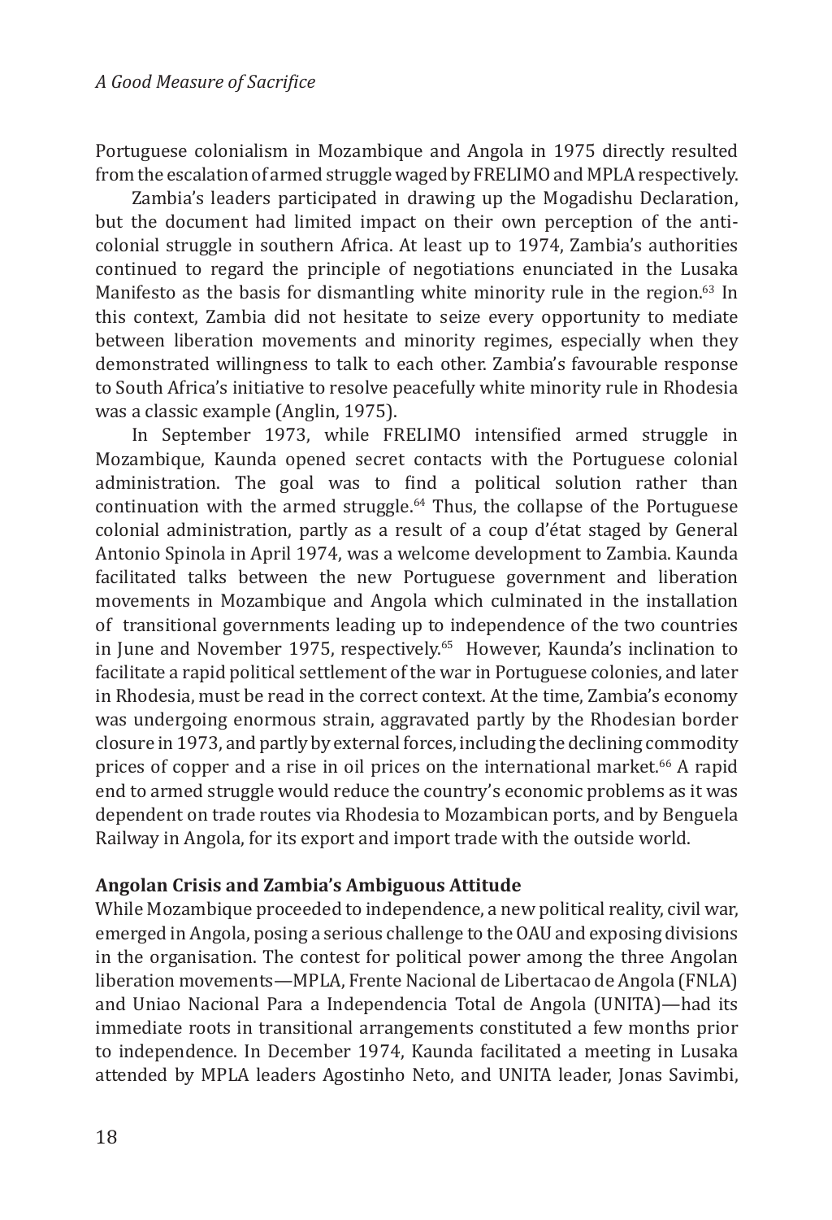Portuguese colonialism in Mozambique and Angola in 1975 directly resulted from the escalation of armed struggle waged by FRELIMO and MPLA respectively.

Zambia's leaders participated in drawing up the Mogadishu Declaration, but the document had limited impact on their own perception of the anti-colonial struggle in southern Africa. At least up to 1974, Zambia's authorities continued to regard the principle of negotiations enunciated in the Lusaka Manifesto as the basis for dismantling white minority rule in the region.[63] In this context, Zambia did not hesitate to seize every opportunity to mediate between liberation movements and minority regimes, especially when they demonstrated willingness to talk to each other. Zambia's favourable response to South Africa's initiative to resolve peacefully white minority rule in Rhodesia was a classic example (Anglin, 1975).

In September 1973, while FRELIMO intensified armed struggle in Mozambique, Kaunda opened secret contacts with the Portuguese colonial administration. The goal was to find a political solution rather than continuation with the armed struggle.[64] Thus, the collapse of the Portuguese colonial administration, partly as a result of a coup d'état staged by General Antonio Spinola in April 1974, was a welcome development to Zambia. Kaunda facilitated talks between the new Portuguese government and liberation movements in Mozambique and Angola which culminated in the installation of transitional governments leading up to independence of the two countries in June and November 1975, respectively.[65] However, Kaunda's inclination to facilitate a rapid political settlement of the war in Portuguese colonies, and later in Rhodesia, must be read in the correct context. At the time, Zambia's economy was undergoing enormous strain, aggravated partly by the Rhodesian border closure in 1973, and partly by external forces, including the declining commodity prices of copper and a rise in oil prices on the international market.[66] A rapid end to armed struggle would reduce the country's economic problems as it was dependent on trade routes via Rhodesia to Mozambican ports, and by Benguela Railway in Angola, for its export and import trade with the outside world.

**Angolan Crisis and Zambia's Ambiguous Attitude**

While Mozambique proceeded to independence, a new political reality, civil war, emerged in Angola, posing a serious challenge to the OAU and exposing divisions in the organisation. The contest for political power among the three Angolan liberation movements—MPLA, Frente Nacional de Libertacao de Angola (FNLA) and Uniao Nacional Para a Independencia Total de Angola (UNITA)—had its immediate roots in transitional arrangements constituted a few months prior to independence. In December 1974, Kaunda facilitated a meeting in Lusaka attended by MPLA leaders Agostinho Neto, and UNITA leader, Jonas Savimbi,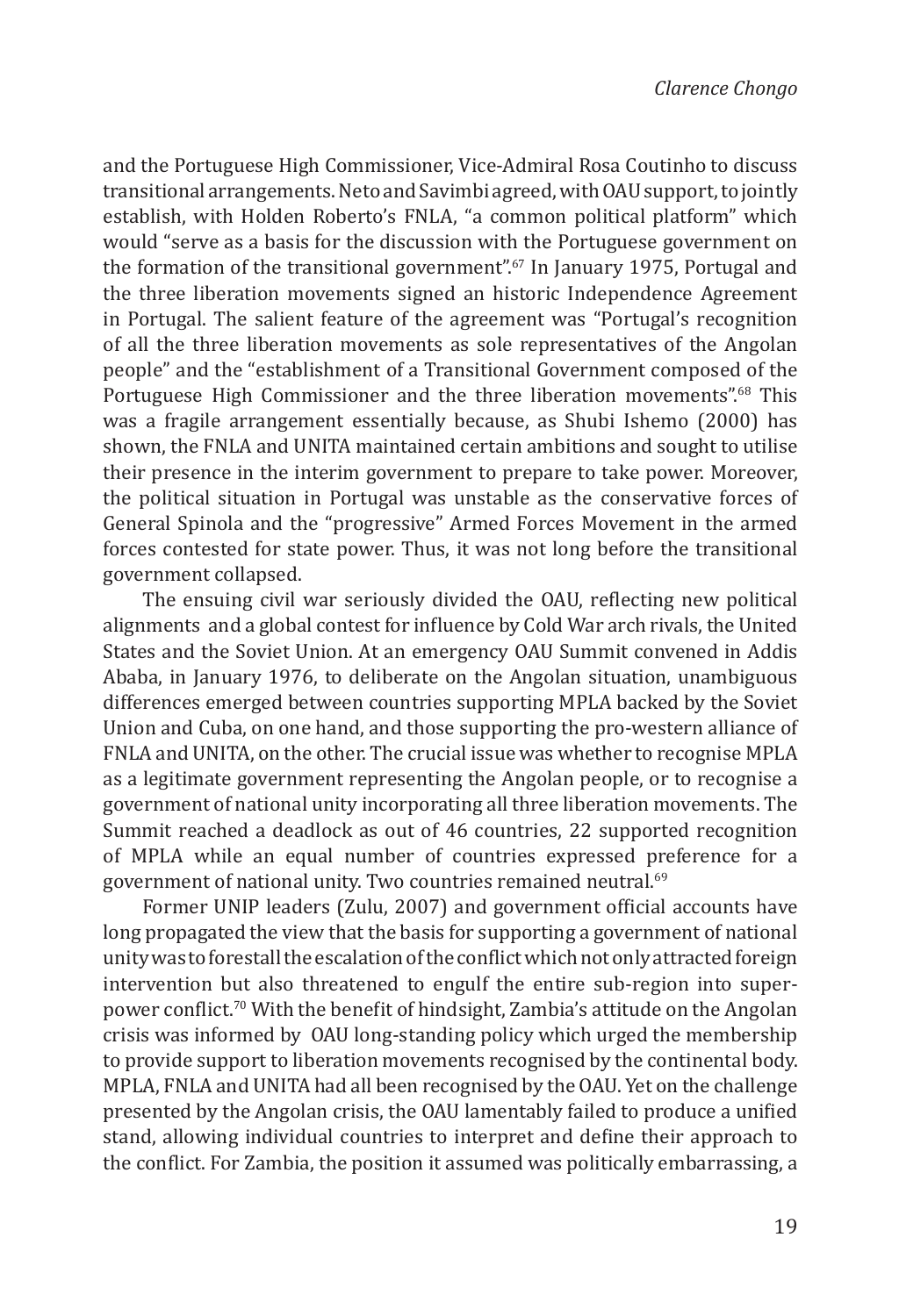and the Portuguese High Commissioner, Vice-Admiral Rosa Coutinho to discuss transitional arrangements. Neto and Savimbi agreed, with OAU support, to jointly establish, with Holden Roberto's FNLA, "a common political platform" which would "serve as a basis for the discussion with the Portuguese government on the formation of the transitional government".[67] In January 1975, Portugal and the three liberation movements signed an historic Independence Agreement in Portugal. The salient feature of the agreement was "Portugal's recognition of all the three liberation movements as sole representatives of the Angolan people" and the "establishment of a Transitional Government composed of the Portuguese High Commissioner and the three liberation movements".[68] This was a fragile arrangement essentially because, as Shubi Ishemo (2000) has shown, the FNLA and UNITA maintained certain ambitions and sought to utilise their presence in the interim government to prepare to take power. Moreover, the political situation in Portugal was unstable as the conservative forces of General Spinola and the "progressive" Armed Forces Movement in the armed forces contested for state power. Thus, it was not long before the transitional government collapsed.

The ensuing civil war seriously divided the OAU, reflecting new political alignments and a global contest for influence by Cold War arch rivals, the United States and the Soviet Union. At an emergency OAU Summit convened in Addis Ababa, in January 1976, to deliberate on the Angolan situation, unambiguous differences emerged between countries supporting MPLA backed by the Soviet Union and Cuba, on one hand, and those supporting the pro-western alliance of FNLA and UNITA, on the other. The crucial issue was whether to recognise MPLA as a legitimate government representing the Angolan people, or to recognise a government of national unity incorporating all three liberation movements. The Summit reached a deadlock as out of 46 countries, 22 supported recognition of MPLA while an equal number of countries expressed preference for a government of national unity. Two countries remained neutral.[69]

Former UNIP leaders (Zulu, 2007) and government official accounts have long propagated the view that the basis for supporting a government of national unity was to forestall the escalation of the conflict which not only attracted foreign intervention but also threatened to engulf the entire sub-region into super-power conflict.[70] With the benefit of hindsight, Zambia's attitude on the Angolan crisis was informed by OAU long-standing policy which urged the membership to provide support to liberation movements recognised by the continental body. MPLA, FNLA and UNITA had all been recognised by the OAU. Yet on the challenge presented by the Angolan crisis, the OAU lamentably failed to produce a unified stand, allowing individual countries to interpret and define their approach to the conflict. For Zambia, the position it assumed was politically embarrassing, a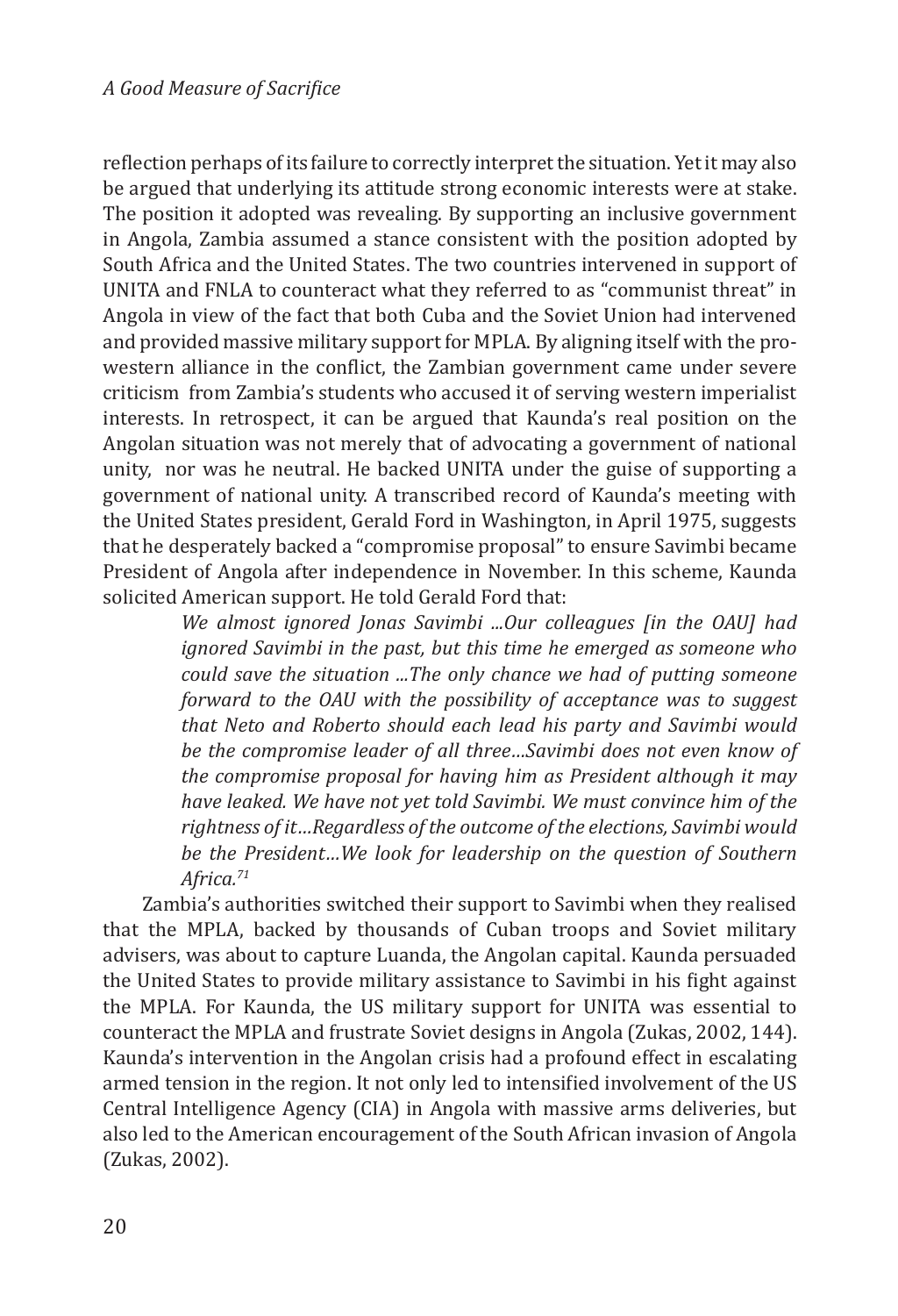reflection perhaps of its failure to correctly interpret the situation. Yet it may also be argued that underlying its attitude strong economic interests were at stake. The position it adopted was revealing. By supporting an inclusive government in Angola, Zambia assumed a stance consistent with the position adopted by South Africa and the United States. The two countries intervened in support of UNITA and FNLA to counteract what they referred to as "communist threat" in Angola in view of the fact that both Cuba and the Soviet Union had intervened and provided massive military support for MPLA. By aligning itself with the pro-western alliance in the conflict, the Zambian government came under severe criticism from Zambia's students who accused it of serving western imperialist interests. In retrospect, it can be argued that Kaunda's real position on the Angolan situation was not merely that of advocating a government of national unity, nor was he neutral. He backed UNITA under the guise of supporting a government of national unity. A transcribed record of Kaunda's meeting with the United States president, Gerald Ford in Washington, in April 1975, suggests that he desperately backed a "compromise proposal" to ensure Savimbi became President of Angola after independence in November. In this scheme, Kaunda solicited American support. He told Gerald Ford that:

> *We almost ignored Jonas Savimbi ...Our colleagues [in the OAU] had ignored Savimbi in the past, but this time he emerged as someone who could save the situation ...The only chance we had of putting someone forward to the OAU with the possibility of acceptance was to suggest that Neto and Roberto should each lead his party and Savimbi would be the compromise leader of all three…Savimbi does not even know of the compromise proposal for having him as President although it may have leaked. We have not yet told Savimbi. We must convince him of the rightness of it…Regardless of the outcome of the elections, Savimbi would be the President…We look for leadership on the question of Southern Africa.*[71]

Zambia's authorities switched their support to Savimbi when they realised that the MPLA, backed by thousands of Cuban troops and Soviet military advisers, was about to capture Luanda, the Angolan capital. Kaunda persuaded the United States to provide military assistance to Savimbi in his fight against the MPLA. For Kaunda, the US military support for UNITA was essential to counteract the MPLA and frustrate Soviet designs in Angola (Zukas, 2002, 144). Kaunda's intervention in the Angolan crisis had a profound effect in escalating armed tension in the region. It not only led to intensified involvement of the US Central Intelligence Agency (CIA) in Angola with massive arms deliveries, but also led to the American encouragement of the South African invasion of Angola (Zukas, 2002).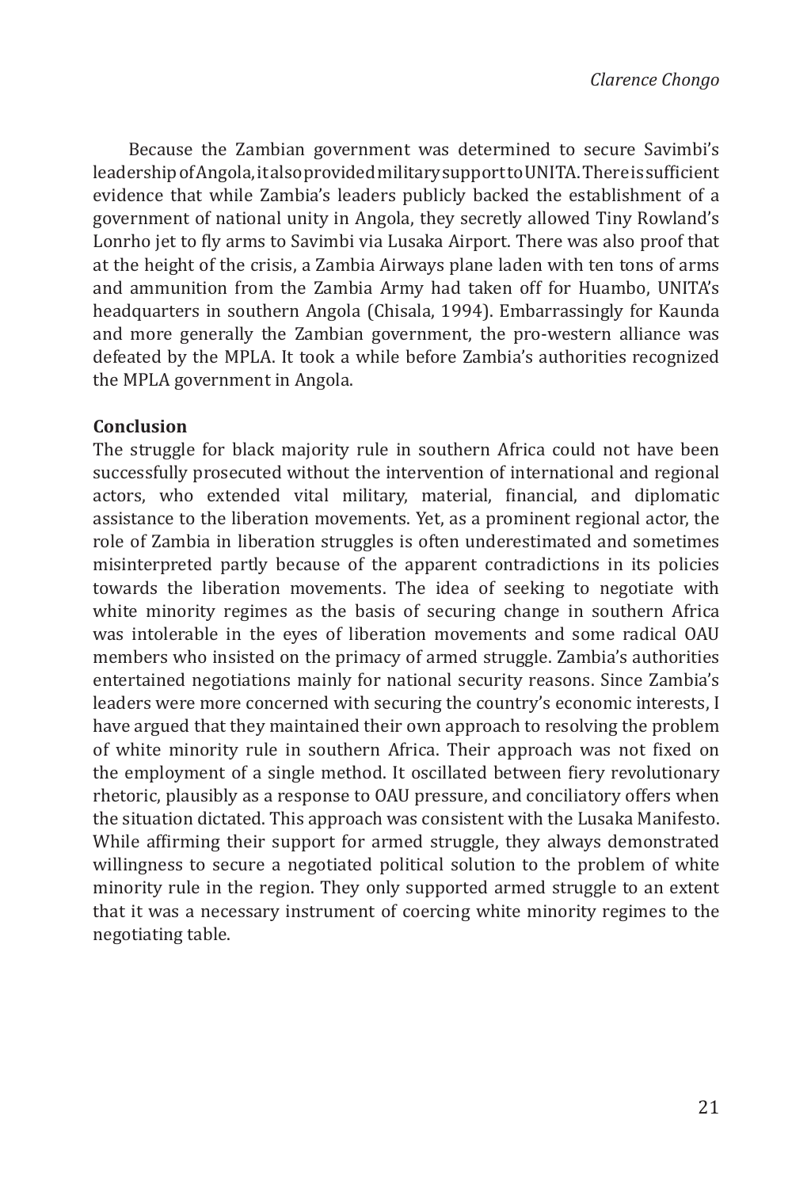Because the Zambian government was determined to secure Savimbi's leadership of Angola, it also provided military support to UNITA. There is sufficient evidence that while Zambia's leaders publicly backed the establishment of a government of national unity in Angola, they secretly allowed Tiny Rowland's Lonrho jet to fly arms to Savimbi via Lusaka Airport. There was also proof that at the height of the crisis, a Zambia Airways plane laden with ten tons of arms and ammunition from the Zambia Army had taken off for Huambo, UNITA's headquarters in southern Angola (Chisala, 1994). Embarrassingly for Kaunda and more generally the Zambian government, the pro-western alliance was defeated by the MPLA. It took a while before Zambia's authorities recognized the MPLA government in Angola.

**Conclusion**

The struggle for black majority rule in southern Africa could not have been successfully prosecuted without the intervention of international and regional actors, who extended vital military, material, financial, and diplomatic assistance to the liberation movements. Yet, as a prominent regional actor, the role of Zambia in liberation struggles is often underestimated and sometimes misinterpreted partly because of the apparent contradictions in its policies towards the liberation movements. The idea of seeking to negotiate with white minority regimes as the basis of securing change in southern Africa was intolerable in the eyes of liberation movements and some radical OAU members who insisted on the primacy of armed struggle. Zambia's authorities entertained negotiations mainly for national security reasons. Since Zambia's leaders were more concerned with securing the country's economic interests, I have argued that they maintained their own approach to resolving the problem of white minority rule in southern Africa. Their approach was not fixed on the employment of a single method. It oscillated between fiery revolutionary rhetoric, plausibly as a response to OAU pressure, and conciliatory offers when the situation dictated. This approach was consistent with the Lusaka Manifesto. While affirming their support for armed struggle, they always demonstrated willingness to secure a negotiated political solution to the problem of white minority rule in the region. They only supported armed struggle to an extent that it was a necessary instrument of coercing white minority regimes to the negotiating table.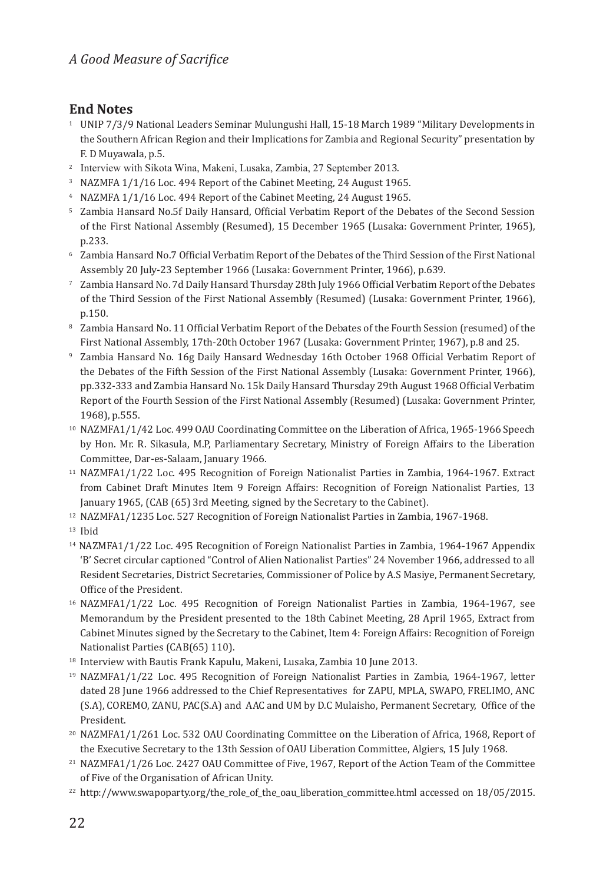## End Notes

[1] UNIP 7/3/9 National Leaders Seminar Mulungushi Hall, 15-18 March 1989 "Military Developments in the Southern African Region and their Implications for Zambia and Regional Security" presentation by F. D Muyawala, p.5.

[2] Interview with Sikota Wina, Makeni, Lusaka, Zambia, 27 September 2013.

[3] NAZMFA 1/1/16 Loc. 494 Report of the Cabinet Meeting, 24 August 1965.

[4] NAZMFA 1/1/16 Loc. 494 Report of the Cabinet Meeting, 24 August 1965.

[5] Zambia Hansard No.5f Daily Hansard, Official Verbatim Report of the Debates of the Second Session of the First National Assembly (Resumed), 15 December 1965 (Lusaka: Government Printer, 1965), p.233.

[6] Zambia Hansard No.7 Official Verbatim Report of the Debates of the Third Session of the First National Assembly 20 July-23 September 1966 (Lusaka: Government Printer, 1966), p.639.

[7] Zambia Hansard No. 7d Daily Hansard Thursday 28th July 1966 Official Verbatim Report of the Debates of the Third Session of the First National Assembly (Resumed) (Lusaka: Government Printer, 1966), p.150.

[8] Zambia Hansard No. 11 Official Verbatim Report of the Debates of the Fourth Session (resumed) of the First National Assembly, 17th-20th October 1967 (Lusaka: Government Printer, 1967), p.8 and 25.

[9] Zambia Hansard No. 16g Daily Hansard Wednesday 16th October 1968 Official Verbatim Report of the Debates of the Fifth Session of the First National Assembly (Lusaka: Government Printer, 1966), pp.332-333 and Zambia Hansard No. 15k Daily Hansard Thursday 29th August 1968 Official Verbatim Report of the Fourth Session of the First National Assembly (Resumed) (Lusaka: Government Printer, 1968), p.555.

[10] NAZMFA1/1/42 Loc. 499 OAU Coordinating Committee on the Liberation of Africa, 1965-1966 Speech by Hon. Mr. R. Sikasula, M.P, Parliamentary Secretary, Ministry of Foreign Affairs to the Liberation Committee, Dar-es-Salaam, January 1966.

[11] NAZMFA1/1/22 Loc. 495 Recognition of Foreign Nationalist Parties in Zambia, 1964-1967. Extract from Cabinet Draft Minutes Item 9 Foreign Affairs: Recognition of Foreign Nationalist Parties, 13 January 1965, (CAB (65) 3rd Meeting, signed by the Secretary to the Cabinet).

[12] NAZMFA1/1235 Loc. 527 Recognition of Foreign Nationalist Parties in Zambia, 1967-1968.

[13] Ibid

[14] NAZMFA1/1/22 Loc. 495 Recognition of Foreign Nationalist Parties in Zambia, 1964-1967 Appendix 'B' Secret circular captioned "Control of Alien Nationalist Parties" 24 November 1966, addressed to all Resident Secretaries, District Secretaries, Commissioner of Police by A.S Masiye, Permanent Secretary, Office of the President.

[16] NAZMFA1/1/22 Loc. 495 Recognition of Foreign Nationalist Parties in Zambia, 1964-1967, see Memorandum by the President presented to the 18th Cabinet Meeting, 28 April 1965, Extract from Cabinet Minutes signed by the Secretary to the Cabinet, Item 4: Foreign Affairs: Recognition of Foreign Nationalist Parties (CAB(65) 110).

[18] Interview with Bautis Frank Kapulu, Makeni, Lusaka, Zambia 10 June 2013.

[19] NAZMFA1/1/22 Loc. 495 Recognition of Foreign Nationalist Parties in Zambia, 1964-1967, letter dated 28 June 1966 addressed to the Chief Representatives for ZAPU, MPLA, SWAPO, FRELIMO, ANC (S.A), COREMO, ZANU, PAC(S.A) and AAC and UM by D.C Mulaisho, Permanent Secretary, Office of the President.

[20] NAZMFA1/1/261 Loc. 532 OAU Coordinating Committee on the Liberation of Africa, 1968, Report of the Executive Secretary to the 13th Session of OAU Liberation Committee, Algiers, 15 July 1968.

[21] NAZMFA1/1/26 Loc. 2427 OAU Committee of Five, 1967, Report of the Action Team of the Committee of Five of the Organisation of African Unity.

[22] http://www.swapoparty.org/the_role_of_the_oau_liberation_committee.html accessed on 18/05/2015.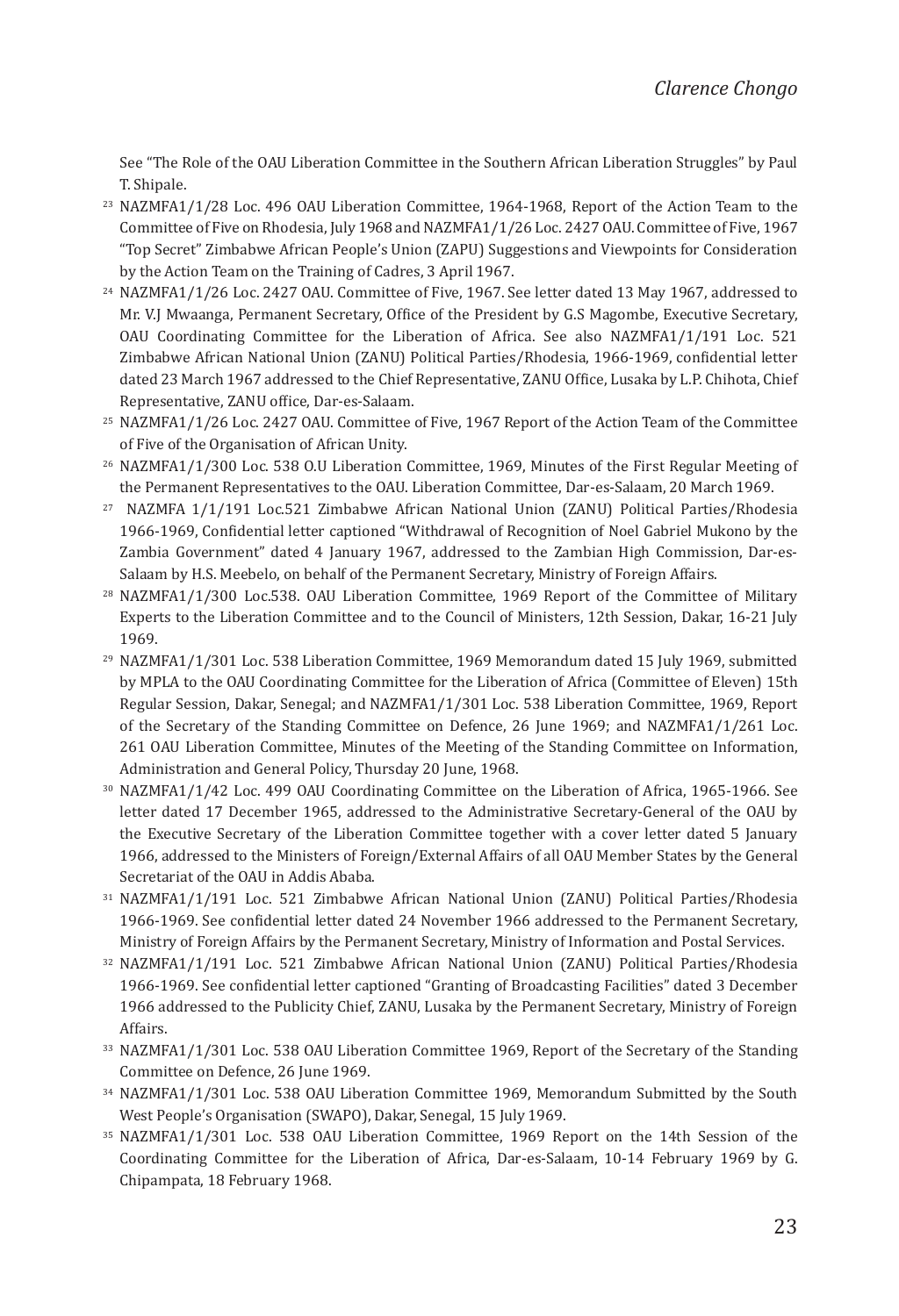See "The Role of the OAU Liberation Committee in the Southern African Liberation Struggles" by Paul T. Shipale.

[23] NAZMFA1/1/28 Loc. 496 OAU Liberation Committee, 1964-1968, Report of the Action Team to the Committee of Five on Rhodesia, July 1968 and NAZMFA1/1/26 Loc. 2427 OAU. Committee of Five, 1967 "Top Secret" Zimbabwe African People's Union (ZAPU) Suggestions and Viewpoints for Consideration by the Action Team on the Training of Cadres, 3 April 1967.

[24] NAZMFA1/1/26 Loc. 2427 OAU. Committee of Five, 1967. See letter dated 13 May 1967, addressed to Mr. V.J Mwaanga, Permanent Secretary, Office of the President by G.S Magombe, Executive Secretary, OAU Coordinating Committee for the Liberation of Africa. See also NAZMFA1/1/191 Loc. 521 Zimbabwe African National Union (ZANU) Political Parties/Rhodesia, 1966-1969, confidential letter dated 23 March 1967 addressed to the Chief Representative, ZANU Office, Lusaka by L.P. Chihota, Chief Representative, ZANU office, Dar-es-Salaam.

[25] NAZMFA1/1/26 Loc. 2427 OAU. Committee of Five, 1967 Report of the Action Team of the Committee of Five of the Organisation of African Unity.

[26] NAZMFA1/1/300 Loc. 538 O.U Liberation Committee, 1969, Minutes of the First Regular Meeting of the Permanent Representatives to the OAU. Liberation Committee, Dar-es-Salaam, 20 March 1969.

[27] NAZMFA 1/1/191 Loc.521 Zimbabwe African National Union (ZANU) Political Parties/Rhodesia 1966-1969, Confidential letter captioned "Withdrawal of Recognition of Noel Gabriel Mukono by the Zambia Government" dated 4 January 1967, addressed to the Zambian High Commission, Dar-es-Salaam by H.S. Meebelo, on behalf of the Permanent Secretary, Ministry of Foreign Affairs.

[28] NAZMFA1/1/300 Loc.538. OAU Liberation Committee, 1969 Report of the Committee of Military Experts to the Liberation Committee and to the Council of Ministers, 12th Session, Dakar, 16-21 July 1969.

[29] NAZMFA1/1/301 Loc. 538 Liberation Committee, 1969 Memorandum dated 15 July 1969, submitted by MPLA to the OAU Coordinating Committee for the Liberation of Africa (Committee of Eleven) 15th Regular Session, Dakar, Senegal; and NAZMFA1/1/301 Loc. 538 Liberation Committee, 1969, Report of the Secretary of the Standing Committee on Defence, 26 June 1969; and NAZMFA1/1/261 Loc. 261 OAU Liberation Committee, Minutes of the Meeting of the Standing Committee on Information, Administration and General Policy, Thursday 20 June, 1968.

[30] NAZMFA1/1/42 Loc. 499 OAU Coordinating Committee on the Liberation of Africa, 1965-1966. See letter dated 17 December 1965, addressed to the Administrative Secretary-General of the OAU by the Executive Secretary of the Liberation Committee together with a cover letter dated 5 January 1966, addressed to the Ministers of Foreign/External Affairs of all OAU Member States by the General Secretariat of the OAU in Addis Ababa.

[31] NAZMFA1/1/191 Loc. 521 Zimbabwe African National Union (ZANU) Political Parties/Rhodesia 1966-1969. See confidential letter dated 24 November 1966 addressed to the Permanent Secretary, Ministry of Foreign Affairs by the Permanent Secretary, Ministry of Information and Postal Services.

[32] NAZMFA1/1/191 Loc. 521 Zimbabwe African National Union (ZANU) Political Parties/Rhodesia 1966-1969. See confidential letter captioned "Granting of Broadcasting Facilities" dated 3 December 1966 addressed to the Publicity Chief, ZANU, Lusaka by the Permanent Secretary, Ministry of Foreign Affairs.

[33] NAZMFA1/1/301 Loc. 538 OAU Liberation Committee 1969, Report of the Secretary of the Standing Committee on Defence, 26 June 1969.

[34] NAZMFA1/1/301 Loc. 538 OAU Liberation Committee 1969, Memorandum Submitted by the South West People's Organisation (SWAPO), Dakar, Senegal, 15 July 1969.

[35] NAZMFA1/1/301 Loc. 538 OAU Liberation Committee, 1969 Report on the 14th Session of the Coordinating Committee for the Liberation of Africa, Dar-es-Salaam, 10-14 February 1969 by G. Chipampata, 18 February 1968.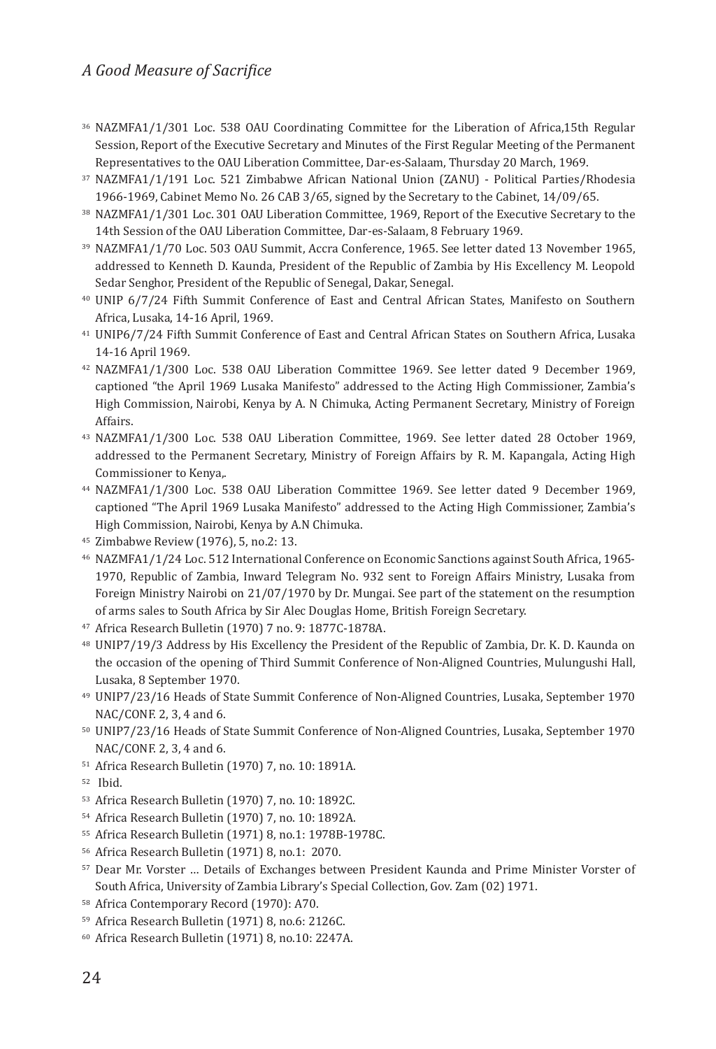[36] NAZMFA1/1/301 Loc. 538 OAU Coordinating Committee for the Liberation of Africa,15th Regular Session, Report of the Executive Secretary and Minutes of the First Regular Meeting of the Permanent Representatives to the OAU Liberation Committee, Dar-es-Salaam, Thursday 20 March, 1969.

[37] NAZMFA1/1/191 Loc. 521 Zimbabwe African National Union (ZANU) - Political Parties/Rhodesia 1966-1969, Cabinet Memo No. 26 CAB 3/65, signed by the Secretary to the Cabinet, 14/09/65.

[38] NAZMFA1/1/301 Loc. 301 OAU Liberation Committee, 1969, Report of the Executive Secretary to the 14th Session of the OAU Liberation Committee, Dar-es-Salaam, 8 February 1969.

[39] NAZMFA1/1/70 Loc. 503 OAU Summit, Accra Conference, 1965. See letter dated 13 November 1965, addressed to Kenneth D. Kaunda, President of the Republic of Zambia by His Excellency M. Leopold Sedar Senghor, President of the Republic of Senegal, Dakar, Senegal.

[40] UNIP 6/7/24 Fifth Summit Conference of East and Central African States, Manifesto on Southern Africa, Lusaka, 14-16 April, 1969.

[41] UNIP6/7/24 Fifth Summit Conference of East and Central African States on Southern Africa, Lusaka 14-16 April 1969.

[42] NAZMFA1/1/300 Loc. 538 OAU Liberation Committee 1969. See letter dated 9 December 1969, captioned "the April 1969 Lusaka Manifesto" addressed to the Acting High Commissioner, Zambia's High Commission, Nairobi, Kenya by A. N Chimuka, Acting Permanent Secretary, Ministry of Foreign Affairs.

[43] NAZMFA1/1/300 Loc. 538 OAU Liberation Committee, 1969. See letter dated 28 October 1969, addressed to the Permanent Secretary, Ministry of Foreign Affairs by R. M. Kapangala, Acting High Commissioner to Kenya,.

[44] NAZMFA1/1/300 Loc. 538 OAU Liberation Committee 1969. See letter dated 9 December 1969, captioned "The April 1969 Lusaka Manifesto" addressed to the Acting High Commissioner, Zambia's High Commission, Nairobi, Kenya by A.N Chimuka.

[45] Zimbabwe Review (1976), 5, no.2: 13.

[46] NAZMFA1/1/24 Loc. 512 International Conference on Economic Sanctions against South Africa, 1965-1970, Republic of Zambia, Inward Telegram No. 932 sent to Foreign Affairs Ministry, Lusaka from Foreign Ministry Nairobi on 21/07/1970 by Dr. Mungai. See part of the statement on the resumption of arms sales to South Africa by Sir Alec Douglas Home, British Foreign Secretary.

[47] Africa Research Bulletin (1970) 7 no. 9: 1877C-1878A.

[48] UNIP7/19/3 Address by His Excellency the President of the Republic of Zambia, Dr. K. D. Kaunda on the occasion of the opening of Third Summit Conference of Non-Aligned Countries, Mulungushi Hall, Lusaka, 8 September 1970.

[49] UNIP7/23/16 Heads of State Summit Conference of Non-Aligned Countries, Lusaka, September 1970 NAC/CONF. 2, 3, 4 and 6.

[50] UNIP7/23/16 Heads of State Summit Conference of Non-Aligned Countries, Lusaka, September 1970 NAC/CONF. 2, 3, 4 and 6.

[51] Africa Research Bulletin (1970) 7, no. 10: 1891A.

[52] Ibid.

[53] Africa Research Bulletin (1970) 7, no. 10: 1892C.

[54] Africa Research Bulletin (1970) 7, no. 10: 1892A.

[55] Africa Research Bulletin (1971) 8, no.1: 1978B-1978C.

[56] Africa Research Bulletin (1971) 8, no.1: 2070.

[57] Dear Mr. Vorster … Details of Exchanges between President Kaunda and Prime Minister Vorster of South Africa, University of Zambia Library's Special Collection, Gov. Zam (02) 1971.

[58] Africa Contemporary Record (1970): A70.

[59] Africa Research Bulletin (1971) 8, no.6: 2126C.

[60] Africa Research Bulletin (1971) 8, no.10: 2247A.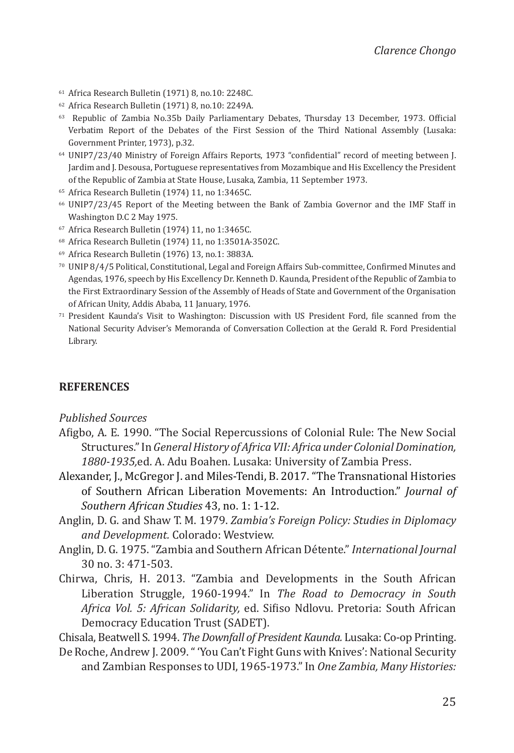[61] Africa Research Bulletin (1971) 8, no.10: 2248C.

[62] Africa Research Bulletin (1971) 8, no.10: 2249A.

[63] Republic of Zambia No.35b Daily Parliamentary Debates, Thursday 13 December, 1973. Official Verbatim Report of the Debates of the First Session of the Third National Assembly (Lusaka: Government Printer, 1973), p.32.

[64] UNIP7/23/40 Ministry of Foreign Affairs Reports, 1973 "confidential" record of meeting between J. Jardim and J. Desousa, Portuguese representatives from Mozambique and His Excellency the President of the Republic of Zambia at State House, Lusaka, Zambia, 11 September 1973.

[65] Africa Research Bulletin (1974) 11, no 1:3465C.

[66] UNIP7/23/45 Report of the Meeting between the Bank of Zambia Governor and the IMF Staff in Washington D.C 2 May 1975.

[67] Africa Research Bulletin (1974) 11, no 1:3465C.

[68] Africa Research Bulletin (1974) 11, no 1:3501A-3502C.

[69] Africa Research Bulletin (1976) 13, no.1: 3883A.

[70] UNIP 8/4/5 Political, Constitutional, Legal and Foreign Affairs Sub-committee, Confirmed Minutes and Agendas, 1976, speech by His Excellency Dr. Kenneth D. Kaunda, President of the Republic of Zambia to the First Extraordinary Session of the Assembly of Heads of State and Government of the Organisation of African Unity, Addis Ababa, 11 January, 1976.

[71] President Kaunda's Visit to Washington: Discussion with US President Ford, file scanned from the National Security Adviser's Memoranda of Conversation Collection at the Gerald R. Ford Presidential Library.

## REFERENCES

*Published Sources*

Afigbo, A. E. 1990. "The Social Repercussions of Colonial Rule: The New Social Structures." In *General History of Africa VII: Africa under Colonial Domination, 1880-1935,*ed. A. Adu Boahen. Lusaka: University of Zambia Press.

Alexander, J., McGregor J. and Miles-Tendi, B. 2017. "The Transnational Histories of Southern African Liberation Movements: An Introduction." *Journal of Southern African Studies* 43, no. 1: 1-12.

Anglin, D. G. and Shaw T. M. 1979. *Zambia's Foreign Policy: Studies in Diplomacy and Development.* Colorado: Westview.

Anglin, D. G. 1975. "Zambia and Southern African Détente." *International Journal* 30 no. 3: 471-503.

Chirwa, Chris, H. 2013. "Zambia and Developments in the South African Liberation Struggle, 1960-1994." In *The Road to Democracy in South Africa Vol. 5: African Solidarity,* ed. Sifiso Ndlovu. Pretoria: South African Democracy Education Trust (SADET).

Chisala, Beatwell S. 1994. *The Downfall of President Kaunda.* Lusaka: Co-op Printing.

De Roche, Andrew J. 2009. " 'You Can't Fight Guns with Knives': National Security and Zambian Responses to UDI, 1965-1973." In *One Zambia, Many Histories:*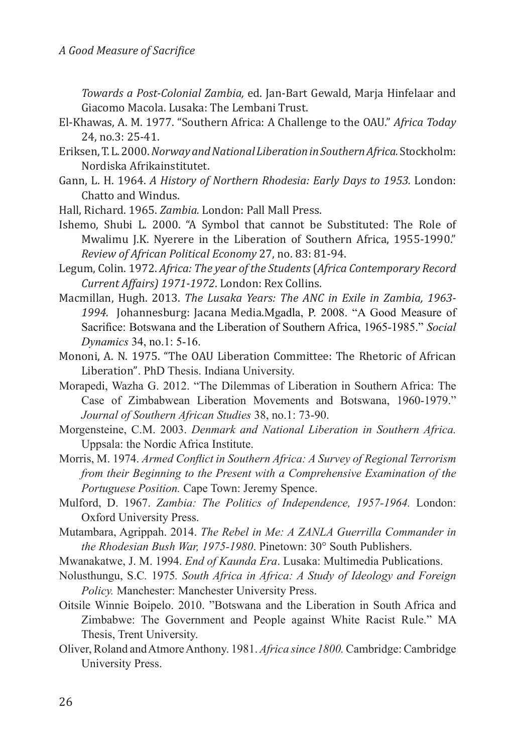*Towards a Post-Colonial Zambia,* ed. Jan-Bart Gewald, Marja Hinfelaar and Giacomo Macola. Lusaka: The Lembani Trust.

El-Khawas, A. M. 1977. "Southern Africa: A Challenge to the OAU." *Africa Today* 24, no.3: 25-41.

Eriksen, T. L. 2000. *Norway and National Liberation in Southern Africa.* Stockholm: Nordiska Afrikainstitutet.

Gann, L. H. 1964. *A History of Northern Rhodesia: Early Days to 1953.* London: Chatto and Windus.

Hall, Richard. 1965. *Zambia.* London: Pall Mall Press.

Ishemo, Shubi L. 2000. "A Symbol that cannot be Substituted: The Role of Mwalimu J.K. Nyerere in the Liberation of Southern Africa, 1955-1990." *Review of African Political Economy* 27, no. 83: 81-94.

Legum, Colin. 1972. *Africa: The year of the Students* (*Africa Contemporary Record Current Affairs) 1971-1972*. London: Rex Collins.

Macmillan, Hugh. 2013. *The Lusaka Years: The ANC in Exile in Zambia, 1963-1994.* Johannesburg: Jacana Media.Mgadla, P. 2008. "A Good Measure of Sacrifice: Botswana and the Liberation of Southern Africa, 1965-1985." *Social Dynamics* 34, no.1: 5-16.

Mononi, A. N. 1975. "The OAU Liberation Committee: The Rhetoric of African Liberation". PhD Thesis. Indiana University.

Morapedi, Wazha G. 2012. "The Dilemmas of Liberation in Southern Africa: The Case of Zimbabwean Liberation Movements and Botswana, 1960-1979." *Journal of Southern African Studies* 38, no.1: 73-90.

Morgensteine, C.M. 2003. *Denmark and National Liberation in Southern Africa.* Uppsala: the Nordic Africa Institute.

Morris, M. 1974. *Armed Conflict in Southern Africa: A Survey of Regional Terrorism from their Beginning to the Present with a Comprehensive Examination of the Portuguese Position.* Cape Town: Jeremy Spence.

Mulford, D. 1967. *Zambia: The Politics of Independence, 1957-1964.* London: Oxford University Press.

Mutambara, Agrippah. 2014. *The Rebel in Me: A ZANLA Guerrilla Commander in the Rhodesian Bush War, 1975-1980*. Pinetown: 30° South Publishers.

Mwanakatwe, J. M. 1994. *End of Kaunda Era*. Lusaka: Multimedia Publications.

Nolusthungu, S.C. 1975. *South Africa in Africa: A Study of Ideology and Foreign Policy.* Manchester: Manchester University Press.

Oitsile Winnie Boipelo. 2010. "Botswana and the Liberation in South Africa and Zimbabwe: The Government and People against White Racist Rule." MA Thesis, Trent University.

Oliver, Roland and Atmore Anthony. 1981. *Africa since 1800.* Cambridge: Cambridge University Press.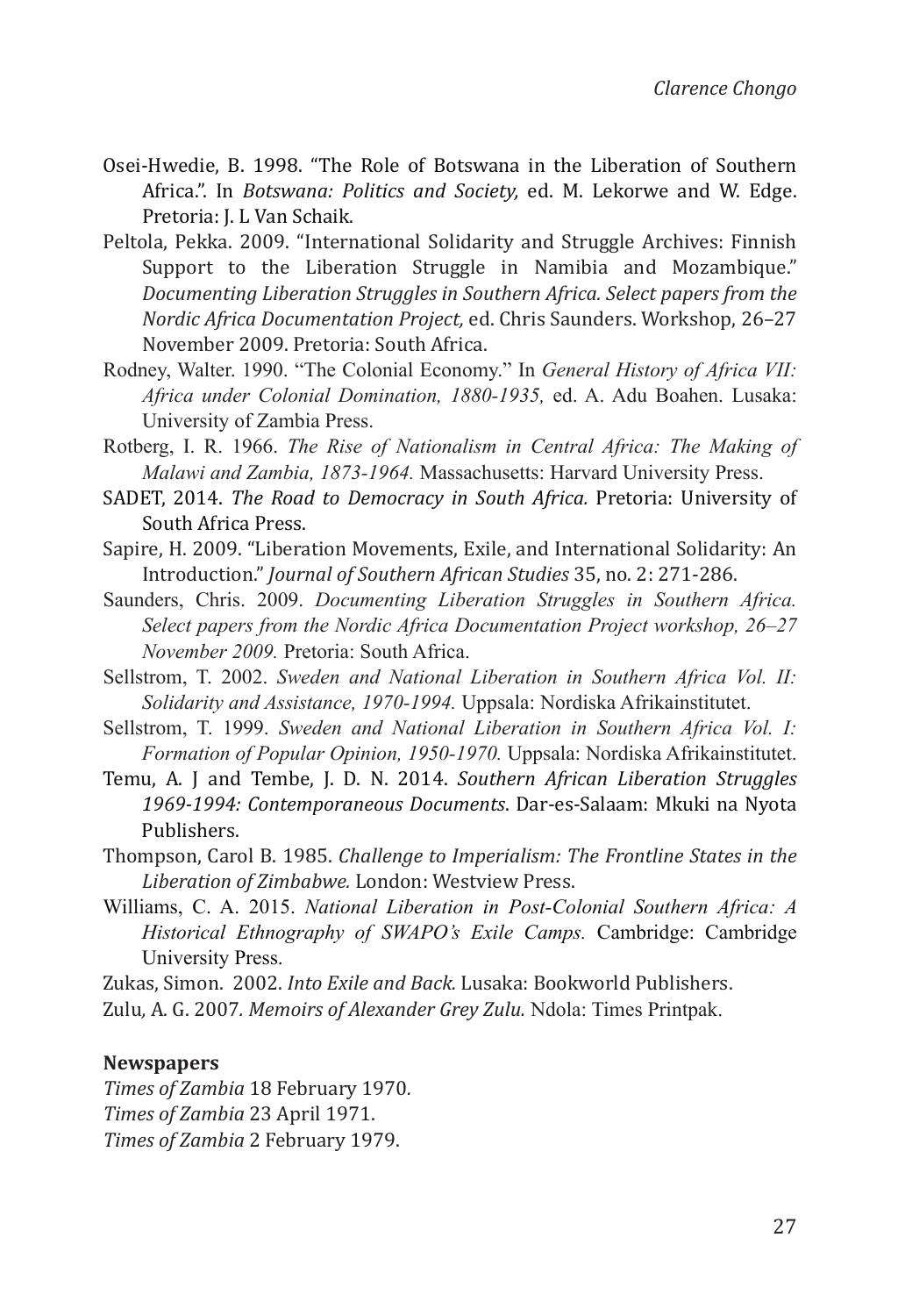Osei-Hwedie, B. 1998. "The Role of Botswana in the Liberation of Southern Africa.". In *Botswana: Politics and Society,* ed. M. Lekorwe and W. Edge. Pretoria: J. L Van Schaik.

Peltola, Pekka. 2009. "International Solidarity and Struggle Archives: Finnish Support to the Liberation Struggle in Namibia and Mozambique." *Documenting Liberation Struggles in Southern Africa. Select papers from the Nordic Africa Documentation Project,* ed. Chris Saunders. Workshop, 26–27 November 2009. Pretoria: South Africa.

Rodney, Walter. 1990. "The Colonial Economy." In *General History of Africa VII: Africa under Colonial Domination, 1880-1935,* ed. A. Adu Boahen. Lusaka: University of Zambia Press.

Rotberg, I. R. 1966. *The Rise of Nationalism in Central Africa: The Making of Malawi and Zambia, 1873-1964.* Massachusetts: Harvard University Press.

SADET, 2014. *The Road to Democracy in South Africa.* Pretoria: University of South Africa Press.

Sapire, H. 2009. "Liberation Movements, Exile, and International Solidarity: An Introduction." *Journal of Southern African Studies* 35, no. 2: 271-286.

Saunders, Chris. 2009. *Documenting Liberation Struggles in Southern Africa. Select papers from the Nordic Africa Documentation Project workshop, 26–27 November 2009.* Pretoria: South Africa.

Sellstrom, T. 2002. *Sweden and National Liberation in Southern Africa Vol. II: Solidarity and Assistance, 1970-1994.* Uppsala: Nordiska Afrikainstitutet.

Sellstrom, T. 1999. *Sweden and National Liberation in Southern Africa Vol. I: Formation of Popular Opinion, 1950-1970.* Uppsala: Nordiska Afrikainstitutet.

Temu, A. J and Tembe, J. D. N. 2014. *Southern African Liberation Struggles 1969-1994: Contemporaneous Documents*. Dar-es-Salaam: Mkuki na Nyota Publishers.

Thompson, Carol B. 1985. *Challenge to Imperialism: The Frontline States in the Liberation of Zimbabwe.* London: Westview Press.

Williams, C. A. 2015. *National Liberation in Post-Colonial Southern Africa: A Historical Ethnography of SWAPO's Exile Camps.* Cambridge: Cambridge University Press.

Zukas, Simon. 2002. *Into Exile and Back.* Lusaka: Bookworld Publishers.

Zulu, A. G. 2007*. Memoirs of Alexander Grey Zulu.* Ndola: Times Printpak.

**Newspapers**

*Times of Zambia* 18 February 1970*.*

*Times of Zambia* 23 April 1971.

*Times of Zambia* 2 February 1979.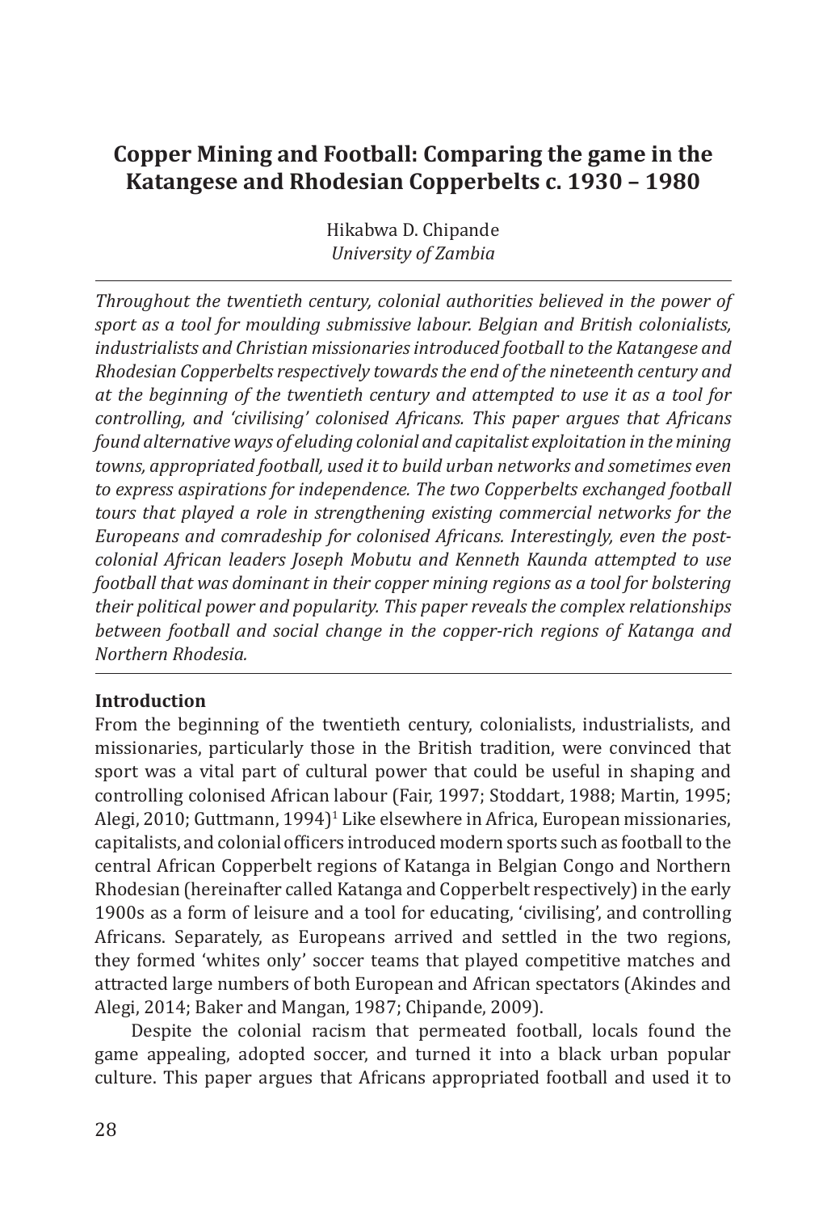# Copper Mining and Football: Comparing the game in the Katangese and Rhodesian Copperbelts c. 1930 – 1980

Hikabwa D. Chipande
*University of Zambia*

---

*Throughout the twentieth century, colonial authorities believed in the power of sport as a tool for moulding submissive labour. Belgian and British colonialists, industrialists and Christian missionaries introduced football to the Katangese and Rhodesian Copperbelts respectively towards the end of the nineteenth century and at the beginning of the twentieth century and attempted to use it as a tool for controlling, and 'civilising' colonised Africans. This paper argues that Africans found alternative ways of eluding colonial and capitalist exploitation in the mining towns, appropriated football, used it to build urban networks and sometimes even to express aspirations for independence. The two Copperbelts exchanged football tours that played a role in strengthening existing commercial networks for the Europeans and comradeship for colonised Africans. Interestingly, even the post-colonial African leaders Joseph Mobutu and Kenneth Kaunda attempted to use football that was dominant in their copper mining regions as a tool for bolstering their political power and popularity. This paper reveals the complex relationships between football and social change in the copper-rich regions of Katanga and Northern Rhodesia.*

---

## Introduction

From the beginning of the twentieth century, colonialists, industrialists, and missionaries, particularly those in the British tradition, were convinced that sport was a vital part of cultural power that could be useful in shaping and controlling colonised African labour (Fair, 1997; Stoddart, 1988; Martin, 1995; Alegi, 2010; Guttmann, 1994)[1] Like elsewhere in Africa, European missionaries, capitalists, and colonial officers introduced modern sports such as football to the central African Copperbelt regions of Katanga in Belgian Congo and Northern Rhodesian (hereinafter called Katanga and Copperbelt respectively) in the early 1900s as a form of leisure and a tool for educating, 'civilising', and controlling Africans. Separately, as Europeans arrived and settled in the two regions, they formed 'whites only' soccer teams that played competitive matches and attracted large numbers of both European and African spectators (Akindes and Alegi, 2014; Baker and Mangan, 1987; Chipande, 2009).

Despite the colonial racism that permeated football, locals found the game appealing, adopted soccer, and turned it into a black urban popular culture. This paper argues that Africans appropriated football and used it to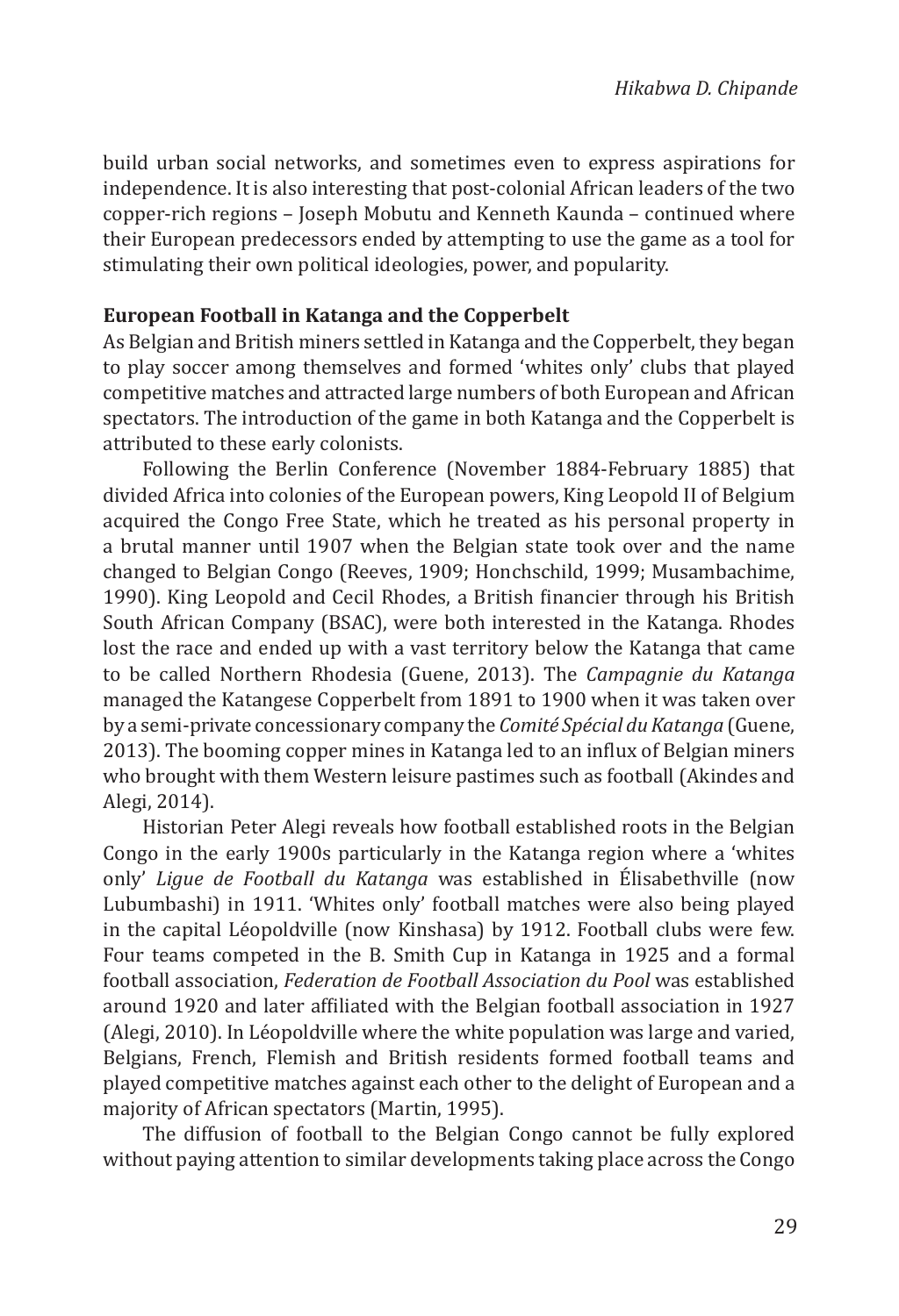build urban social networks, and sometimes even to express aspirations for independence. It is also interesting that post-colonial African leaders of the two copper-rich regions – Joseph Mobutu and Kenneth Kaunda – continued where their European predecessors ended by attempting to use the game as a tool for stimulating their own political ideologies, power, and popularity.

**European Football in Katanga and the Copperbelt**

As Belgian and British miners settled in Katanga and the Copperbelt, they began to play soccer among themselves and formed 'whites only' clubs that played competitive matches and attracted large numbers of both European and African spectators. The introduction of the game in both Katanga and the Copperbelt is attributed to these early colonists.

Following the Berlin Conference (November 1884-February 1885) that divided Africa into colonies of the European powers, King Leopold II of Belgium acquired the Congo Free State, which he treated as his personal property in a brutal manner until 1907 when the Belgian state took over and the name changed to Belgian Congo (Reeves, 1909; Honchschild, 1999; Musambachime, 1990). King Leopold and Cecil Rhodes, a British financier through his British South African Company (BSAC), were both interested in the Katanga. Rhodes lost the race and ended up with a vast territory below the Katanga that came to be called Northern Rhodesia (Guene, 2013). The *Campagnie du Katanga* managed the Katangese Copperbelt from 1891 to 1900 when it was taken over by a semi-private concessionary company the *Comité Spécial du Katanga* (Guene, 2013). The booming copper mines in Katanga led to an influx of Belgian miners who brought with them Western leisure pastimes such as football (Akindes and Alegi, 2014).

Historian Peter Alegi reveals how football established roots in the Belgian Congo in the early 1900s particularly in the Katanga region where a 'whites only' *Ligue de Football du Katanga* was established in Élisabethville (now Lubumbashi) in 1911. 'Whites only' football matches were also being played in the capital Léopoldville (now Kinshasa) by 1912. Football clubs were few. Four teams competed in the B. Smith Cup in Katanga in 1925 and a formal football association, *Federation de Football Association du Pool* was established around 1920 and later affiliated with the Belgian football association in 1927 (Alegi, 2010). In Léopoldville where the white population was large and varied, Belgians, French, Flemish and British residents formed football teams and played competitive matches against each other to the delight of European and a majority of African spectators (Martin, 1995).

The diffusion of football to the Belgian Congo cannot be fully explored without paying attention to similar developments taking place across the Congo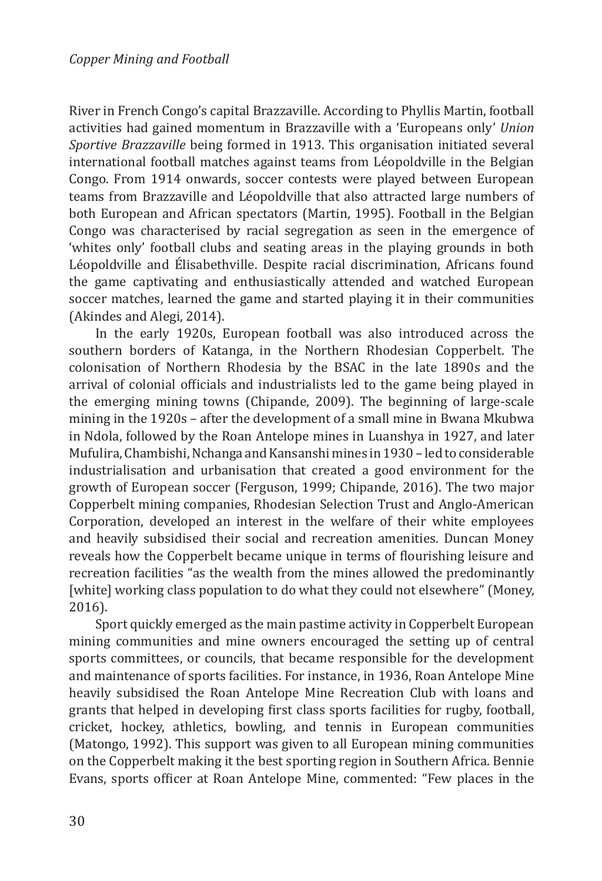River in French Congo's capital Brazzaville. According to Phyllis Martin, football activities had gained momentum in Brazzaville with a 'Europeans only' *Union Sportive Brazzaville* being formed in 1913. This organisation initiated several international football matches against teams from Léopoldville in the Belgian Congo. From 1914 onwards, soccer contests were played between European teams from Brazzaville and Léopoldville that also attracted large numbers of both European and African spectators (Martin, 1995). Football in the Belgian Congo was characterised by racial segregation as seen in the emergence of 'whites only' football clubs and seating areas in the playing grounds in both Léopoldville and Élisabethville. Despite racial discrimination, Africans found the game captivating and enthusiastically attended and watched European soccer matches, learned the game and started playing it in their communities (Akindes and Alegi, 2014).

In the early 1920s, European football was also introduced across the southern borders of Katanga, in the Northern Rhodesian Copperbelt. The colonisation of Northern Rhodesia by the BSAC in the late 1890s and the arrival of colonial officials and industrialists led to the game being played in the emerging mining towns (Chipande, 2009). The beginning of large-scale mining in the 1920s – after the development of a small mine in Bwana Mkubwa in Ndola, followed by the Roan Antelope mines in Luanshya in 1927, and later Mufulira, Chambishi, Nchanga and Kansanshi mines in 1930 – led to considerable industrialisation and urbanisation that created a good environment for the growth of European soccer (Ferguson, 1999; Chipande, 2016). The two major Copperbelt mining companies, Rhodesian Selection Trust and Anglo-American Corporation, developed an interest in the welfare of their white employees and heavily subsidised their social and recreation amenities. Duncan Money reveals how the Copperbelt became unique in terms of flourishing leisure and recreation facilities "as the wealth from the mines allowed the predominantly [white] working class population to do what they could not elsewhere" (Money, 2016).

Sport quickly emerged as the main pastime activity in Copperbelt European mining communities and mine owners encouraged the setting up of central sports committees, or councils, that became responsible for the development and maintenance of sports facilities. For instance, in 1936, Roan Antelope Mine heavily subsidised the Roan Antelope Mine Recreation Club with loans and grants that helped in developing first class sports facilities for rugby, football, cricket, hockey, athletics, bowling, and tennis in European communities (Matongo, 1992). This support was given to all European mining communities on the Copperbelt making it the best sporting region in Southern Africa. Bennie Evans, sports officer at Roan Antelope Mine, commented: "Few places in the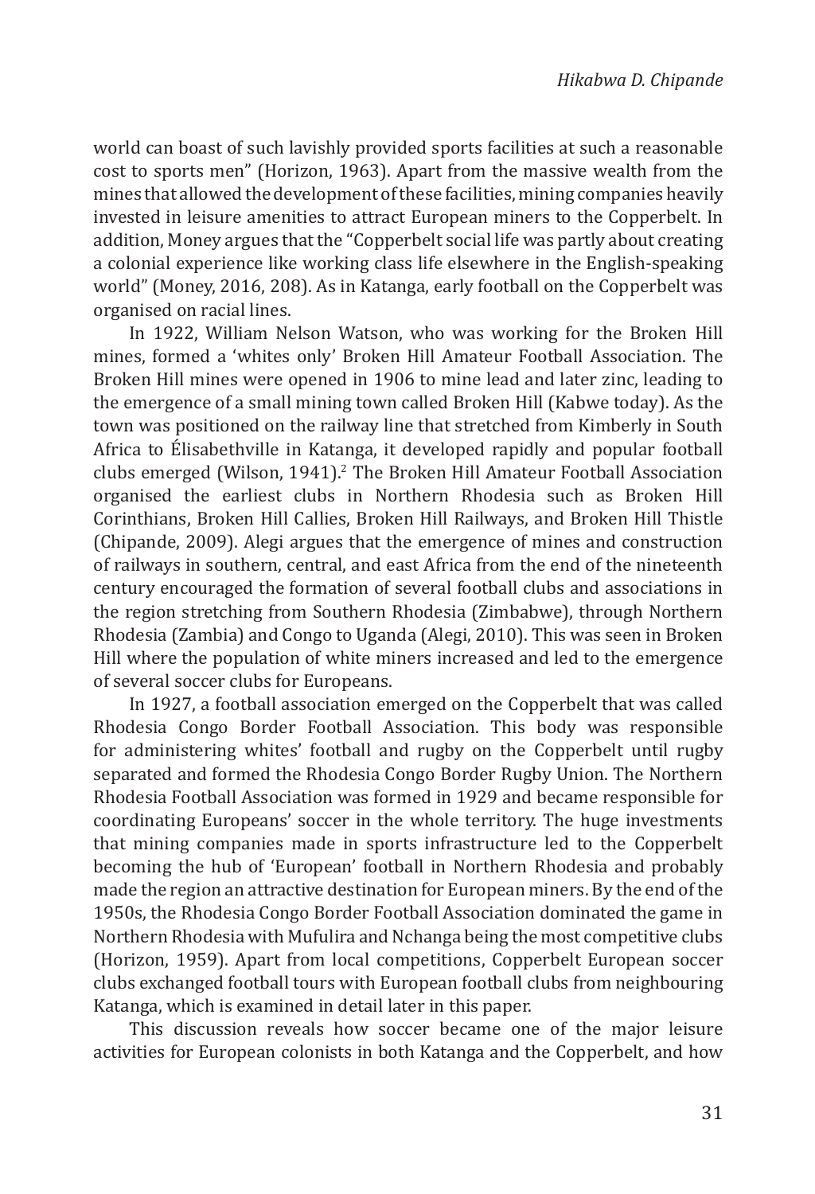world can boast of such lavishly provided sports facilities at such a reasonable cost to sports men" (Horizon, 1963). Apart from the massive wealth from the mines that allowed the development of these facilities, mining companies heavily invested in leisure amenities to attract European miners to the Copperbelt. In addition, Money argues that the "Copperbelt social life was partly about creating a colonial experience like working class life elsewhere in the English-speaking world" (Money, 2016, 208). As in Katanga, early football on the Copperbelt was organised on racial lines.

In 1922, William Nelson Watson, who was working for the Broken Hill mines, formed a 'whites only' Broken Hill Amateur Football Association. The Broken Hill mines were opened in 1906 to mine lead and later zinc, leading to the emergence of a small mining town called Broken Hill (Kabwe today). As the town was positioned on the railway line that stretched from Kimberly in South Africa to Élisabethville in Katanga, it developed rapidly and popular football clubs emerged (Wilson, 1941).[2] The Broken Hill Amateur Football Association organised the earliest clubs in Northern Rhodesia such as Broken Hill Corinthians, Broken Hill Callies, Broken Hill Railways, and Broken Hill Thistle (Chipande, 2009). Alegi argues that the emergence of mines and construction of railways in southern, central, and east Africa from the end of the nineteenth century encouraged the formation of several football clubs and associations in the region stretching from Southern Rhodesia (Zimbabwe), through Northern Rhodesia (Zambia) and Congo to Uganda (Alegi, 2010). This was seen in Broken Hill where the population of white miners increased and led to the emergence of several soccer clubs for Europeans.

In 1927, a football association emerged on the Copperbelt that was called Rhodesia Congo Border Football Association. This body was responsible for administering whites' football and rugby on the Copperbelt until rugby separated and formed the Rhodesia Congo Border Rugby Union. The Northern Rhodesia Football Association was formed in 1929 and became responsible for coordinating Europeans' soccer in the whole territory. The huge investments that mining companies made in sports infrastructure led to the Copperbelt becoming the hub of 'European' football in Northern Rhodesia and probably made the region an attractive destination for European miners. By the end of the 1950s, the Rhodesia Congo Border Football Association dominated the game in Northern Rhodesia with Mufulira and Nchanga being the most competitive clubs (Horizon, 1959). Apart from local competitions, Copperbelt European soccer clubs exchanged football tours with European football clubs from neighbouring Katanga, which is examined in detail later in this paper.

This discussion reveals how soccer became one of the major leisure activities for European colonists in both Katanga and the Copperbelt, and how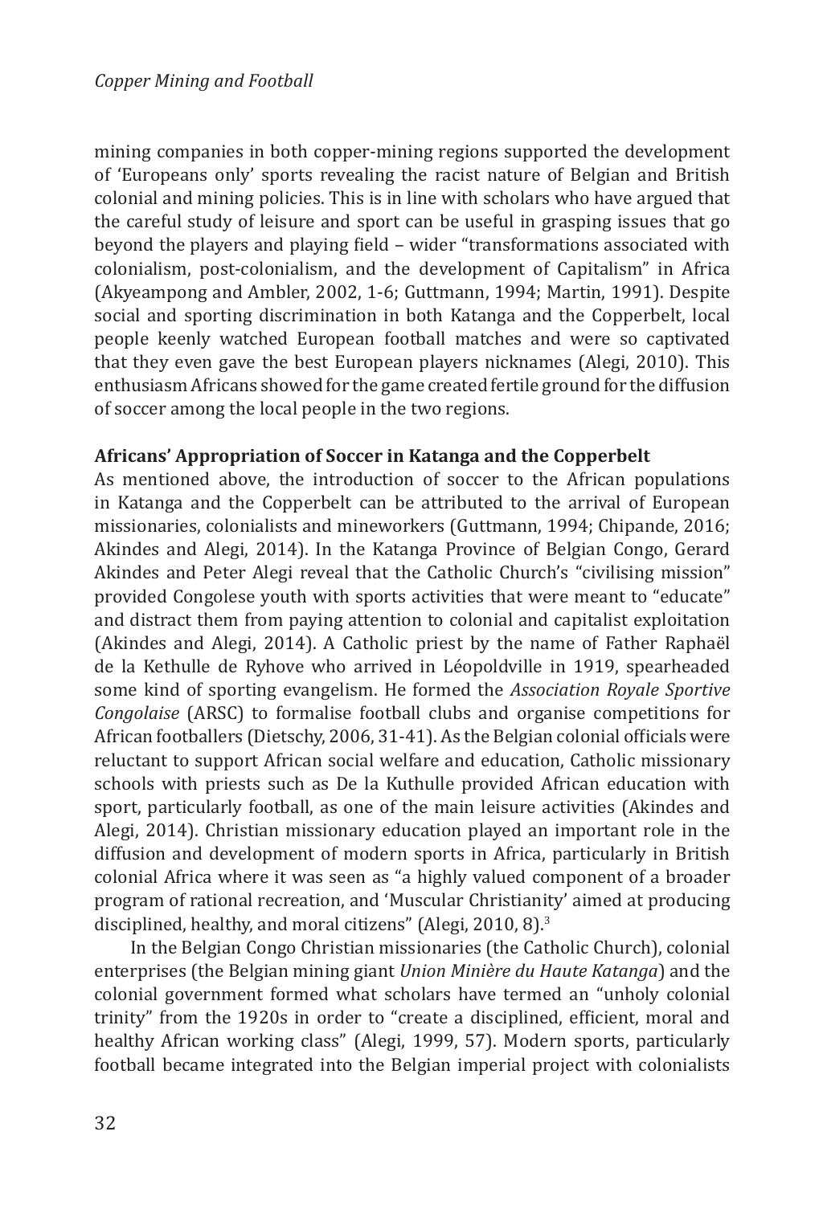mining companies in both copper-mining regions supported the development of 'Europeans only' sports revealing the racist nature of Belgian and British colonial and mining policies. This is in line with scholars who have argued that the careful study of leisure and sport can be useful in grasping issues that go beyond the players and playing field – wider "transformations associated with colonialism, post-colonialism, and the development of Capitalism" in Africa (Akyeampong and Ambler, 2002, 1-6; Guttmann, 1994; Martin, 1991). Despite social and sporting discrimination in both Katanga and the Copperbelt, local people keenly watched European football matches and were so captivated that they even gave the best European players nicknames (Alegi, 2010). This enthusiasm Africans showed for the game created fertile ground for the diffusion of soccer among the local people in the two regions.

**Africans' Appropriation of Soccer in Katanga and the Copperbelt**

As mentioned above, the introduction of soccer to the African populations in Katanga and the Copperbelt can be attributed to the arrival of European missionaries, colonialists and mineworkers (Guttmann, 1994; Chipande, 2016; Akindes and Alegi, 2014). In the Katanga Province of Belgian Congo, Gerard Akindes and Peter Alegi reveal that the Catholic Church's "civilising mission" provided Congolese youth with sports activities that were meant to "educate" and distract them from paying attention to colonial and capitalist exploitation (Akindes and Alegi, 2014). A Catholic priest by the name of Father Raphaël de la Kethulle de Ryhove who arrived in Léopoldville in 1919, spearheaded some kind of sporting evangelism. He formed the *Association Royale Sportive Congolaise* (ARSC) to formalise football clubs and organise competitions for African footballers (Dietschy, 2006, 31-41). As the Belgian colonial officials were reluctant to support African social welfare and education, Catholic missionary schools with priests such as De la Kuthulle provided African education with sport, particularly football, as one of the main leisure activities (Akindes and Alegi, 2014). Christian missionary education played an important role in the diffusion and development of modern sports in Africa, particularly in British colonial Africa where it was seen as "a highly valued component of a broader program of rational recreation, and 'Muscular Christianity' aimed at producing disciplined, healthy, and moral citizens" (Alegi, 2010, 8).[3]

In the Belgian Congo Christian missionaries (the Catholic Church), colonial enterprises (the Belgian mining giant *Union Minière du Haute Katanga*) and the colonial government formed what scholars have termed an "unholy colonial trinity" from the 1920s in order to "create a disciplined, efficient, moral and healthy African working class" (Alegi, 1999, 57). Modern sports, particularly football became integrated into the Belgian imperial project with colonialists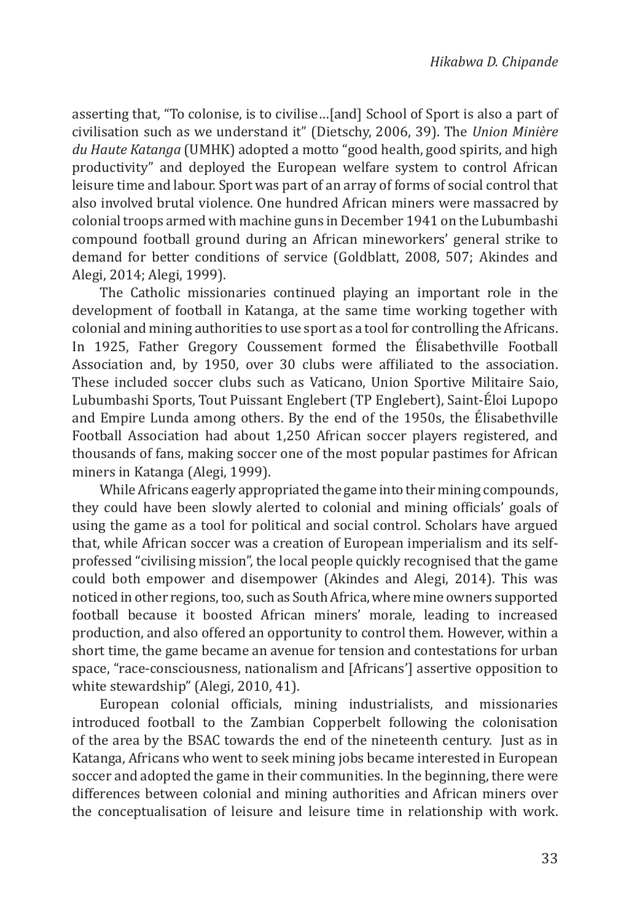asserting that, "To colonise, is to civilise…[and] School of Sport is also a part of civilisation such as we understand it" (Dietschy, 2006, 39). The *Union Minière du Haute Katanga* (UMHK) adopted a motto "good health, good spirits, and high productivity" and deployed the European welfare system to control African leisure time and labour. Sport was part of an array of forms of social control that also involved brutal violence. One hundred African miners were massacred by colonial troops armed with machine guns in December 1941 on the Lubumbashi compound football ground during an African mineworkers' general strike to demand for better conditions of service (Goldblatt, 2008, 507; Akindes and Alegi, 2014; Alegi, 1999).

The Catholic missionaries continued playing an important role in the development of football in Katanga, at the same time working together with colonial and mining authorities to use sport as a tool for controlling the Africans. In 1925, Father Gregory Coussement formed the Élisabethville Football Association and, by 1950, over 30 clubs were affiliated to the association. These included soccer clubs such as Vaticano, Union Sportive Militaire Saio, Lubumbashi Sports, Tout Puissant Englebert (TP Englebert), Saint-Éloi Lupopo and Empire Lunda among others. By the end of the 1950s, the Élisabethville Football Association had about 1,250 African soccer players registered, and thousands of fans, making soccer one of the most popular pastimes for African miners in Katanga (Alegi, 1999).

While Africans eagerly appropriated the game into their mining compounds, they could have been slowly alerted to colonial and mining officials' goals of using the game as a tool for political and social control. Scholars have argued that, while African soccer was a creation of European imperialism and its self-professed "civilising mission", the local people quickly recognised that the game could both empower and disempower (Akindes and Alegi, 2014). This was noticed in other regions, too, such as South Africa, where mine owners supported football because it boosted African miners' morale, leading to increased production, and also offered an opportunity to control them. However, within a short time, the game became an avenue for tension and contestations for urban space, "race-consciousness, nationalism and [Africans'] assertive opposition to white stewardship" (Alegi, 2010, 41).

European colonial officials, mining industrialists, and missionaries introduced football to the Zambian Copperbelt following the colonisation of the area by the BSAC towards the end of the nineteenth century. Just as in Katanga, Africans who went to seek mining jobs became interested in European soccer and adopted the game in their communities. In the beginning, there were differences between colonial and mining authorities and African miners over the conceptualisation of leisure and leisure time in relationship with work.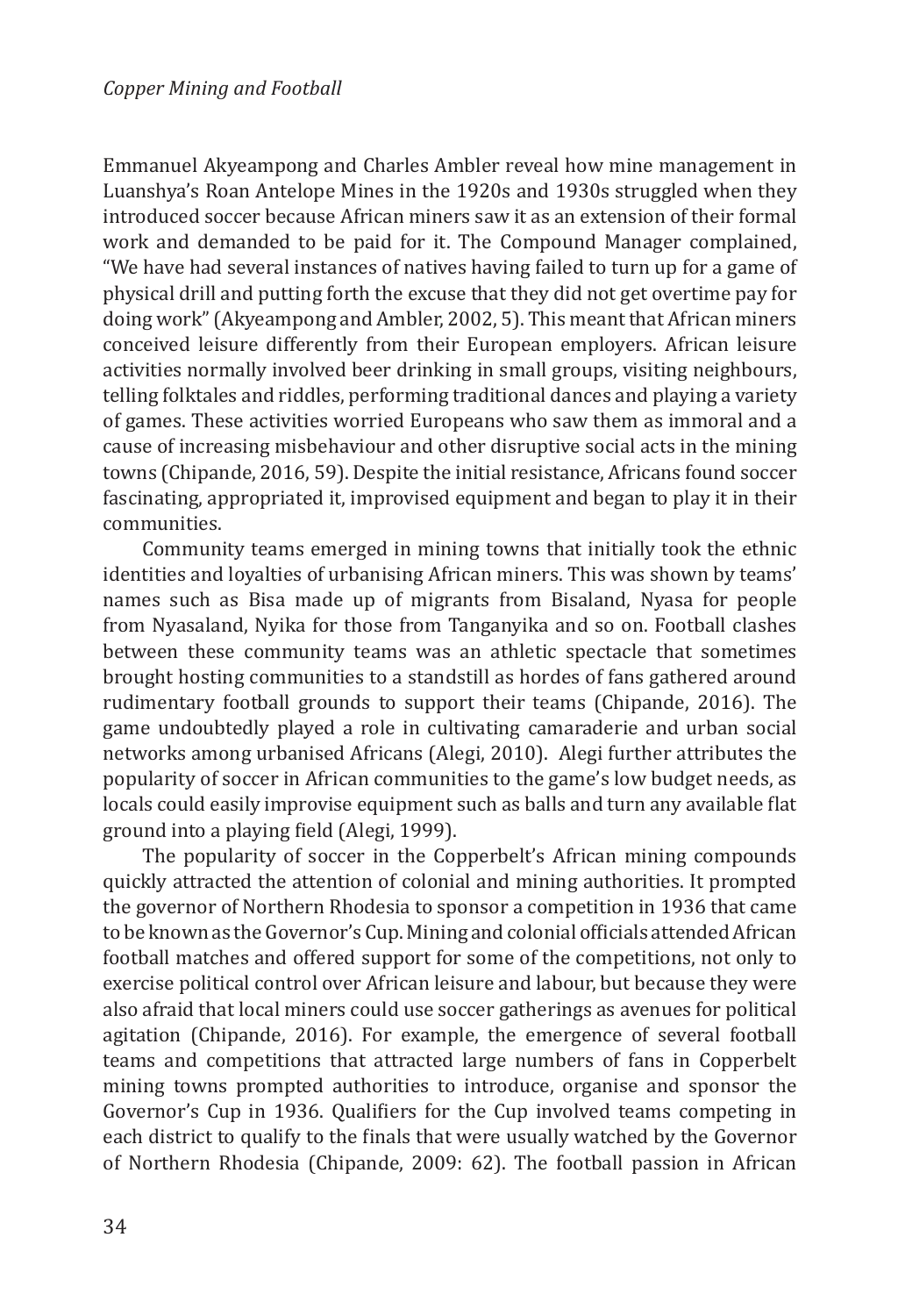Emmanuel Akyeampong and Charles Ambler reveal how mine management in Luanshya's Roan Antelope Mines in the 1920s and 1930s struggled when they introduced soccer because African miners saw it as an extension of their formal work and demanded to be paid for it. The Compound Manager complained, "We have had several instances of natives having failed to turn up for a game of physical drill and putting forth the excuse that they did not get overtime pay for doing work" (Akyeampong and Ambler, 2002, 5). This meant that African miners conceived leisure differently from their European employers. African leisure activities normally involved beer drinking in small groups, visiting neighbours, telling folktales and riddles, performing traditional dances and playing a variety of games. These activities worried Europeans who saw them as immoral and a cause of increasing misbehaviour and other disruptive social acts in the mining towns (Chipande, 2016, 59). Despite the initial resistance, Africans found soccer fascinating, appropriated it, improvised equipment and began to play it in their communities.

Community teams emerged in mining towns that initially took the ethnic identities and loyalties of urbanising African miners. This was shown by teams' names such as Bisa made up of migrants from Bisaland, Nyasa for people from Nyasaland, Nyika for those from Tanganyika and so on. Football clashes between these community teams was an athletic spectacle that sometimes brought hosting communities to a standstill as hordes of fans gathered around rudimentary football grounds to support their teams (Chipande, 2016). The game undoubtedly played a role in cultivating camaraderie and urban social networks among urbanised Africans (Alegi, 2010). Alegi further attributes the popularity of soccer in African communities to the game's low budget needs, as locals could easily improvise equipment such as balls and turn any available flat ground into a playing field (Alegi, 1999).

The popularity of soccer in the Copperbelt's African mining compounds quickly attracted the attention of colonial and mining authorities. It prompted the governor of Northern Rhodesia to sponsor a competition in 1936 that came to be known as the Governor's Cup. Mining and colonial officials attended African football matches and offered support for some of the competitions, not only to exercise political control over African leisure and labour, but because they were also afraid that local miners could use soccer gatherings as avenues for political agitation (Chipande, 2016). For example, the emergence of several football teams and competitions that attracted large numbers of fans in Copperbelt mining towns prompted authorities to introduce, organise and sponsor the Governor's Cup in 1936. Qualifiers for the Cup involved teams competing in each district to qualify to the finals that were usually watched by the Governor of Northern Rhodesia (Chipande, 2009: 62). The football passion in African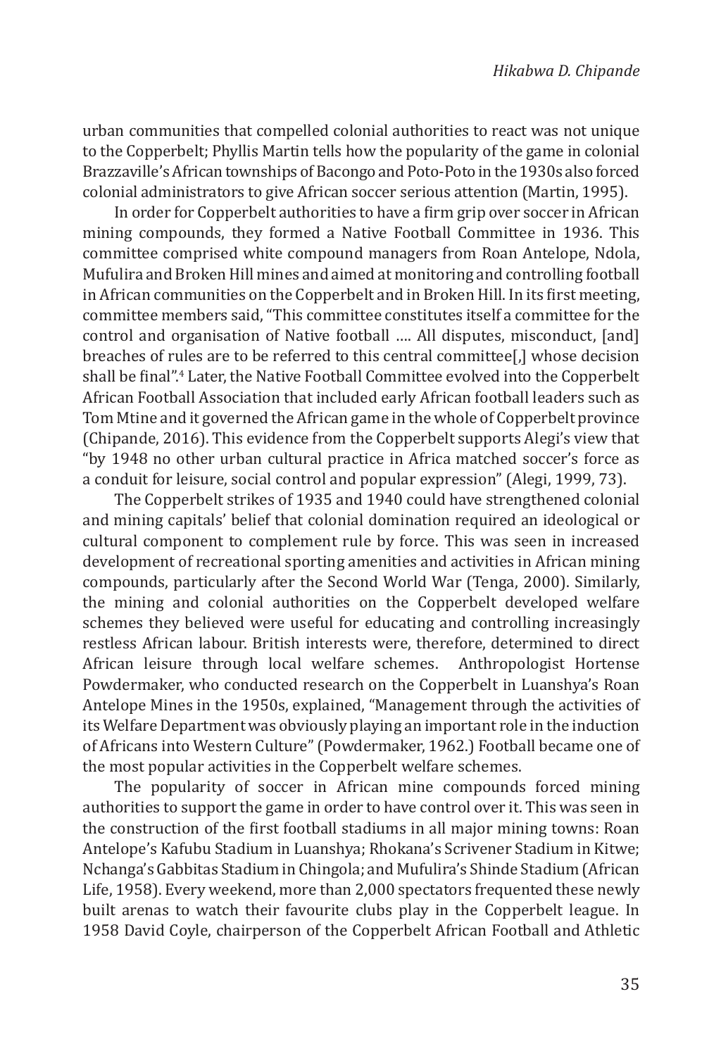urban communities that compelled colonial authorities to react was not unique to the Copperbelt; Phyllis Martin tells how the popularity of the game in colonial Brazzaville's African townships of Bacongo and Poto-Poto in the 1930s also forced colonial administrators to give African soccer serious attention (Martin, 1995).

In order for Copperbelt authorities to have a firm grip over soccer in African mining compounds, they formed a Native Football Committee in 1936. This committee comprised white compound managers from Roan Antelope, Ndola, Mufulira and Broken Hill mines and aimed at monitoring and controlling football in African communities on the Copperbelt and in Broken Hill. In its first meeting, committee members said, "This committee constitutes itself a committee for the control and organisation of Native football …. All disputes, misconduct, [and] breaches of rules are to be referred to this central committee[,] whose decision shall be final".[4] Later, the Native Football Committee evolved into the Copperbelt African Football Association that included early African football leaders such as Tom Mtine and it governed the African game in the whole of Copperbelt province (Chipande, 2016). This evidence from the Copperbelt supports Alegi's view that "by 1948 no other urban cultural practice in Africa matched soccer's force as a conduit for leisure, social control and popular expression" (Alegi, 1999, 73).

The Copperbelt strikes of 1935 and 1940 could have strengthened colonial and mining capitals' belief that colonial domination required an ideological or cultural component to complement rule by force. This was seen in increased development of recreational sporting amenities and activities in African mining compounds, particularly after the Second World War (Tenga, 2000). Similarly, the mining and colonial authorities on the Copperbelt developed welfare schemes they believed were useful for educating and controlling increasingly restless African labour. British interests were, therefore, determined to direct African leisure through local welfare schemes. Anthropologist Hortense Powdermaker, who conducted research on the Copperbelt in Luanshya's Roan Antelope Mines in the 1950s, explained, "Management through the activities of its Welfare Department was obviously playing an important role in the induction of Africans into Western Culture" (Powdermaker, 1962.) Football became one of the most popular activities in the Copperbelt welfare schemes.

The popularity of soccer in African mine compounds forced mining authorities to support the game in order to have control over it. This was seen in the construction of the first football stadiums in all major mining towns: Roan Antelope's Kafubu Stadium in Luanshya; Rhokana's Scrivener Stadium in Kitwe; Nchanga's Gabbitas Stadium in Chingola; and Mufulira's Shinde Stadium (African Life, 1958). Every weekend, more than 2,000 spectators frequented these newly built arenas to watch their favourite clubs play in the Copperbelt league. In 1958 David Coyle, chairperson of the Copperbelt African Football and Athletic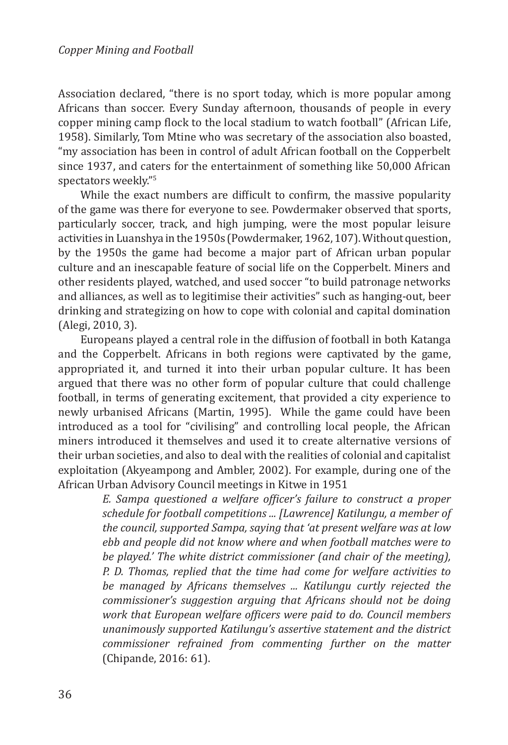Association declared, "there is no sport today, which is more popular among Africans than soccer. Every Sunday afternoon, thousands of people in every copper mining camp flock to the local stadium to watch football" (African Life, 1958). Similarly, Tom Mtine who was secretary of the association also boasted, "my association has been in control of adult African football on the Copperbelt since 1937, and caters for the entertainment of something like 50,000 African spectators weekly."[5]

While the exact numbers are difficult to confirm, the massive popularity of the game was there for everyone to see. Powdermaker observed that sports, particularly soccer, track, and high jumping, were the most popular leisure activities in Luanshya in the 1950s (Powdermaker, 1962, 107). Without question, by the 1950s the game had become a major part of African urban popular culture and an inescapable feature of social life on the Copperbelt. Miners and other residents played, watched, and used soccer "to build patronage networks and alliances, as well as to legitimise their activities" such as hanging-out, beer drinking and strategizing on how to cope with colonial and capital domination (Alegi, 2010, 3).

Europeans played a central role in the diffusion of football in both Katanga and the Copperbelt. Africans in both regions were captivated by the game, appropriated it, and turned it into their urban popular culture. It has been argued that there was no other form of popular culture that could challenge football, in terms of generating excitement, that provided a city experience to newly urbanised Africans (Martin, 1995). While the game could have been introduced as a tool for "civilising" and controlling local people, the African miners introduced it themselves and used it to create alternative versions of their urban societies, and also to deal with the realities of colonial and capitalist exploitation (Akyeampong and Ambler, 2002). For example, during one of the African Urban Advisory Council meetings in Kitwe in 1951

> *E. Sampa questioned a welfare officer's failure to construct a proper schedule for football competitions ... [Lawrence] Katilungu, a member of the council, supported Sampa, saying that 'at present welfare was at low ebb and people did not know where and when football matches were to be played.' The white district commissioner (and chair of the meeting), P. D. Thomas, replied that the time had come for welfare activities to be managed by Africans themselves ... Katilungu curtly rejected the commissioner's suggestion arguing that Africans should not be doing work that European welfare officers were paid to do. Council members unanimously supported Katilungu's assertive statement and the district commissioner refrained from commenting further on the matter* (Chipande, 2016: 61).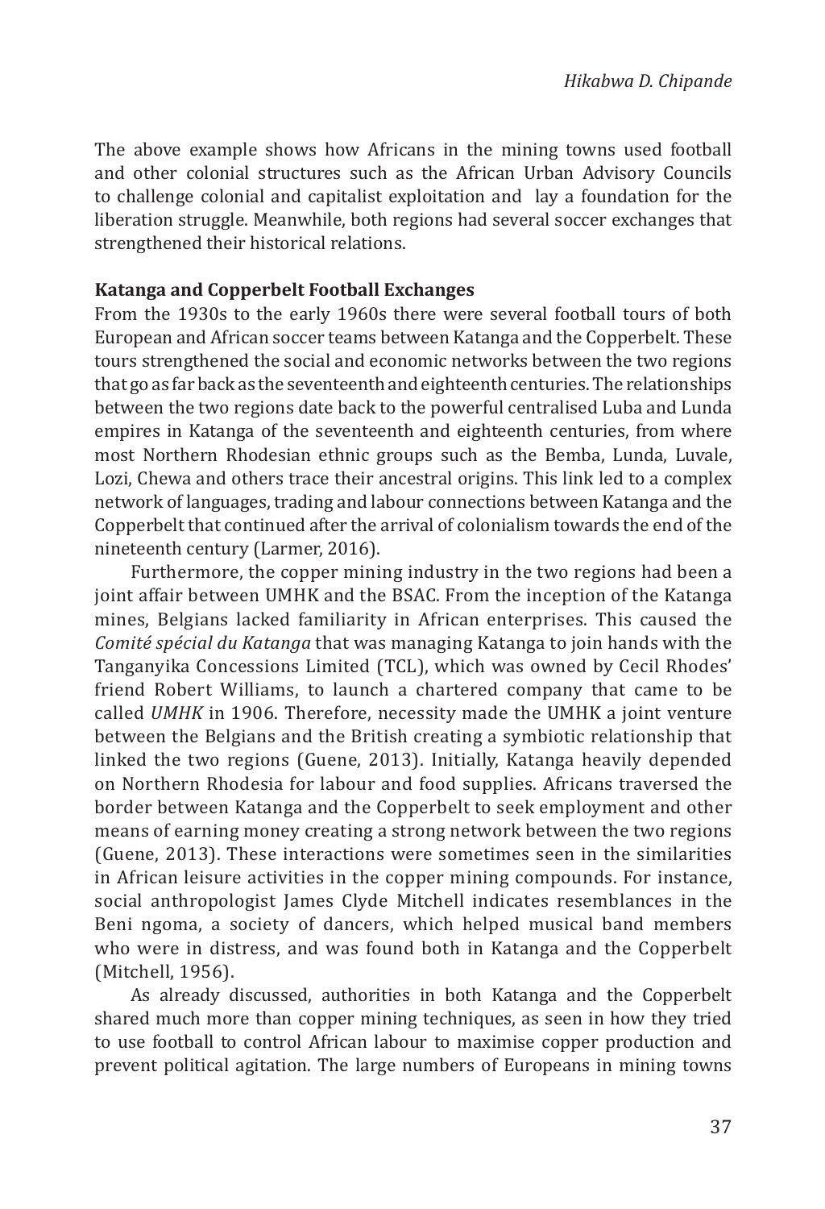The above example shows how Africans in the mining towns used football and other colonial structures such as the African Urban Advisory Councils to challenge colonial and capitalist exploitation and lay a foundation for the liberation struggle. Meanwhile, both regions had several soccer exchanges that strengthened their historical relations.

**Katanga and Copperbelt Football Exchanges**

From the 1930s to the early 1960s there were several football tours of both European and African soccer teams between Katanga and the Copperbelt. These tours strengthened the social and economic networks between the two regions that go as far back as the seventeenth and eighteenth centuries. The relationships between the two regions date back to the powerful centralised Luba and Lunda empires in Katanga of the seventeenth and eighteenth centuries, from where most Northern Rhodesian ethnic groups such as the Bemba, Lunda, Luvale, Lozi, Chewa and others trace their ancestral origins. This link led to a complex network of languages, trading and labour connections between Katanga and the Copperbelt that continued after the arrival of colonialism towards the end of the nineteenth century (Larmer, 2016).

Furthermore, the copper mining industry in the two regions had been a joint affair between UMHK and the BSAC. From the inception of the Katanga mines, Belgians lacked familiarity in African enterprises. This caused the *Comité spécial du Katanga* that was managing Katanga to join hands with the Tanganyika Concessions Limited (TCL), which was owned by Cecil Rhodes' friend Robert Williams, to launch a chartered company that came to be called *UMHK* in 1906. Therefore, necessity made the UMHK a joint venture between the Belgians and the British creating a symbiotic relationship that linked the two regions (Guene, 2013). Initially, Katanga heavily depended on Northern Rhodesia for labour and food supplies. Africans traversed the border between Katanga and the Copperbelt to seek employment and other means of earning money creating a strong network between the two regions (Guene, 2013). These interactions were sometimes seen in the similarities in African leisure activities in the copper mining compounds. For instance, social anthropologist James Clyde Mitchell indicates resemblances in the Beni ngoma, a society of dancers, which helped musical band members who were in distress, and was found both in Katanga and the Copperbelt (Mitchell, 1956).

As already discussed, authorities in both Katanga and the Copperbelt shared much more than copper mining techniques, as seen in how they tried to use football to control African labour to maximise copper production and prevent political agitation. The large numbers of Europeans in mining towns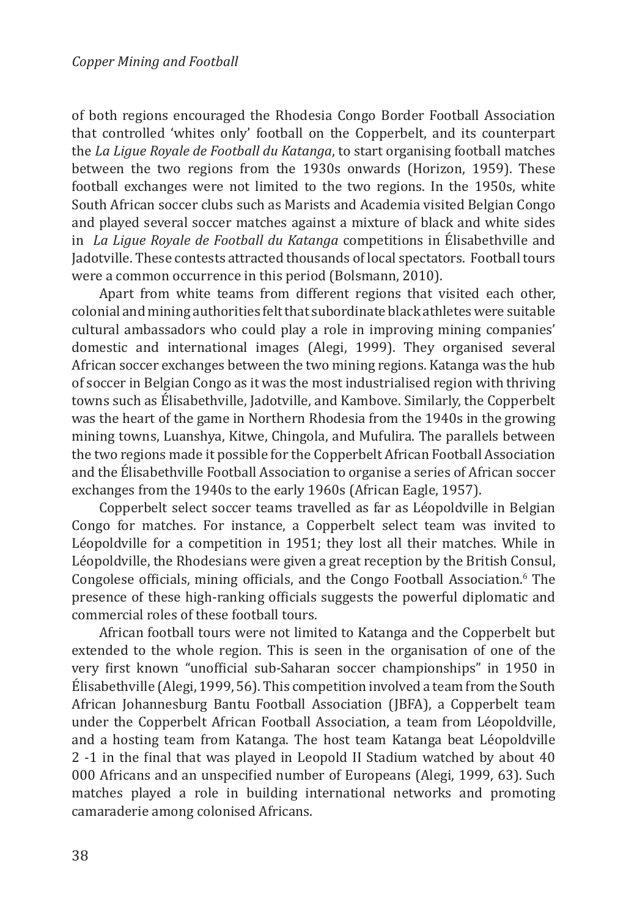of both regions encouraged the Rhodesia Congo Border Football Association that controlled 'whites only' football on the Copperbelt, and its counterpart the *La Ligue Royale de Football du Katanga*, to start organising football matches between the two regions from the 1930s onwards (Horizon, 1959). These football exchanges were not limited to the two regions. In the 1950s, white South African soccer clubs such as Marists and Academia visited Belgian Congo and played several soccer matches against a mixture of black and white sides in *La Ligue Royale de Football du Katanga* competitions in Élisabethville and Jadotville. These contests attracted thousands of local spectators. Football tours were a common occurrence in this period (Bolsmann, 2010).

Apart from white teams from different regions that visited each other, colonial and mining authorities felt that subordinate black athletes were suitable cultural ambassadors who could play a role in improving mining companies' domestic and international images (Alegi, 1999). They organised several African soccer exchanges between the two mining regions. Katanga was the hub of soccer in Belgian Congo as it was the most industrialised region with thriving towns such as Élisabethville, Jadotville, and Kambove. Similarly, the Copperbelt was the heart of the game in Northern Rhodesia from the 1940s in the growing mining towns, Luanshya, Kitwe, Chingola, and Mufulira. The parallels between the two regions made it possible for the Copperbelt African Football Association and the Élisabethville Football Association to organise a series of African soccer exchanges from the 1940s to the early 1960s (African Eagle, 1957).

Copperbelt select soccer teams travelled as far as Léopoldville in Belgian Congo for matches. For instance, a Copperbelt select team was invited to Léopoldville for a competition in 1951; they lost all their matches. While in Léopoldville, the Rhodesians were given a great reception by the British Consul, Congolese officials, mining officials, and the Congo Football Association.[6] The presence of these high-ranking officials suggests the powerful diplomatic and commercial roles of these football tours.

African football tours were not limited to Katanga and the Copperbelt but extended to the whole region. This is seen in the organisation of one of the very first known "unofficial sub-Saharan soccer championships" in 1950 in Élisabethville (Alegi, 1999, 56). This competition involved a team from the South African Johannesburg Bantu Football Association (JBFA), a Copperbelt team under the Copperbelt African Football Association, a team from Léopoldville, and a hosting team from Katanga. The host team Katanga beat Léopoldville 2 -1 in the final that was played in Leopold II Stadium watched by about 40 000 Africans and an unspecified number of Europeans (Alegi, 1999, 63). Such matches played a role in building international networks and promoting camaraderie among colonised Africans.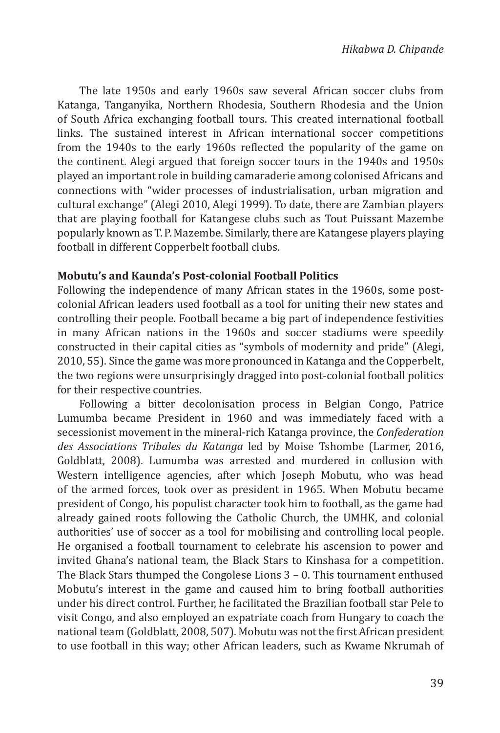The late 1950s and early 1960s saw several African soccer clubs from Katanga, Tanganyika, Northern Rhodesia, Southern Rhodesia and the Union of South Africa exchanging football tours. This created international football links. The sustained interest in African international soccer competitions from the 1940s to the early 1960s reflected the popularity of the game on the continent. Alegi argued that foreign soccer tours in the 1940s and 1950s played an important role in building camaraderie among colonised Africans and connections with "wider processes of industrialisation, urban migration and cultural exchange" (Alegi 2010, Alegi 1999). To date, there are Zambian players that are playing football for Katangese clubs such as Tout Puissant Mazembe popularly known as T. P. Mazembe. Similarly, there are Katangese players playing football in different Copperbelt football clubs.

**Mobutu's and Kaunda's Post-colonial Football Politics**

Following the independence of many African states in the 1960s, some post-colonial African leaders used football as a tool for uniting their new states and controlling their people. Football became a big part of independence festivities in many African nations in the 1960s and soccer stadiums were speedily constructed in their capital cities as "symbols of modernity and pride" (Alegi, 2010, 55). Since the game was more pronounced in Katanga and the Copperbelt, the two regions were unsurprisingly dragged into post-colonial football politics for their respective countries.

Following a bitter decolonisation process in Belgian Congo, Patrice Lumumba became President in 1960 and was immediately faced with a secessionist movement in the mineral-rich Katanga province, the *Confederation des Associations Tribales du Katanga* led by Moise Tshombe (Larmer, 2016, Goldblatt, 2008). Lumumba was arrested and murdered in collusion with Western intelligence agencies, after which Joseph Mobutu, who was head of the armed forces, took over as president in 1965. When Mobutu became president of Congo, his populist character took him to football, as the game had already gained roots following the Catholic Church, the UMHK, and colonial authorities' use of soccer as a tool for mobilising and controlling local people. He organised a football tournament to celebrate his ascension to power and invited Ghana's national team, the Black Stars to Kinshasa for a competition. The Black Stars thumped the Congolese Lions 3 – 0. This tournament enthused Mobutu's interest in the game and caused him to bring football authorities under his direct control. Further, he facilitated the Brazilian football star Pele to visit Congo, and also employed an expatriate coach from Hungary to coach the national team (Goldblatt, 2008, 507). Mobutu was not the first African president to use football in this way; other African leaders, such as Kwame Nkrumah of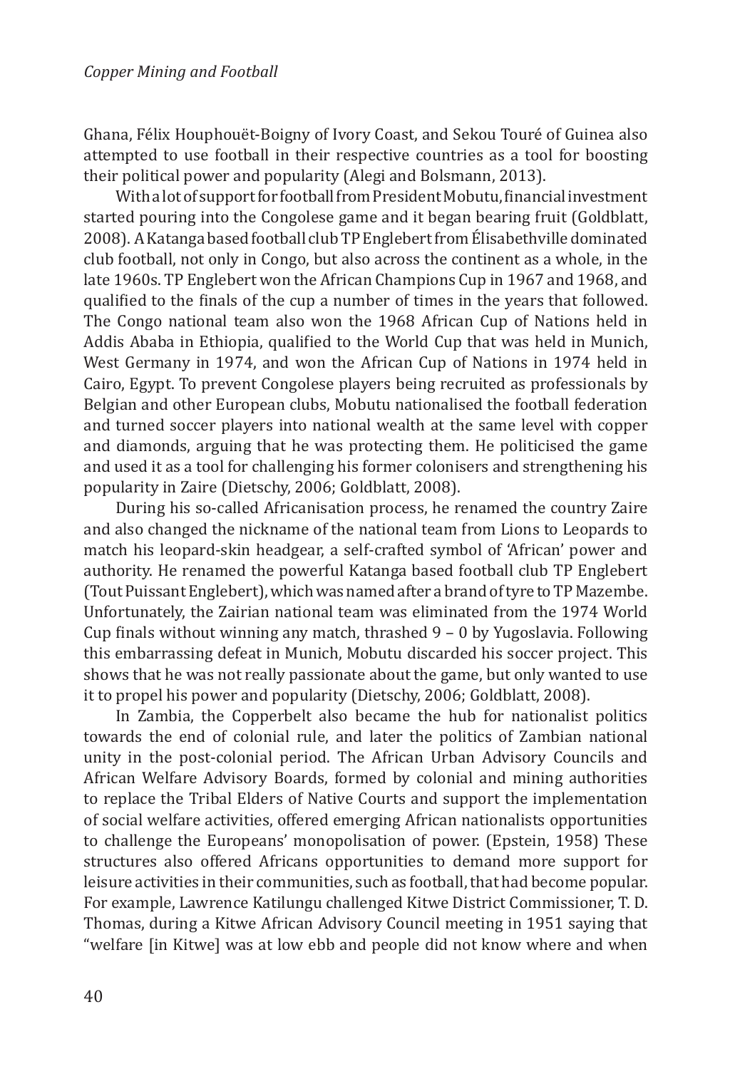Ghana, Félix Houphouët-Boigny of Ivory Coast, and Sekou Touré of Guinea also attempted to use football in their respective countries as a tool for boosting their political power and popularity (Alegi and Bolsmann, 2013).

With a lot of support for football from President Mobutu, financial investment started pouring into the Congolese game and it began bearing fruit (Goldblatt, 2008). A Katanga based football club TP Englebert from Élisabethville dominated club football, not only in Congo, but also across the continent as a whole, in the late 1960s. TP Englebert won the African Champions Cup in 1967 and 1968, and qualified to the finals of the cup a number of times in the years that followed. The Congo national team also won the 1968 African Cup of Nations held in Addis Ababa in Ethiopia, qualified to the World Cup that was held in Munich, West Germany in 1974, and won the African Cup of Nations in 1974 held in Cairo, Egypt. To prevent Congolese players being recruited as professionals by Belgian and other European clubs, Mobutu nationalised the football federation and turned soccer players into national wealth at the same level with copper and diamonds, arguing that he was protecting them. He politicised the game and used it as a tool for challenging his former colonisers and strengthening his popularity in Zaire (Dietschy, 2006; Goldblatt, 2008).

During his so-called Africanisation process, he renamed the country Zaire and also changed the nickname of the national team from Lions to Leopards to match his leopard-skin headgear, a self-crafted symbol of 'African' power and authority. He renamed the powerful Katanga based football club TP Englebert (Tout Puissant Englebert), which was named after a brand of tyre to TP Mazembe. Unfortunately, the Zairian national team was eliminated from the 1974 World Cup finals without winning any match, thrashed 9 – 0 by Yugoslavia. Following this embarrassing defeat in Munich, Mobutu discarded his soccer project. This shows that he was not really passionate about the game, but only wanted to use it to propel his power and popularity (Dietschy, 2006; Goldblatt, 2008).

In Zambia, the Copperbelt also became the hub for nationalist politics towards the end of colonial rule, and later the politics of Zambian national unity in the post-colonial period. The African Urban Advisory Councils and African Welfare Advisory Boards, formed by colonial and mining authorities to replace the Tribal Elders of Native Courts and support the implementation of social welfare activities, offered emerging African nationalists opportunities to challenge the Europeans' monopolisation of power. (Epstein, 1958) These structures also offered Africans opportunities to demand more support for leisure activities in their communities, such as football, that had become popular. For example, Lawrence Katilungu challenged Kitwe District Commissioner, T. D. Thomas, during a Kitwe African Advisory Council meeting in 1951 saying that "welfare [in Kitwe] was at low ebb and people did not know where and when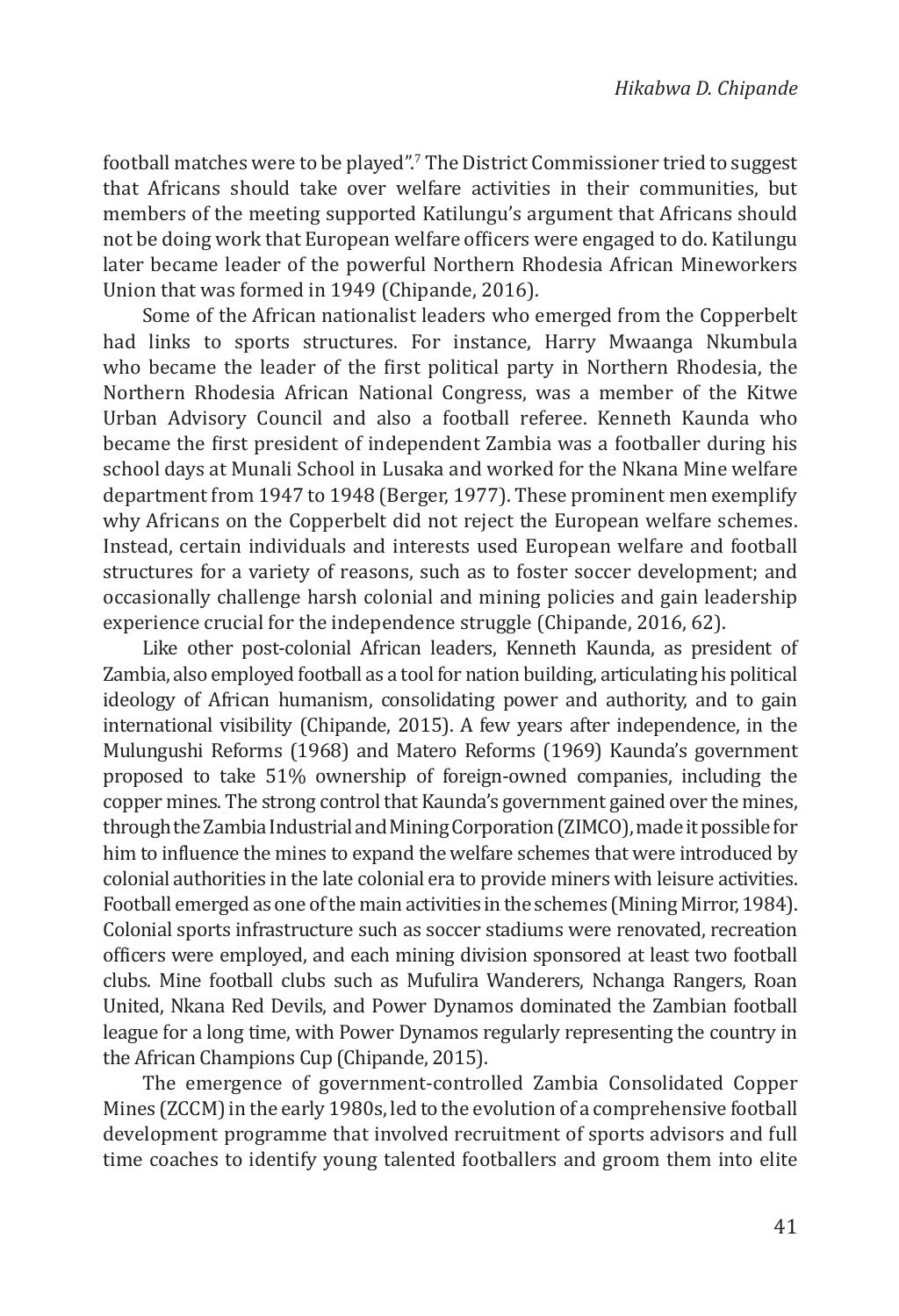football matches were to be played".[7] The District Commissioner tried to suggest that Africans should take over welfare activities in their communities, but members of the meeting supported Katilungu's argument that Africans should not be doing work that European welfare officers were engaged to do. Katilungu later became leader of the powerful Northern Rhodesia African Mineworkers Union that was formed in 1949 (Chipande, 2016).

Some of the African nationalist leaders who emerged from the Copperbelt had links to sports structures. For instance, Harry Mwaanga Nkumbula who became the leader of the first political party in Northern Rhodesia, the Northern Rhodesia African National Congress, was a member of the Kitwe Urban Advisory Council and also a football referee. Kenneth Kaunda who became the first president of independent Zambia was a footballer during his school days at Munali School in Lusaka and worked for the Nkana Mine welfare department from 1947 to 1948 (Berger, 1977). These prominent men exemplify why Africans on the Copperbelt did not reject the European welfare schemes. Instead, certain individuals and interests used European welfare and football structures for a variety of reasons, such as to foster soccer development; and occasionally challenge harsh colonial and mining policies and gain leadership experience crucial for the independence struggle (Chipande, 2016, 62).

Like other post-colonial African leaders, Kenneth Kaunda, as president of Zambia, also employed football as a tool for nation building, articulating his political ideology of African humanism, consolidating power and authority, and to gain international visibility (Chipande, 2015). A few years after independence, in the Mulungushi Reforms (1968) and Matero Reforms (1969) Kaunda's government proposed to take 51% ownership of foreign-owned companies, including the copper mines. The strong control that Kaunda's government gained over the mines, through the Zambia Industrial and Mining Corporation (ZIMCO), made it possible for him to influence the mines to expand the welfare schemes that were introduced by colonial authorities in the late colonial era to provide miners with leisure activities. Football emerged as one of the main activities in the schemes (Mining Mirror, 1984). Colonial sports infrastructure such as soccer stadiums were renovated, recreation officers were employed, and each mining division sponsored at least two football clubs. Mine football clubs such as Mufulira Wanderers, Nchanga Rangers, Roan United, Nkana Red Devils, and Power Dynamos dominated the Zambian football league for a long time, with Power Dynamos regularly representing the country in the African Champions Cup (Chipande, 2015).

The emergence of government-controlled Zambia Consolidated Copper Mines (ZCCM) in the early 1980s, led to the evolution of a comprehensive football development programme that involved recruitment of sports advisors and full time coaches to identify young talented footballers and groom them into elite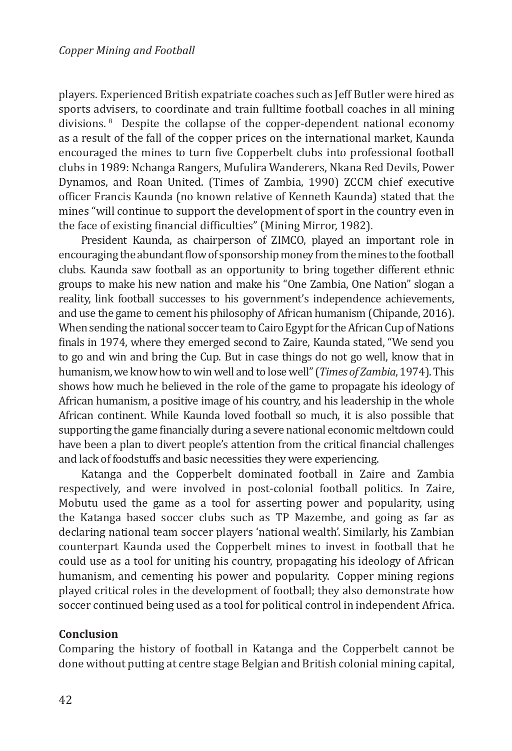players. Experienced British expatriate coaches such as Jeff Butler were hired as sports advisers, to coordinate and train fulltime football coaches in all mining divisions.[8] Despite the collapse of the copper-dependent national economy as a result of the fall of the copper prices on the international market, Kaunda encouraged the mines to turn five Copperbelt clubs into professional football clubs in 1989: Nchanga Rangers, Mufulira Wanderers, Nkana Red Devils, Power Dynamos, and Roan United. (Times of Zambia, 1990) ZCCM chief executive officer Francis Kaunda (no known relative of Kenneth Kaunda) stated that the mines "will continue to support the development of sport in the country even in the face of existing financial difficulties" (Mining Mirror, 1982).

President Kaunda, as chairperson of ZIMCO, played an important role in encouraging the abundant flow of sponsorship money from the mines to the football clubs. Kaunda saw football as an opportunity to bring together different ethnic groups to make his new nation and make his "One Zambia, One Nation" slogan a reality, link football successes to his government's independence achievements, and use the game to cement his philosophy of African humanism (Chipande, 2016). When sending the national soccer team to Cairo Egypt for the African Cup of Nations finals in 1974, where they emerged second to Zaire, Kaunda stated, "We send you to go and win and bring the Cup. But in case things do not go well, know that in humanism, we know how to win well and to lose well" (*Times of Zambia*, 1974). This shows how much he believed in the role of the game to propagate his ideology of African humanism, a positive image of his country, and his leadership in the whole African continent. While Kaunda loved football so much, it is also possible that supporting the game financially during a severe national economic meltdown could have been a plan to divert people's attention from the critical financial challenges and lack of foodstuffs and basic necessities they were experiencing.

Katanga and the Copperbelt dominated football in Zaire and Zambia respectively, and were involved in post-colonial football politics. In Zaire, Mobutu used the game as a tool for asserting power and popularity, using the Katanga based soccer clubs such as TP Mazembe, and going as far as declaring national team soccer players 'national wealth'. Similarly, his Zambian counterpart Kaunda used the Copperbelt mines to invest in football that he could use as a tool for uniting his country, propagating his ideology of African humanism, and cementing his power and popularity. Copper mining regions played critical roles in the development of football; they also demonstrate how soccer continued being used as a tool for political control in independent Africa.

**Conclusion**

Comparing the history of football in Katanga and the Copperbelt cannot be done without putting at centre stage Belgian and British colonial mining capital,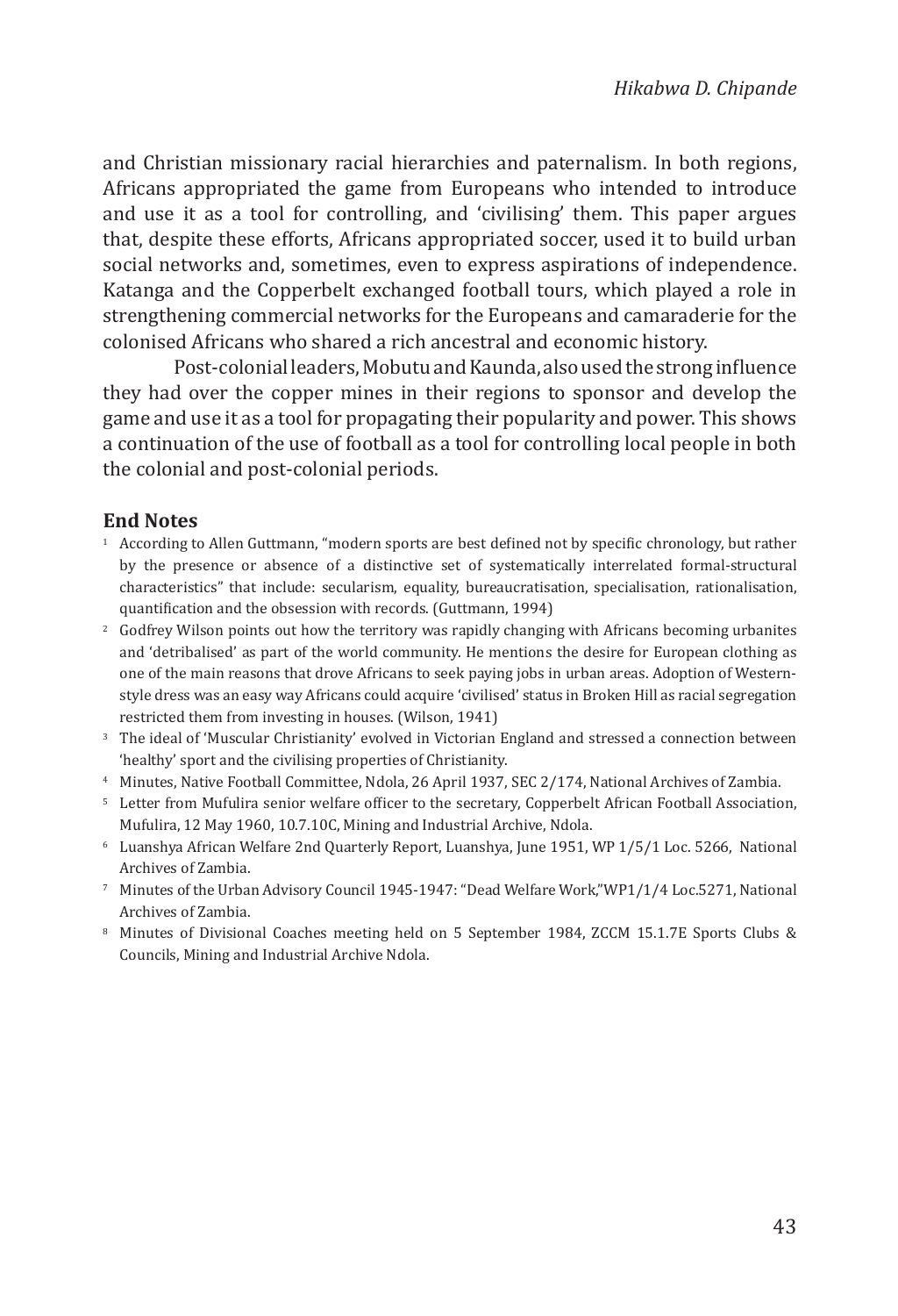and Christian missionary racial hierarchies and paternalism. In both regions, Africans appropriated the game from Europeans who intended to introduce and use it as a tool for controlling, and 'civilising' them. This paper argues that, despite these efforts, Africans appropriated soccer, used it to build urban social networks and, sometimes, even to express aspirations of independence. Katanga and the Copperbelt exchanged football tours, which played a role in strengthening commercial networks for the Europeans and camaraderie for the colonised Africans who shared a rich ancestral and economic history.

Post-colonial leaders, Mobutu and Kaunda, also used the strong influence they had over the copper mines in their regions to sponsor and develop the game and use it as a tool for propagating their popularity and power. This shows a continuation of the use of football as a tool for controlling local people in both the colonial and post-colonial periods.

## End Notes

[1] According to Allen Guttmann, "modern sports are best defined not by specific chronology, but rather by the presence or absence of a distinctive set of systematically interrelated formal-structural characteristics" that include: secularism, equality, bureaucratisation, specialisation, rationalisation, quantification and the obsession with records. (Guttmann, 1994)

[2] Godfrey Wilson points out how the territory was rapidly changing with Africans becoming urbanites and 'detribalised' as part of the world community. He mentions the desire for European clothing as one of the main reasons that drove Africans to seek paying jobs in urban areas. Adoption of Western-style dress was an easy way Africans could acquire 'civilised' status in Broken Hill as racial segregation restricted them from investing in houses. (Wilson, 1941)

[3] The ideal of 'Muscular Christianity' evolved in Victorian England and stressed a connection between 'healthy' sport and the civilising properties of Christianity.

[4] Minutes, Native Football Committee, Ndola, 26 April 1937, SEC 2/174, National Archives of Zambia.

[5] Letter from Mufulira senior welfare officer to the secretary, Copperbelt African Football Association, Mufulira, 12 May 1960, 10.7.10C, Mining and Industrial Archive, Ndola.

[6] Luanshya African Welfare 2nd Quarterly Report, Luanshya, June 1951, WP 1/5/1 Loc. 5266, National Archives of Zambia.

[7] Minutes of the Urban Advisory Council 1945-1947: "Dead Welfare Work,"WP1/1/4 Loc.5271, National Archives of Zambia.

[8] Minutes of Divisional Coaches meeting held on 5 September 1984, ZCCM 15.1.7E Sports Clubs & Councils, Mining and Industrial Archive Ndola.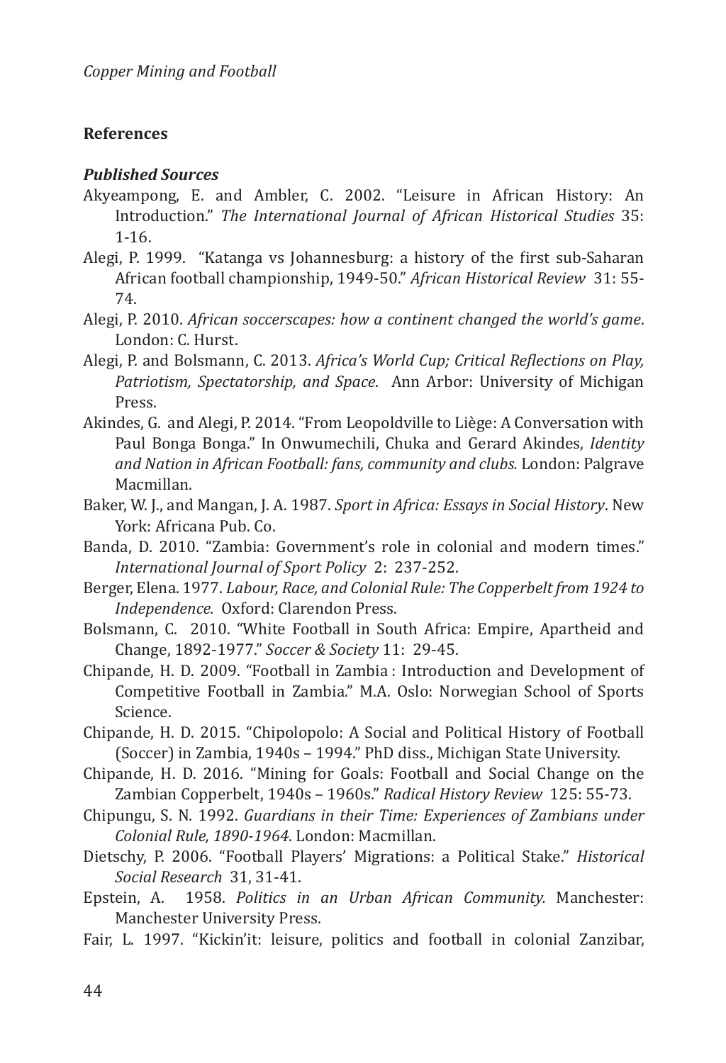## References

### *Published Sources*

Akyeampong, E. and Ambler, C. 2002. "Leisure in African History: An Introduction." *The International Journal of African Historical Studies* 35: 1-16.

Alegi, P. 1999. "Katanga vs Johannesburg: a history of the first sub-Saharan African football championship, 1949-50." *African Historical Review* 31: 55-74.

Alegi, P. 2010. *African soccerscapes: how a continent changed the world's game*. London: C. Hurst.

Alegi, P. and Bolsmann, C. 2013. *Africa's World Cup; Critical Reflections on Play, Patriotism, Spectatorship, and Space*. Ann Arbor: University of Michigan Press.

Akindes, G. and Alegi, P. 2014. "From Leopoldville to Liège: A Conversation with Paul Bonga Bonga." In Onwumechili, Chuka and Gerard Akindes, *Identity and Nation in African Football: fans, community and clubs.* London: Palgrave Macmillan.

Baker, W. J., and Mangan, J. A. 1987. *Sport in Africa: Essays in Social History*. New York: Africana Pub. Co.

Banda, D. 2010. "Zambia: Government's role in colonial and modern times." *International Journal of Sport Policy* 2: 237-252.

Berger, Elena. 1977. *Labour, Race, and Colonial Rule: The Copperbelt from 1924 to Independence.* Oxford: Clarendon Press.

Bolsmann, C. 2010. "White Football in South Africa: Empire, Apartheid and Change, 1892-1977." *Soccer & Society* 11: 29-45.

Chipande, H. D. 2009. "Football in Zambia : Introduction and Development of Competitive Football in Zambia." M.A. Oslo: Norwegian School of Sports Science.

Chipande, H. D. 2015. "Chipolopolo: A Social and Political History of Football (Soccer) in Zambia, 1940s – 1994." PhD diss., Michigan State University.

Chipande, H. D. 2016. "Mining for Goals: Football and Social Change on the Zambian Copperbelt, 1940s – 1960s." *Radical History Review* 125: 55-73.

Chipungu, S. N. 1992. *Guardians in their Time: Experiences of Zambians under Colonial Rule, 1890-1964*. London: Macmillan.

Dietschy, P. 2006. "Football Players' Migrations: a Political Stake." *Historical Social Research* 31, 31-41.

Epstein, A. 1958. *Politics in an Urban African Community.* Manchester: Manchester University Press.

Fair, L. 1997. "Kickin'it: leisure, politics and football in colonial Zanzibar,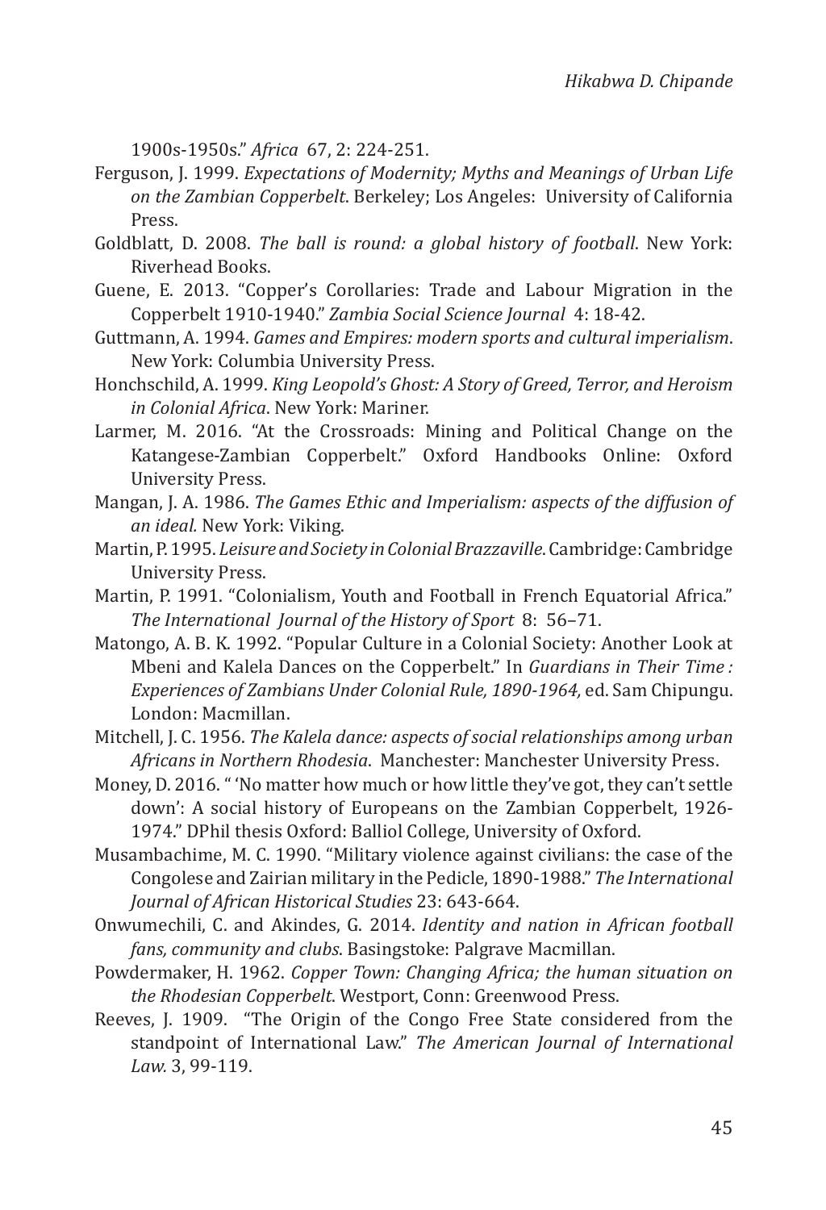1900s-1950s." *Africa* 67, 2: 224-251.

Ferguson, J. 1999. *Expectations of Modernity; Myths and Meanings of Urban Life on the Zambian Copperbelt*. Berkeley; Los Angeles: University of California Press.

Goldblatt, D. 2008. *The ball is round: a global history of football*. New York: Riverhead Books.

Guene, E. 2013. "Copper's Corollaries: Trade and Labour Migration in the Copperbelt 1910-1940." *Zambia Social Science Journal* 4: 18-42.

Guttmann, A. 1994. *Games and Empires: modern sports and cultural imperialism*. New York: Columbia University Press.

Honchschild, A. 1999. *King Leopold's Ghost: A Story of Greed, Terror, and Heroism in Colonial Africa*. New York: Mariner.

Larmer, M. 2016. "At the Crossroads: Mining and Political Change on the Katangese-Zambian Copperbelt." Oxford Handbooks Online: Oxford University Press.

Mangan, J. A. 1986. *The Games Ethic and Imperialism: aspects of the diffusion of an ideal.* New York: Viking.

Martin, P. 1995. *Leisure and Society in Colonial Brazzaville*. Cambridge: Cambridge University Press.

Martin, P. 1991. "Colonialism, Youth and Football in French Equatorial Africa." *The International Journal of the History of Sport* 8: 56–71.

Matongo, A. B. K. 1992. "Popular Culture in a Colonial Society: Another Look at Mbeni and Kalela Dances on the Copperbelt." In *Guardians in Their Time : Experiences of Zambians Under Colonial Rule, 1890-1964,* ed. Sam Chipungu. London: Macmillan.

Mitchell, J. C. 1956. *The Kalela dance: aspects of social relationships among urban Africans in Northern Rhodesia*. Manchester: Manchester University Press.

Money, D. 2016. " 'No matter how much or how little they've got, they can't settle down': A social history of Europeans on the Zambian Copperbelt, 1926-1974." DPhil thesis Oxford: Balliol College, University of Oxford.

Musambachime, M. C. 1990. "Military violence against civilians: the case of the Congolese and Zairian military in the Pedicle, 1890-1988." *The International Journal of African Historical Studies* 23: 643-664.

Onwumechili, C. and Akindes, G. 2014. *Identity and nation in African football fans, community and clubs*. Basingstoke: Palgrave Macmillan.

Powdermaker, H. 1962. *Copper Town: Changing Africa; the human situation on the Rhodesian Copperbelt*. Westport, Conn: Greenwood Press.

Reeves, J. 1909. "The Origin of the Congo Free State considered from the standpoint of International Law." *The American Journal of International Law.* 3, 99-119.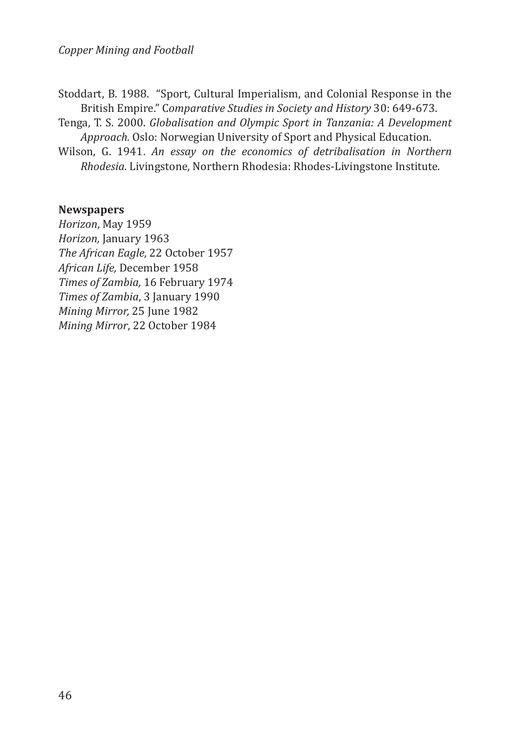Stoddart, B. 1988. "Sport, Cultural Imperialism, and Colonial Response in the British Empire." C*omparative Studies in Society and History* 30: 649-673.

Tenga, T. S. 2000. *Globalisation and Olympic Sport in Tanzania: A Development Approach.* Oslo: Norwegian University of Sport and Physical Education.

Wilson, G. 1941. *An essay on the economics of detribalisation in Northern Rhodesia*. Livingstone, Northern Rhodesia: Rhodes-Livingstone Institute.

**Newspapers**

*Horizon*, May 1959
*Horizon,* January 1963
*The African Eagle*, 22 October 1957
*African Life,* December 1958
*Times of Zambia,* 16 February 1974
*Times of Zambia*, 3 January 1990
*Mining Mirror,* 25 June 1982
*Mining Mirror*, 22 October 1984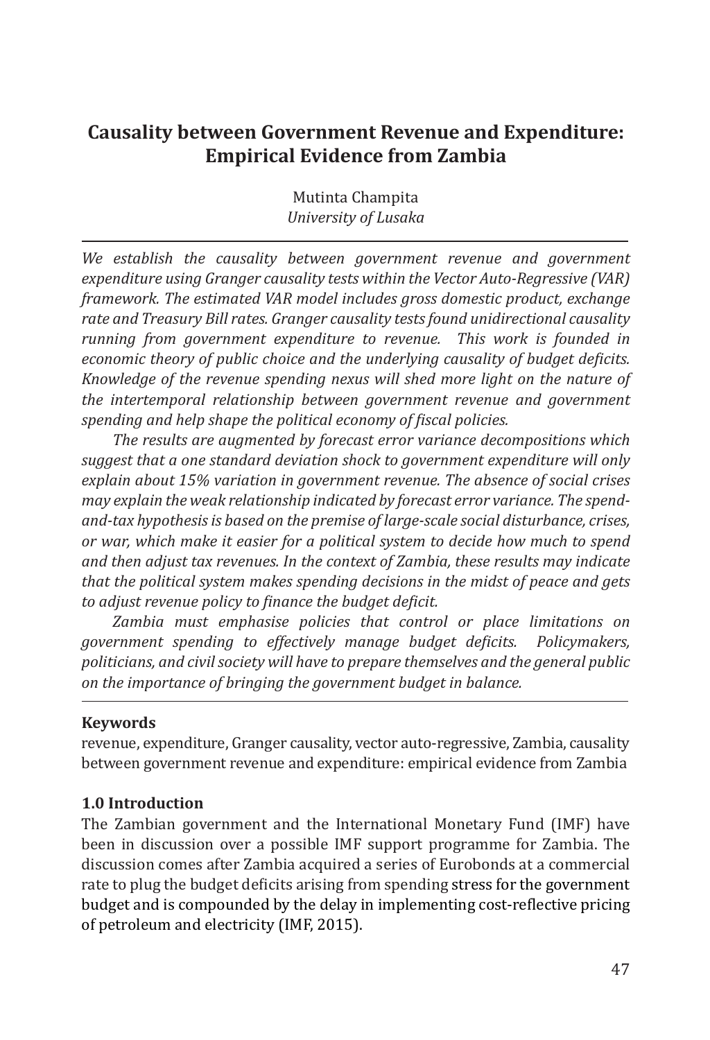# Causality between Government Revenue and Expenditure: Empirical Evidence from Zambia

Mutinta Champita
*University of Lusaka*

---

*We establish the causality between government revenue and government expenditure using Granger causality tests within the Vector Auto-Regressive (VAR) framework. The estimated VAR model includes gross domestic product, exchange rate and Treasury Bill rates. Granger causality tests found unidirectional causality running from government expenditure to revenue. This work is founded in economic theory of public choice and the underlying causality of budget deficits. Knowledge of the revenue spending nexus will shed more light on the nature of the intertemporal relationship between government revenue and government spending and help shape the political economy of fiscal policies.*

*The results are augmented by forecast error variance decompositions which suggest that a one standard deviation shock to government expenditure will only explain about 15% variation in government revenue. The absence of social crises may explain the weak relationship indicated by forecast error variance. The spend-and-tax hypothesis is based on the premise of large-scale social disturbance, crises, or war, which make it easier for a political system to decide how much to spend and then adjust tax revenues. In the context of Zambia, these results may indicate that the political system makes spending decisions in the midst of peace and gets to adjust revenue policy to finance the budget deficit.*

*Zambia must emphasise policies that control or place limitations on government spending to effectively manage budget deficits. Policymakers, politicians, and civil society will have to prepare themselves and the general public on the importance of bringing the government budget in balance.*

---

**Keywords**

revenue, expenditure, Granger causality, vector auto-regressive, Zambia, causality between government revenue and expenditure: empirical evidence from Zambia

### 1.0 Introduction

The Zambian government and the International Monetary Fund (IMF) have been in discussion over a possible IMF support programme for Zambia. The discussion comes after Zambia acquired a series of Eurobonds at a commercial rate to plug the budget deficits arising from spending stress for the government budget and is compounded by the delay in implementing cost-reflective pricing of petroleum and electricity (IMF, 2015).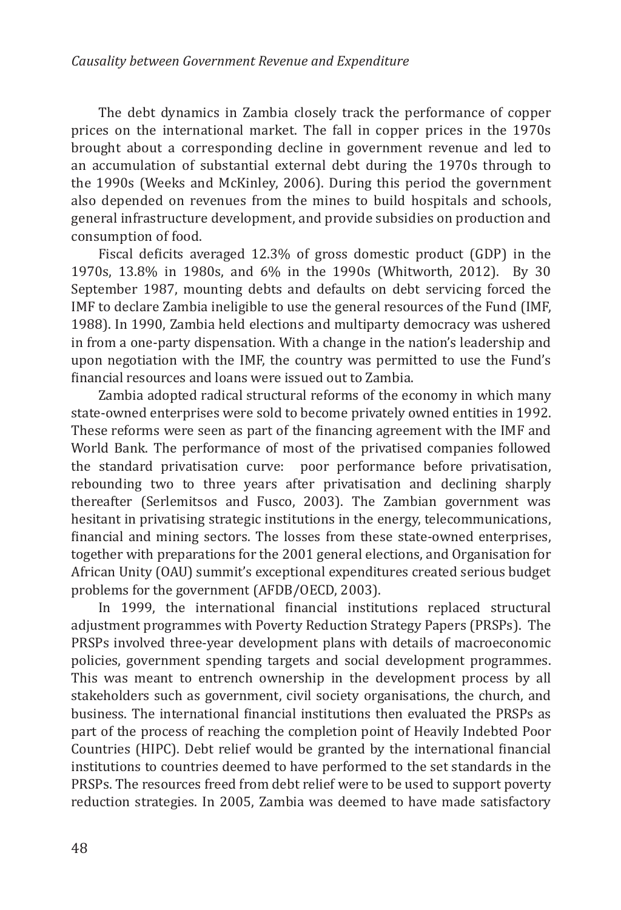The debt dynamics in Zambia closely track the performance of copper prices on the international market. The fall in copper prices in the 1970s brought about a corresponding decline in government revenue and led to an accumulation of substantial external debt during the 1970s through to the 1990s (Weeks and McKinley, 2006). During this period the government also depended on revenues from the mines to build hospitals and schools, general infrastructure development, and provide subsidies on production and consumption of food.

Fiscal deficits averaged 12.3% of gross domestic product (GDP) in the 1970s, 13.8% in 1980s, and 6% in the 1990s (Whitworth, 2012). By 30 September 1987, mounting debts and defaults on debt servicing forced the IMF to declare Zambia ineligible to use the general resources of the Fund (IMF, 1988). In 1990, Zambia held elections and multiparty democracy was ushered in from a one-party dispensation. With a change in the nation's leadership and upon negotiation with the IMF, the country was permitted to use the Fund's financial resources and loans were issued out to Zambia.

Zambia adopted radical structural reforms of the economy in which many state-owned enterprises were sold to become privately owned entities in 1992. These reforms were seen as part of the financing agreement with the IMF and World Bank. The performance of most of the privatised companies followed the standard privatisation curve: poor performance before privatisation, rebounding two to three years after privatisation and declining sharply thereafter (Serlemitsos and Fusco, 2003). The Zambian government was hesitant in privatising strategic institutions in the energy, telecommunications, financial and mining sectors. The losses from these state-owned enterprises, together with preparations for the 2001 general elections, and Organisation for African Unity (OAU) summit's exceptional expenditures created serious budget problems for the government (AFDB/OECD, 2003).

In 1999, the international financial institutions replaced structural adjustment programmes with Poverty Reduction Strategy Papers (PRSPs). The PRSPs involved three-year development plans with details of macroeconomic policies, government spending targets and social development programmes. This was meant to entrench ownership in the development process by all stakeholders such as government, civil society organisations, the church, and business. The international financial institutions then evaluated the PRSPs as part of the process of reaching the completion point of Heavily Indebted Poor Countries (HIPC). Debt relief would be granted by the international financial institutions to countries deemed to have performed to the set standards in the PRSPs. The resources freed from debt relief were to be used to support poverty reduction strategies. In 2005, Zambia was deemed to have made satisfactory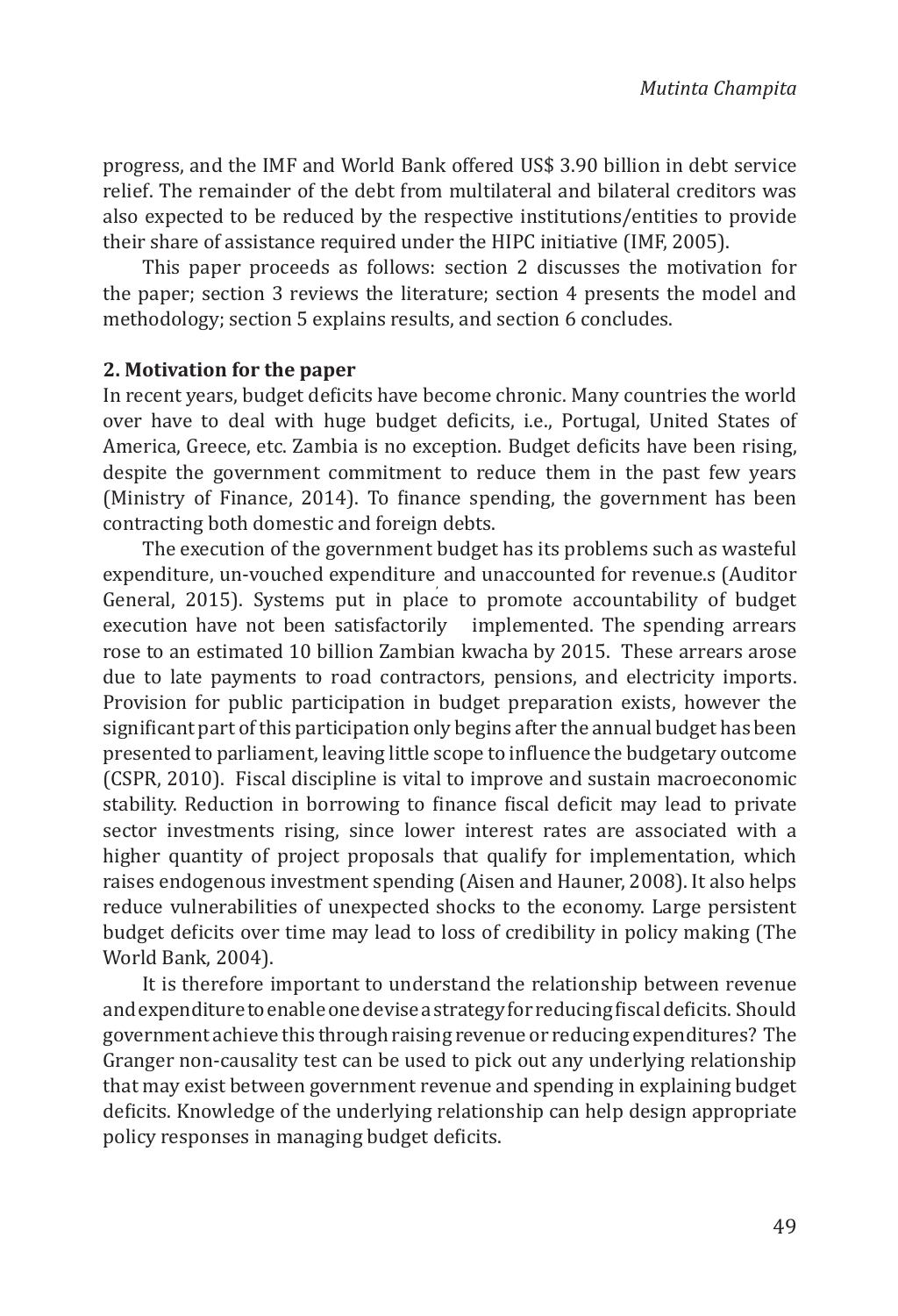progress, and the IMF and World Bank offered US$ 3.90 billion in debt service relief. The remainder of the debt from multilateral and bilateral creditors was also expected to be reduced by the respective institutions/entities to provide their share of assistance required under the HIPC initiative (IMF, 2005).

This paper proceeds as follows: section 2 discusses the motivation for the paper; section 3 reviews the literature; section 4 presents the model and methodology; section 5 explains results, and section 6 concludes.

## 2. Motivation for the paper

In recent years, budget deficits have become chronic. Many countries the world over have to deal with huge budget deficits, i.e., Portugal, United States of America, Greece, etc. Zambia is no exception. Budget deficits have been rising, despite the government commitment to reduce them in the past few years (Ministry of Finance, 2014). To finance spending, the government has been contracting both domestic and foreign debts.

The execution of the government budget has its problems such as wasteful expenditure, un-vouched expenditure, and unaccounted for revenue.s (Auditor General, 2015). Systems put in place to promote accountability of budget execution have not been satisfactorily implemented. The spending arrears rose to an estimated 10 billion Zambian kwacha by 2015. These arrears arose due to late payments to road contractors, pensions, and electricity imports. Provision for public participation in budget preparation exists, however the significant part of this participation only begins after the annual budget has been presented to parliament, leaving little scope to influence the budgetary outcome (CSPR, 2010). Fiscal discipline is vital to improve and sustain macroeconomic stability. Reduction in borrowing to finance fiscal deficit may lead to private sector investments rising, since lower interest rates are associated with a higher quantity of project proposals that qualify for implementation, which raises endogenous investment spending (Aisen and Hauner, 2008). It also helps reduce vulnerabilities of unexpected shocks to the economy. Large persistent budget deficits over time may lead to loss of credibility in policy making (The World Bank, 2004).

It is therefore important to understand the relationship between revenue and expenditure to enable one devise a strategy for reducing fiscal deficits. Should government achieve this through raising revenue or reducing expenditures? The Granger non-causality test can be used to pick out any underlying relationship that may exist between government revenue and spending in explaining budget deficits. Knowledge of the underlying relationship can help design appropriate policy responses in managing budget deficits.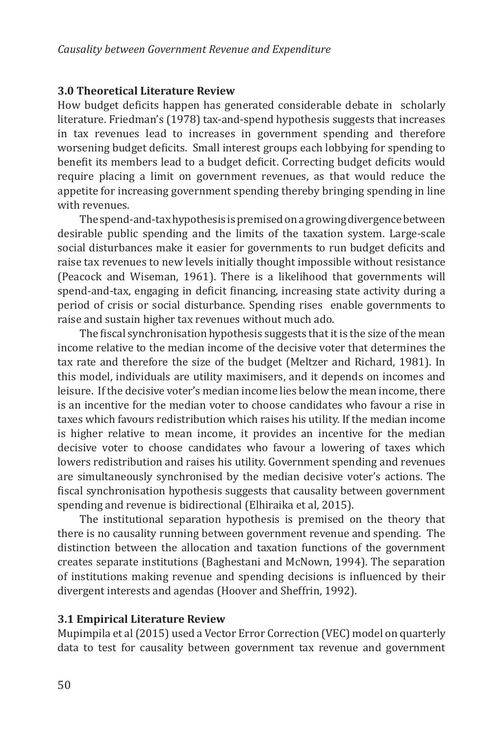## 3.0 Theoretical Literature Review

How budget deficits happen has generated considerable debate in scholarly literature. Friedman's (1978) tax-and-spend hypothesis suggests that increases in tax revenues lead to increases in government spending and therefore worsening budget deficits. Small interest groups each lobbying for spending to benefit its members lead to a budget deficit. Correcting budget deficits would require placing a limit on government revenues, as that would reduce the appetite for increasing government spending thereby bringing spending in line with revenues.

The spend-and-tax hypothesis is premised on a growing divergence between desirable public spending and the limits of the taxation system. Large-scale social disturbances make it easier for governments to run budget deficits and raise tax revenues to new levels initially thought impossible without resistance (Peacock and Wiseman, 1961). There is a likelihood that governments will spend-and-tax, engaging in deficit financing, increasing state activity during a period of crisis or social disturbance. Spending rises enable governments to raise and sustain higher tax revenues without much ado.

The fiscal synchronisation hypothesis suggests that it is the size of the mean income relative to the median income of the decisive voter that determines the tax rate and therefore the size of the budget (Meltzer and Richard, 1981). In this model, individuals are utility maximisers, and it depends on incomes and leisure. If the decisive voter's median income lies below the mean income, there is an incentive for the median voter to choose candidates who favour a rise in taxes which favours redistribution which raises his utility. If the median income is higher relative to mean income, it provides an incentive for the median decisive voter to choose candidates who favour a lowering of taxes which lowers redistribution and raises his utility. Government spending and revenues are simultaneously synchronised by the median decisive voter's actions. The fiscal synchronisation hypothesis suggests that causality between government spending and revenue is bidirectional (Elhiraika et al, 2015).

The institutional separation hypothesis is premised on the theory that there is no causality running between government revenue and spending. The distinction between the allocation and taxation functions of the government creates separate institutions (Baghestani and McNown, 1994). The separation of institutions making revenue and spending decisions is influenced by their divergent interests and agendas (Hoover and Sheffrin, 1992).

## 3.1 Empirical Literature Review

Mupimpila et al (2015) used a Vector Error Correction (VEC) model on quarterly data to test for causality between government tax revenue and government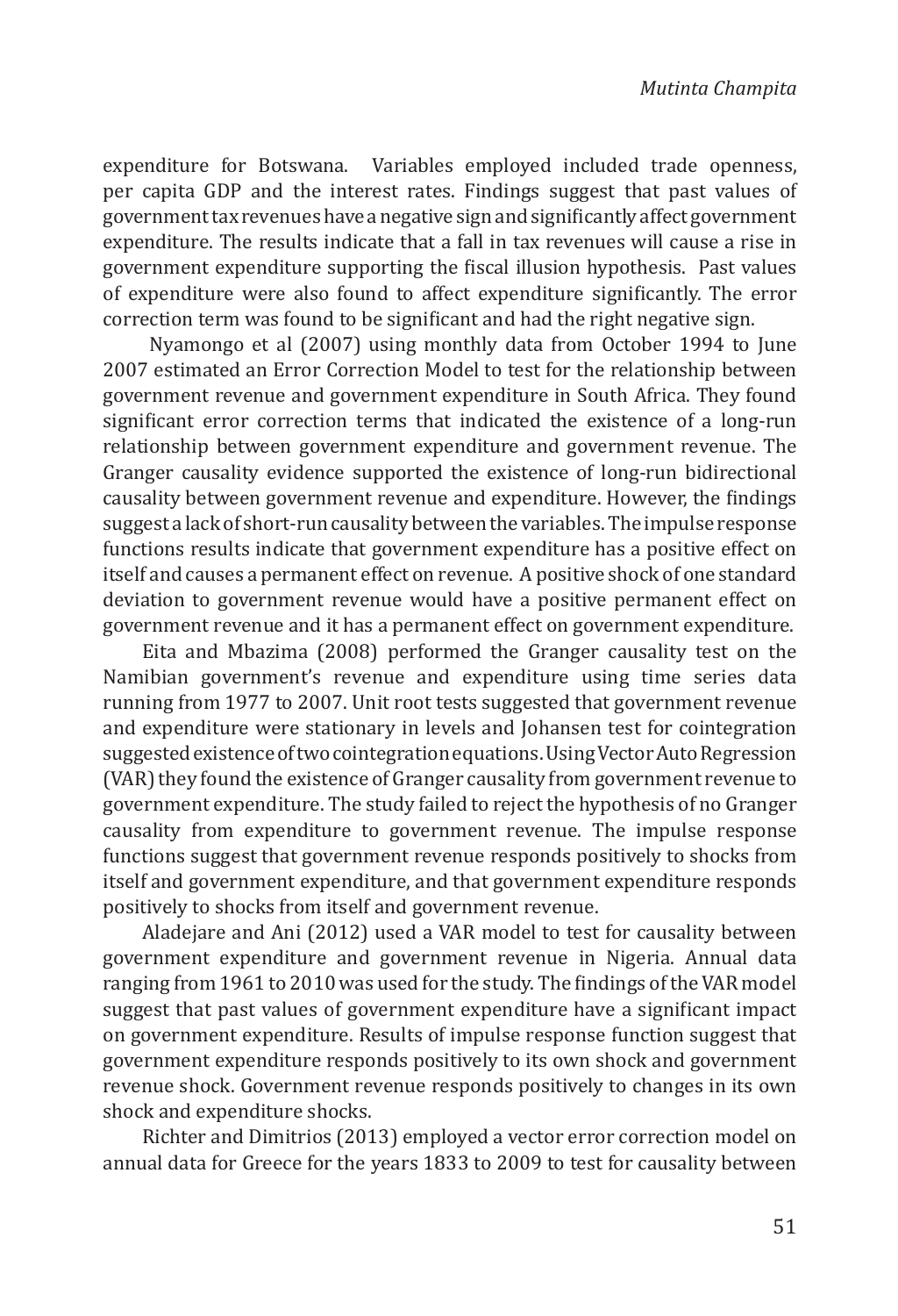expenditure for Botswana. Variables employed included trade openness, per capita GDP and the interest rates. Findings suggest that past values of government tax revenues have a negative sign and significantly affect government expenditure. The results indicate that a fall in tax revenues will cause a rise in government expenditure supporting the fiscal illusion hypothesis. Past values of expenditure were also found to affect expenditure significantly. The error correction term was found to be significant and had the right negative sign.

Nyamongo et al (2007) using monthly data from October 1994 to June 2007 estimated an Error Correction Model to test for the relationship between government revenue and government expenditure in South Africa. They found significant error correction terms that indicated the existence of a long-run relationship between government expenditure and government revenue. The Granger causality evidence supported the existence of long-run bidirectional causality between government revenue and expenditure. However, the findings suggest a lack of short-run causality between the variables. The impulse response functions results indicate that government expenditure has a positive effect on itself and causes a permanent effect on revenue. A positive shock of one standard deviation to government revenue would have a positive permanent effect on government revenue and it has a permanent effect on government expenditure.

Eita and Mbazima (2008) performed the Granger causality test on the Namibian government's revenue and expenditure using time series data running from 1977 to 2007. Unit root tests suggested that government revenue and expenditure were stationary in levels and Johansen test for cointegration suggested existence of two cointegration equations. Using Vector Auto Regression (VAR) they found the existence of Granger causality from government revenue to government expenditure. The study failed to reject the hypothesis of no Granger causality from expenditure to government revenue. The impulse response functions suggest that government revenue responds positively to shocks from itself and government expenditure, and that government expenditure responds positively to shocks from itself and government revenue.

Aladejare and Ani (2012) used a VAR model to test for causality between government expenditure and government revenue in Nigeria. Annual data ranging from 1961 to 2010 was used for the study. The findings of the VAR model suggest that past values of government expenditure have a significant impact on government expenditure. Results of impulse response function suggest that government expenditure responds positively to its own shock and government revenue shock. Government revenue responds positively to changes in its own shock and expenditure shocks.

Richter and Dimitrios (2013) employed a vector error correction model on annual data for Greece for the years 1833 to 2009 to test for causality between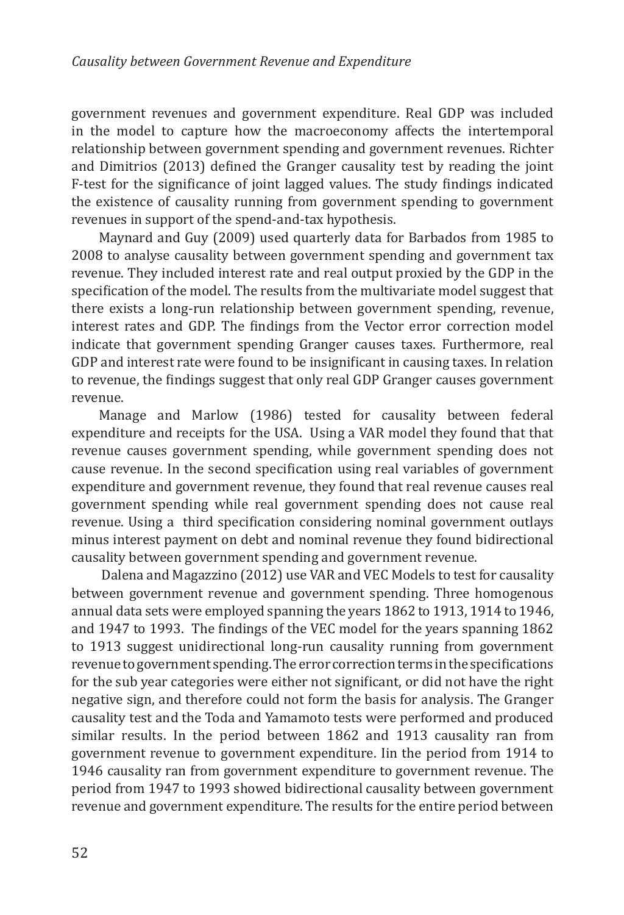government revenues and government expenditure. Real GDP was included in the model to capture how the macroeconomy affects the intertemporal relationship between government spending and government revenues. Richter and Dimitrios (2013) defined the Granger causality test by reading the joint F-test for the significance of joint lagged values. The study findings indicated the existence of causality running from government spending to government revenues in support of the spend-and-tax hypothesis.

Maynard and Guy (2009) used quarterly data for Barbados from 1985 to 2008 to analyse causality between government spending and government tax revenue. They included interest rate and real output proxied by the GDP in the specification of the model. The results from the multivariate model suggest that there exists a long-run relationship between government spending, revenue, interest rates and GDP. The findings from the Vector error correction model indicate that government spending Granger causes taxes. Furthermore, real GDP and interest rate were found to be insignificant in causing taxes. In relation to revenue, the findings suggest that only real GDP Granger causes government revenue.

Manage and Marlow (1986) tested for causality between federal expenditure and receipts for the USA. Using a VAR model they found that that revenue causes government spending, while government spending does not cause revenue. In the second specification using real variables of government expenditure and government revenue, they found that real revenue causes real government spending while real government spending does not cause real revenue. Using a third specification considering nominal government outlays minus interest payment on debt and nominal revenue they found bidirectional causality between government spending and government revenue.

Dalena and Magazzino (2012) use VAR and VEC Models to test for causality between government revenue and government spending. Three homogenous annual data sets were employed spanning the years 1862 to 1913, 1914 to 1946, and 1947 to 1993. The findings of the VEC model for the years spanning 1862 to 1913 suggest unidirectional long-run causality running from government revenue to government spending. The error correction terms in the specifications for the sub year categories were either not significant, or did not have the right negative sign, and therefore could not form the basis for analysis. The Granger causality test and the Toda and Yamamoto tests were performed and produced similar results. In the period between 1862 and 1913 causality ran from government revenue to government expenditure. Iin the period from 1914 to 1946 causality ran from government expenditure to government revenue. The period from 1947 to 1993 showed bidirectional causality between government revenue and government expenditure. The results for the entire period between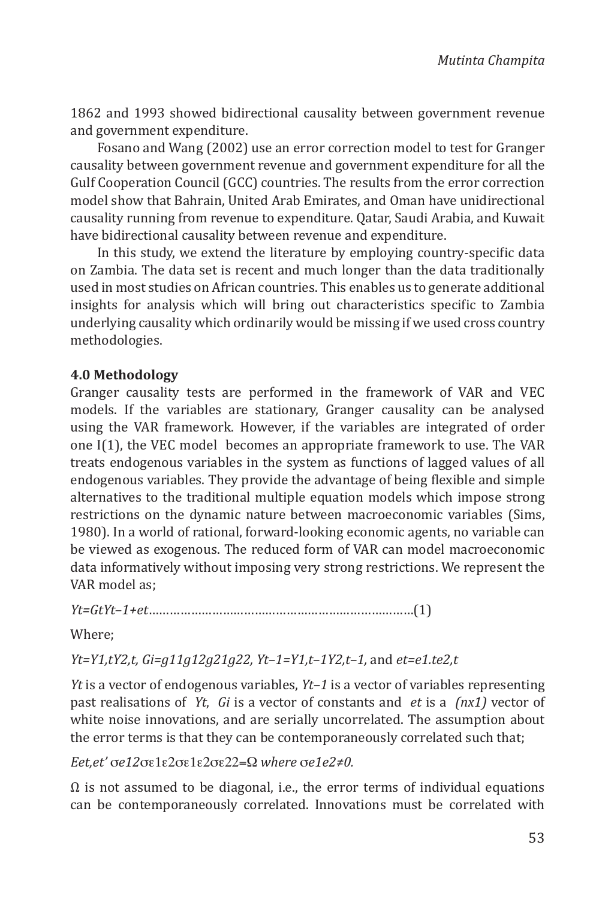1862 and 1993 showed bidirectional causality between government revenue and government expenditure.

Fosano and Wang (2002) use an error correction model to test for Granger causality between government revenue and government expenditure for all the Gulf Cooperation Council (GCC) countries. The results from the error correction model show that Bahrain, United Arab Emirates, and Oman have unidirectional causality running from revenue to expenditure. Qatar, Saudi Arabia, and Kuwait have bidirectional causality between revenue and expenditure.

In this study, we extend the literature by employing country-specific data on Zambia. The data set is recent and much longer than the data traditionally used in most studies on African countries. This enables us to generate additional insights for analysis which will bring out characteristics specific to Zambia underlying causality which ordinarily would be missing if we used cross country methodologies.

**4.0 Methodology**

Granger causality tests are performed in the framework of VAR and VEC models. If the variables are stationary, Granger causality can be analysed using the VAR framework. However, if the variables are integrated of order one I(1), the VEC model becomes an appropriate framework to use. The VAR treats endogenous variables in the system as functions of lagged values of all endogenous variables. They provide the advantage of being flexible and simple alternatives to the traditional multiple equation models which impose strong restrictions on the dynamic nature between macroeconomic variables (Sims, 1980). In a world of rational, forward-looking economic agents, no variable can be viewed as exogenous. The reduced form of VAR can model macroeconomic data informatively without imposing very strong restrictions. We represent the VAR model as;

$$Y_t = G_t Y_{t-1} + e_t \qquad (1)$$

Where;

$Y_t = Y_{1,t} Y_{2,t}$, $G_i = g_{11} g_{12} g_{21} g_{22}$, $Y_{t-1} = Y_{1,t-1} Y_{2,t-1}$, and $e_t = e_{1.t} e_{2,t}$

$Y_t$ is a vector of endogenous variables, $Y_{t-1}$ is a vector of variables representing past realisations of $Y_t$, $G_i$ is a vector of constants and $e_t$ is a $(nx1)$ vector of white noise innovations, and are serially uncorrelated. The assumption about the error terms is that they can be contemporaneously correlated such that;

$E e_t, e_t' \ \sigma e12 \sigma \varepsilon 1 \varepsilon 2 \sigma \varepsilon 1 \varepsilon 2 \sigma \varepsilon 22 = \Omega$ *where* $\sigma e1e2 \neq 0$.

$\Omega$ is not assumed to be diagonal, i.e., the error terms of individual equations can be contemporaneously correlated. Innovations must be correlated with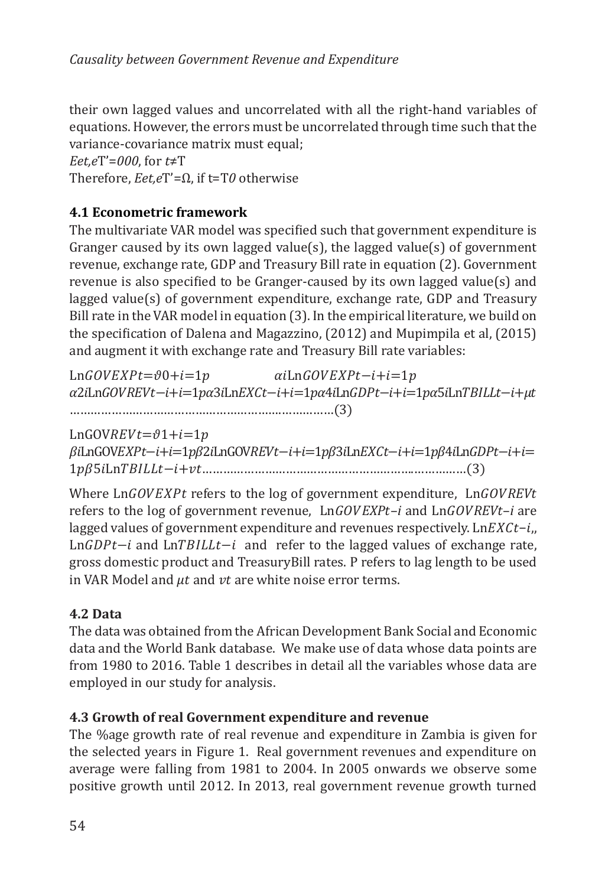their own lagged values and uncorrelated with all the right-hand variables of equations. However, the errors must be uncorrelated through time such that the variance-covariance matrix must equal;

$Eet,eT'=000$, for $t \neq T$

Therefore, $Eet,eT'=\Omega$, if t=T$0$ otherwise

### 4.1 Econometric framework

The multivariate VAR model was specified such that government expenditure is Granger caused by its own lagged value(s), the lagged value(s) of government revenue, exchange rate, GDP and Treasury Bill rate in equation (2). Government revenue is also specified to be Granger-caused by its own lagged value(s) and lagged value(s) of government expenditure, exchange rate, GDP and Treasury Bill rate in the VAR model in equation (3). In the empirical literature, we build on the specification of Dalena and Magazzino, (2012) and Mupimpila et al, (2015) and augment it with exchange rate and Treasury Bill rate variables:

$$\text{Ln}GOVEXPt=\vartheta 0+i=1p \quad \alpha i\text{Ln}GOVEXPt-i+i=1p \; \alpha 2i\text{Ln}GOVREVt-i+i=1p\alpha 3i\text{Ln}EXCt-i+i=1p\alpha 4i\text{Ln}GDPt-i+i=1p\alpha 5i\text{Ln}TBILLt-i+\mu t \quad \text{......(3)}$$

$$\text{LnGOV}REVt=\vartheta 1+i=1p \; \beta i\text{LnGOV}EXPt-i+i=1p\beta 2i\text{LnGOV}REVt-i+i=1p\beta 3i\text{Ln}EXCt-i+i=1p\beta 4i\text{Ln}GDPt-i+i=1p\beta 5i\text{Ln}TBILLt-i+vt \quad \text{......(3)}$$

Where Ln$GOVEXPt$ refers to the log of government expenditure, Ln$GOVREVt$ refers to the log of government revenue, Ln$GOVEXPt-i$ and Ln$GOVREVt-i$ are lagged values of government expenditure and revenues respectively. Ln$EXCt-i$,, Ln$GDPt-i$ and Ln$TBILLt-i$ and refer to the lagged values of exchange rate, gross domestic product and TreasuryBill rates. P refers to lag length to be used in VAR Model and $\mu t$ and $vt$ are white noise error terms.

### 4.2 Data

The data was obtained from the African Development Bank Social and Economic data and the World Bank database. We make use of data whose data points are from 1980 to 2016. Table 1 describes in detail all the variables whose data are employed in our study for analysis.

### 4.3 Growth of real Government expenditure and revenue

The %age growth rate of real revenue and expenditure in Zambia is given for the selected years in Figure 1. Real government revenues and expenditure on average were falling from 1981 to 2004. In 2005 onwards we observe some positive growth until 2012. In 2013, real government revenue growth turned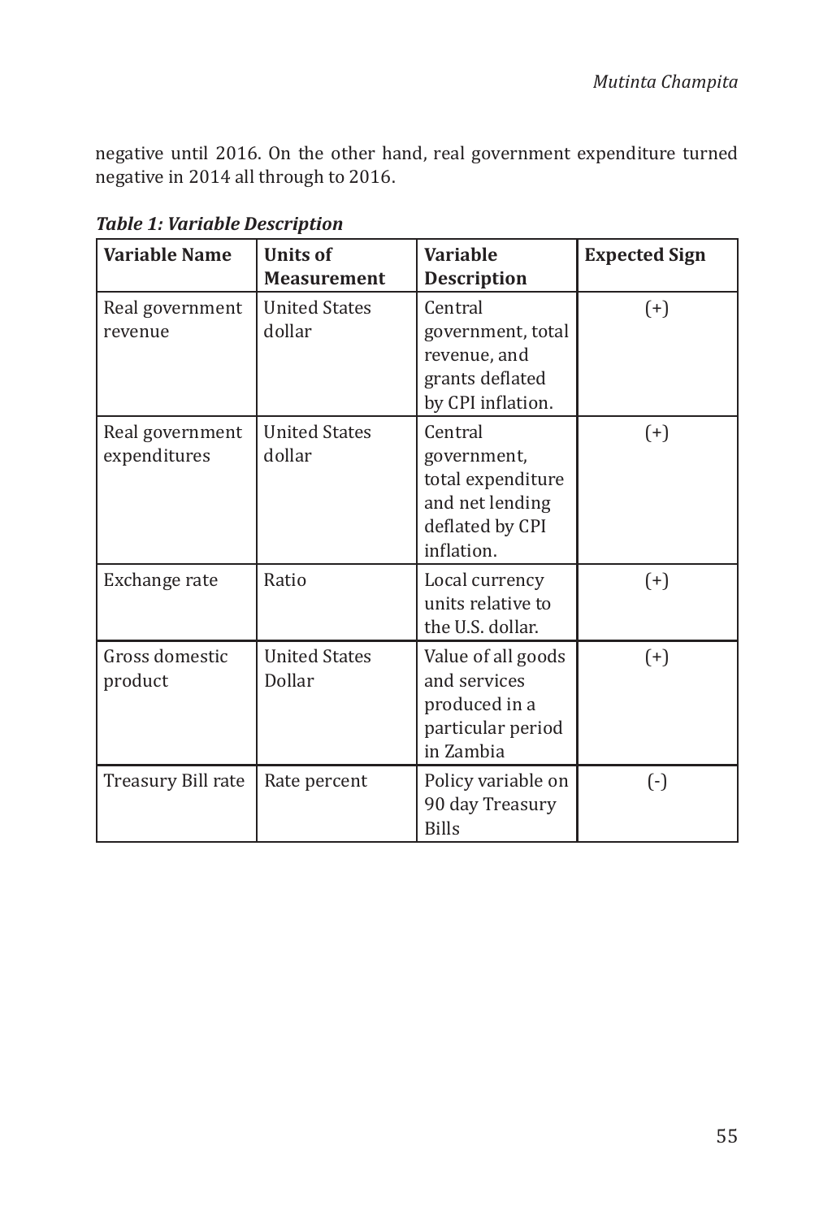negative until 2016. On the other hand, real government expenditure turned negative in 2014 all through to 2016.

***Table 1: Variable Description***

| Variable Name | Units of Measurement | Variable Description | Expected Sign |
|---|---|---|---|
| Real government revenue | United States dollar | Central government, total revenue, and grants deflated by CPI inflation. | (+) |
| Real government expenditures | United States dollar | Central government, total expenditure and net lending deflated by CPI inflation. | (+) |
| Exchange rate | Ratio | Local currency units relative to the U.S. dollar. | (+) |
| Gross domestic product | United States Dollar | Value of all goods and services produced in a particular period in Zambia | (+) |
| Treasury Bill rate | Rate percent | Policy variable on 90 day Treasury Bills | (-) |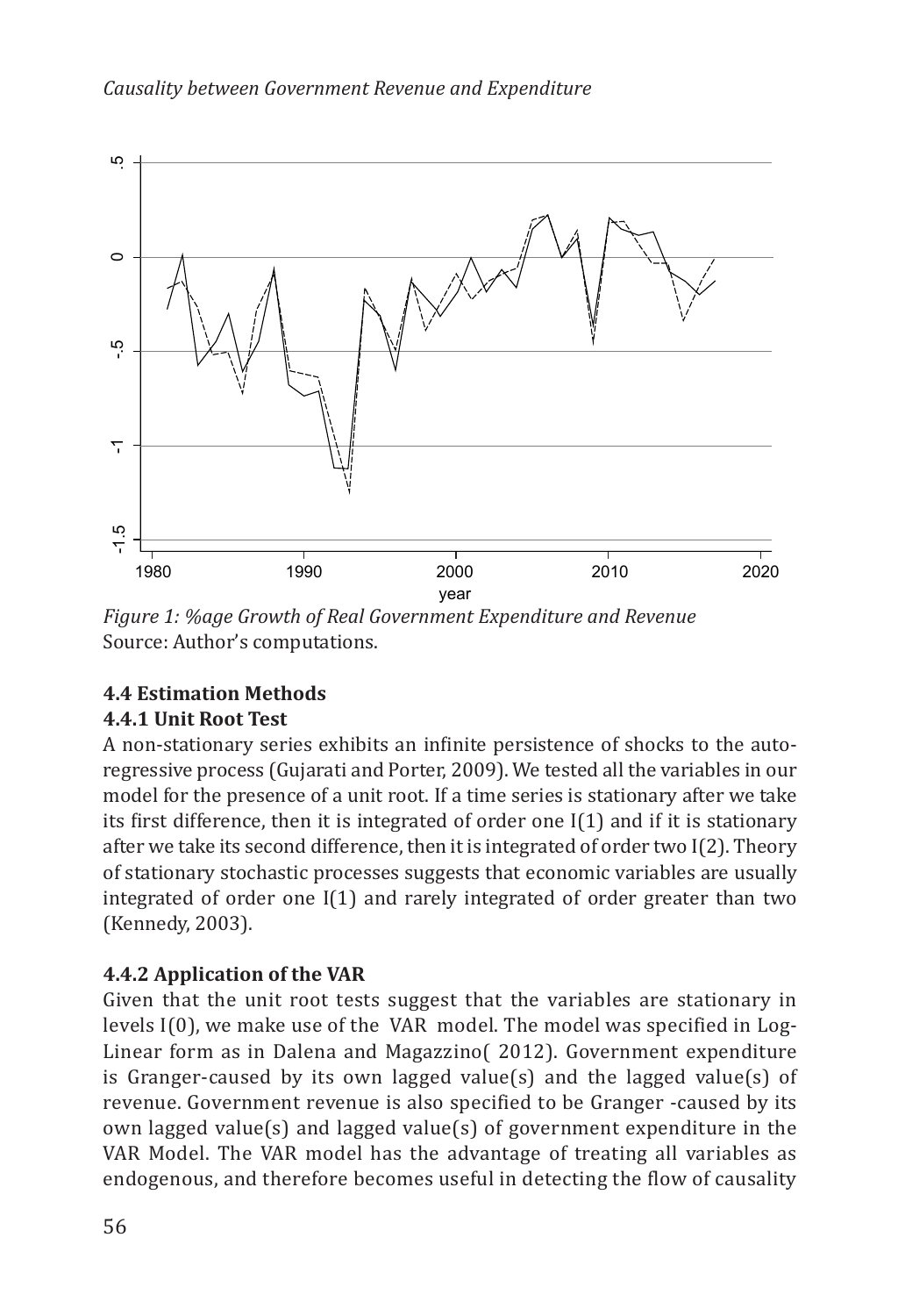*Figure 1: %age Growth of Real Government Expenditure and Revenue*
Source: Author's computations.

**4.4 Estimation Methods**

**4.4.1 Unit Root Test**

A non-stationary series exhibits an infinite persistence of shocks to the auto-regressive process (Gujarati and Porter, 2009). We tested all the variables in our model for the presence of a unit root. If a time series is stationary after we take its first difference, then it is integrated of order one I(1) and if it is stationary after we take its second difference, then it is integrated of order two I(2). Theory of stationary stochastic processes suggests that economic variables are usually integrated of order one I(1) and rarely integrated of order greater than two (Kennedy, 2003).

**4.4.2 Application of the VAR**

Given that the unit root tests suggest that the variables are stationary in levels I(0), we make use of the VAR model. The model was specified in Log-Linear form as in Dalena and Magazzino( 2012). Government expenditure is Granger-caused by its own lagged value(s) and the lagged value(s) of revenue. Government revenue is also specified to be Granger -caused by its own lagged value(s) and lagged value(s) of government expenditure in the VAR Model. The VAR model has the advantage of treating all variables as endogenous, and therefore becomes useful in detecting the flow of causality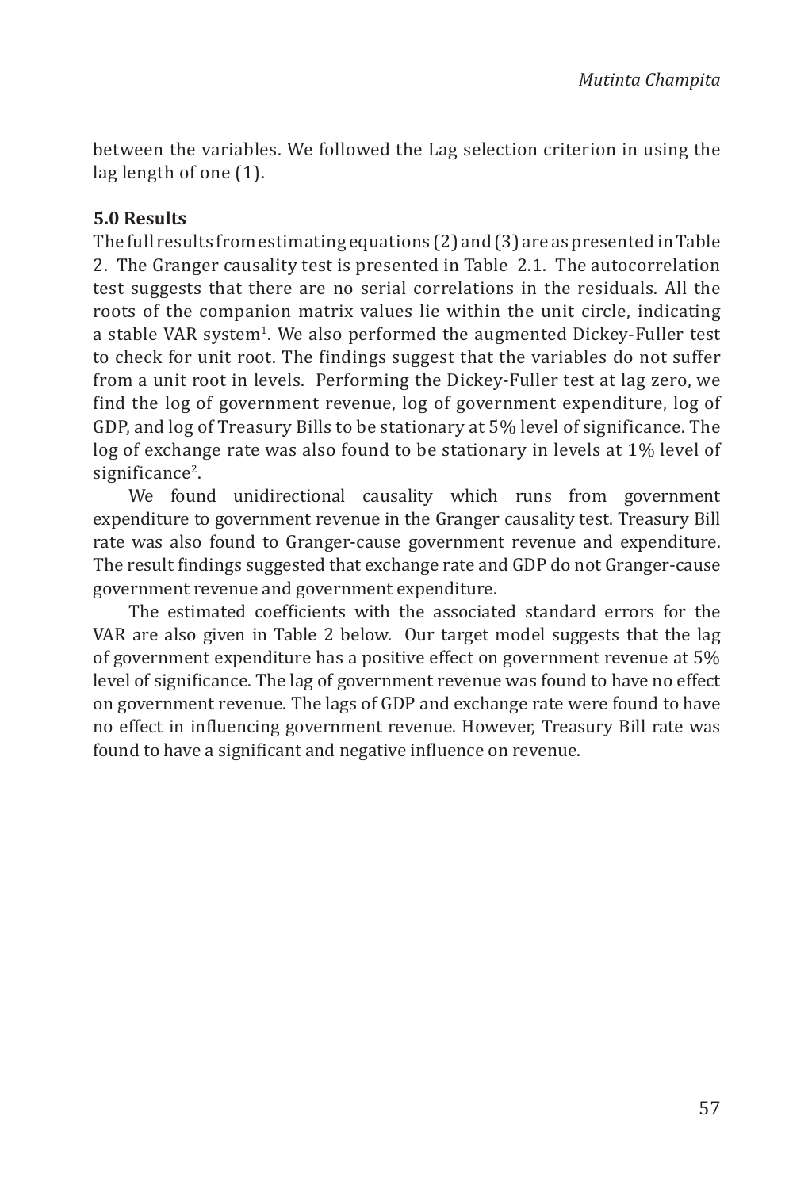between the variables. We followed the Lag selection criterion in using the lag length of one (1).

## 5.0 Results

The full results from estimating equations (2) and (3) are as presented in Table 2. The Granger causality test is presented in Table 2.1. The autocorrelation test suggests that there are no serial correlations in the residuals. All the roots of the companion matrix values lie within the unit circle, indicating a stable VAR system[1]. We also performed the augmented Dickey-Fuller test to check for unit root. The findings suggest that the variables do not suffer from a unit root in levels. Performing the Dickey-Fuller test at lag zero, we find the log of government revenue, log of government expenditure, log of GDP, and log of Treasury Bills to be stationary at 5% level of significance. The log of exchange rate was also found to be stationary in levels at 1% level of significance[2].

We found unidirectional causality which runs from government expenditure to government revenue in the Granger causality test. Treasury Bill rate was also found to Granger-cause government revenue and expenditure. The result findings suggested that exchange rate and GDP do not Granger-cause government revenue and government expenditure.

The estimated coefficients with the associated standard errors for the VAR are also given in Table 2 below. Our target model suggests that the lag of government expenditure has a positive effect on government revenue at 5% level of significance. The lag of government revenue was found to have no effect on government revenue. The lags of GDP and exchange rate were found to have no effect in influencing government revenue. However, Treasury Bill rate was found to have a significant and negative influence on revenue.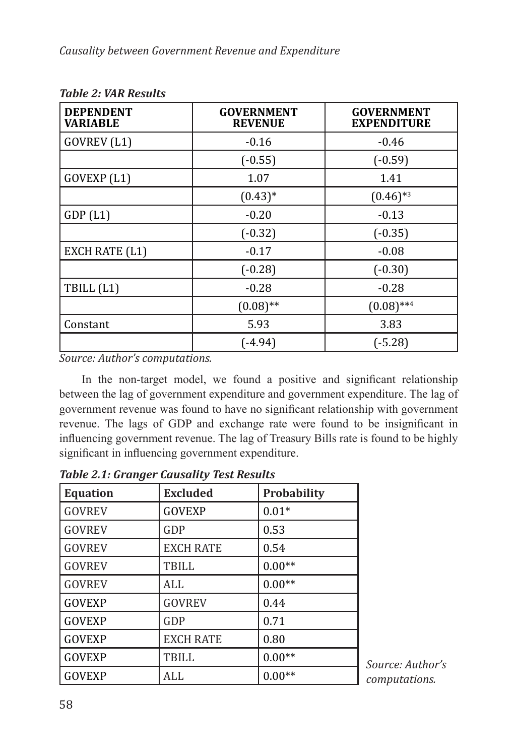*Table 2: VAR Results*

| DEPENDENT VARIABLE | GOVERNMENT REVENUE | GOVERNMENT EXPENDITURE |
|---|---|---|
| GOVREV (L1) | -0.16 | -0.46 |
| | (-0.55) | (-0.59) |
| GOVEXP (L1) | 1.07 | 1.41 |
| | (0.43)* | (0.46)*[3] |
| GDP (L1) | -0.20 | -0.13 |
| | (-0.32) | (-0.35) |
| EXCH RATE (L1) | -0.17 | -0.08 |
| | (-0.28) | (-0.30) |
| TBILL (L1) | -0.28 | -0.28 |
| | (0.08)** | (0.08)**[4] |
| Constant | 5.93 | 3.83 |
| | (-4.94) | (-5.28) |

*Source: Author's computations.*

In the non-target model, we found a positive and significant relationship between the lag of government expenditure and government expenditure. The lag of government revenue was found to have no significant relationship with government revenue. The lags of GDP and exchange rate were found to be insignificant in influencing government revenue. The lag of Treasury Bills rate is found to be highly significant in influencing government expenditure.

*Table 2.1: Granger Causality Test Results*

| Equation | Excluded | Probability |
|---|---|---|
| GOVREV | GOVEXP | 0.01* |
| GOVREV | GDP | 0.53 |
| GOVREV | EXCH RATE | 0.54 |
| GOVREV | TBILL | 0.00** |
| GOVREV | ALL | 0.00** |
| GOVEXP | GOVREV | 0.44 |
| GOVEXP | GDP | 0.71 |
| GOVEXP | EXCH RATE | 0.80 |
| GOVEXP | TBILL | 0.00** |
| GOVEXP | ALL | 0.00** |

*Source: Author's computations.*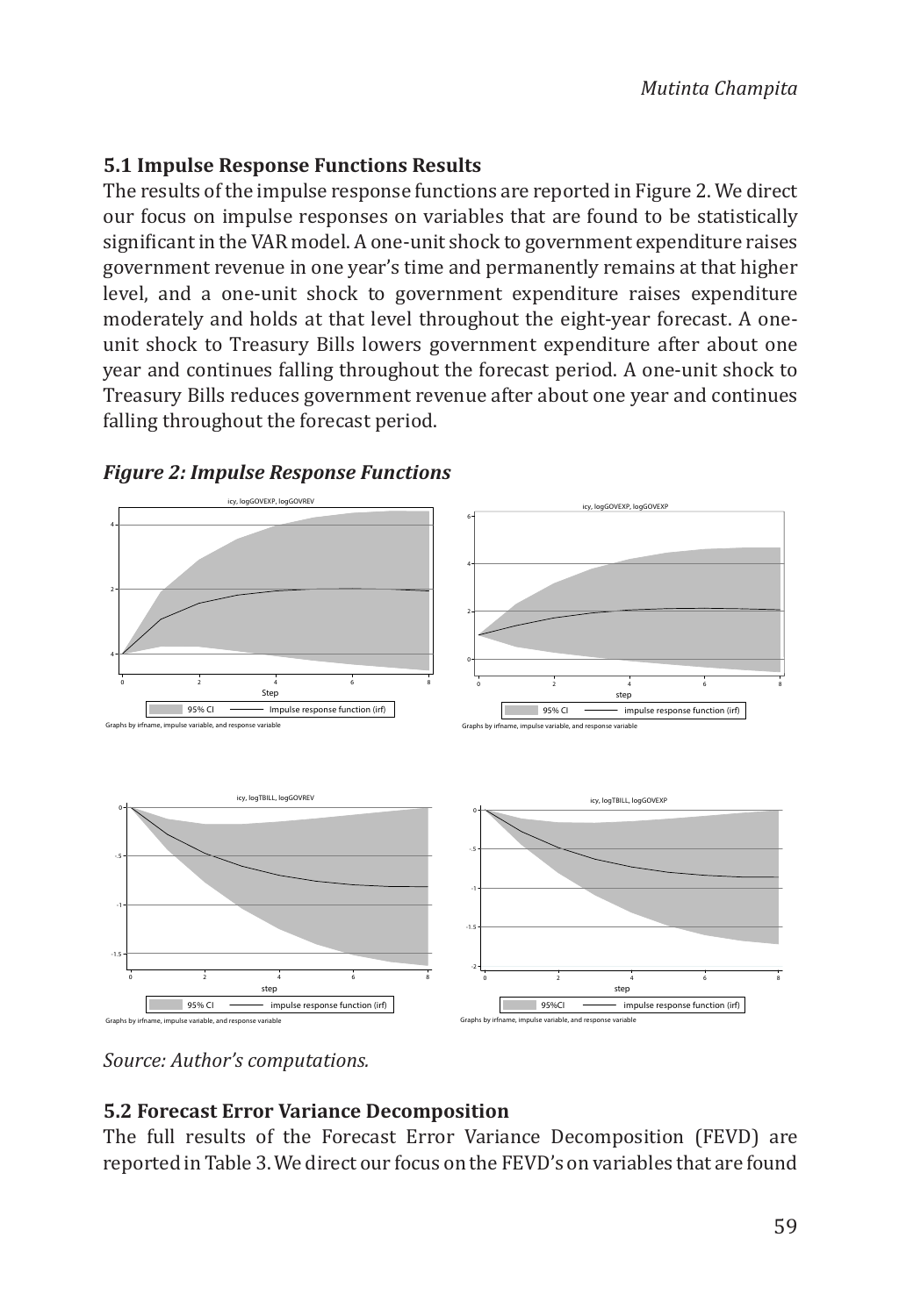## 5.1 Impulse Response Functions Results

The results of the impulse response functions are reported in Figure 2. We direct our focus on impulse responses on variables that are found to be statistically significant in the VAR model. A one-unit shock to government expenditure raises government revenue in one year's time and permanently remains at that higher level, and a one-unit shock to government expenditure raises expenditure moderately and holds at that level throughout the eight-year forecast. A one-unit shock to Treasury Bills lowers government expenditure after about one year and continues falling throughout the forecast period. A one-unit shock to Treasury Bills reduces government revenue after about one year and continues falling throughout the forecast period.

***Figure 2: Impulse Response Functions***

*Source: Author's computations.*

## 5.2 Forecast Error Variance Decomposition

The full results of the Forecast Error Variance Decomposition (FEVD) are reported in Table 3. We direct our focus on the FEVD's on variables that are found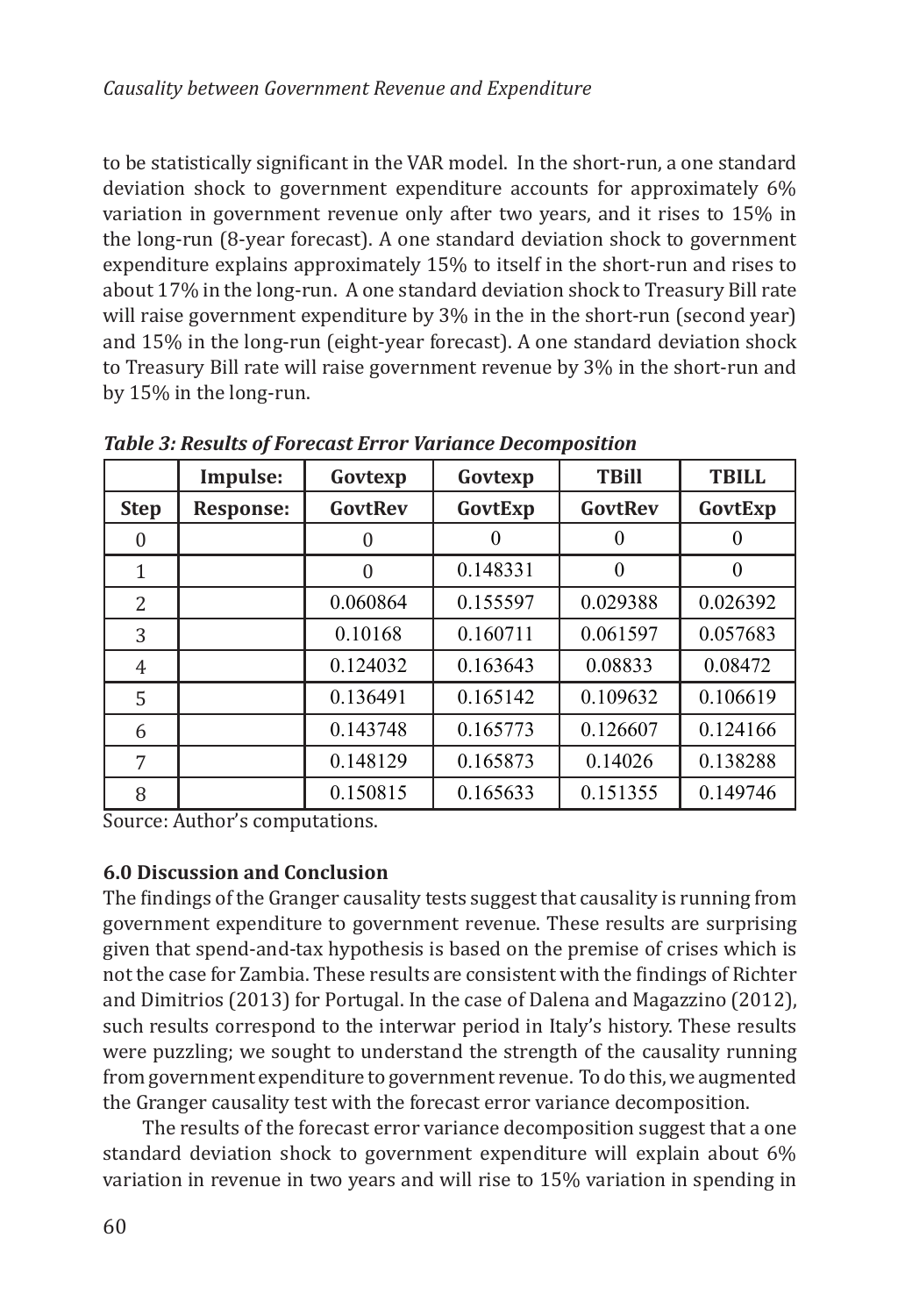to be statistically significant in the VAR model. In the short-run, a one standard deviation shock to government expenditure accounts for approximately 6% variation in government revenue only after two years, and it rises to 15% in the long-run (8-year forecast). A one standard deviation shock to government expenditure explains approximately 15% to itself in the short-run and rises to about 17% in the long-run. A one standard deviation shock to Treasury Bill rate will raise government expenditure by 3% in the in the short-run (second year) and 15% in the long-run (eight-year forecast). A one standard deviation shock to Treasury Bill rate will raise government revenue by 3% in the short-run and by 15% in the long-run.

***Table 3: Results of Forecast Error Variance Decomposition***

|  | **Impulse:** | **Govtexp** | **Govtexp** | **TBill** | **TBILL** |
|---|---|---|---|---|---|
| **Step** | **Response:** | **GovtRev** | **GovtExp** | **GovtRev** | **GovtExp** |
| 0 |  | 0 | 0 | 0 | 0 |
| 1 |  | 0 | 0.148331 | 0 | 0 |
| 2 |  | 0.060864 | 0.155597 | 0.029388 | 0.026392 |
| 3 |  | 0.10168 | 0.160711 | 0.061597 | 0.057683 |
| 4 |  | 0.124032 | 0.163643 | 0.08833 | 0.08472 |
| 5 |  | 0.136491 | 0.165142 | 0.109632 | 0.106619 |
| 6 |  | 0.143748 | 0.165773 | 0.126607 | 0.124166 |
| 7 |  | 0.148129 | 0.165873 | 0.14026 | 0.138288 |
| 8 |  | 0.150815 | 0.165633 | 0.151355 | 0.149746 |

Source: Author's computations.

### 6.0 Discussion and Conclusion

The findings of the Granger causality tests suggest that causality is running from government expenditure to government revenue. These results are surprising given that spend-and-tax hypothesis is based on the premise of crises which is not the case for Zambia. These results are consistent with the findings of Richter and Dimitrios (2013) for Portugal. In the case of Dalena and Magazzino (2012), such results correspond to the interwar period in Italy's history. These results were puzzling; we sought to understand the strength of the causality running from government expenditure to government revenue. To do this, we augmented the Granger causality test with the forecast error variance decomposition.

The results of the forecast error variance decomposition suggest that a one standard deviation shock to government expenditure will explain about 6% variation in revenue in two years and will rise to 15% variation in spending in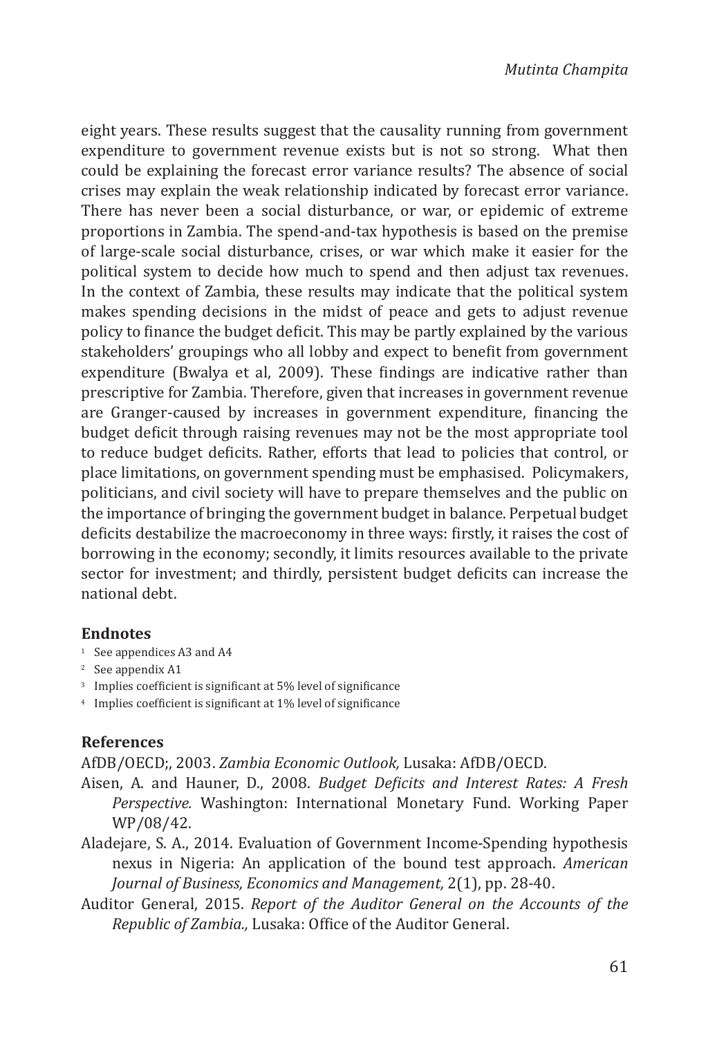eight years. These results suggest that the causality running from government expenditure to government revenue exists but is not so strong. What then could be explaining the forecast error variance results? The absence of social crises may explain the weak relationship indicated by forecast error variance. There has never been a social disturbance, or war, or epidemic of extreme proportions in Zambia. The spend-and-tax hypothesis is based on the premise of large-scale social disturbance, crises, or war which make it easier for the political system to decide how much to spend and then adjust tax revenues. In the context of Zambia, these results may indicate that the political system makes spending decisions in the midst of peace and gets to adjust revenue policy to finance the budget deficit. This may be partly explained by the various stakeholders' groupings who all lobby and expect to benefit from government expenditure (Bwalya et al, 2009). These findings are indicative rather than prescriptive for Zambia. Therefore, given that increases in government revenue are Granger-caused by increases in government expenditure, financing the budget deficit through raising revenues may not be the most appropriate tool to reduce budget deficits. Rather, efforts that lead to policies that control, or place limitations, on government spending must be emphasised. Policymakers, politicians, and civil society will have to prepare themselves and the public on the importance of bringing the government budget in balance. Perpetual budget deficits destabilize the macroeconomy in three ways: firstly, it raises the cost of borrowing in the economy; secondly, it limits resources available to the private sector for investment; and thirdly, persistent budget deficits can increase the national debt.

## Endnotes

[1] See appendices A3 and A4

[2] See appendix A1

[3] Implies coefficient is significant at 5% level of significance

[4] Implies coefficient is significant at 1% level of significance

## References

AfDB/OECD;, 2003. *Zambia Economic Outlook,* Lusaka: AfDB/OECD.

Aisen, A. and Hauner, D., 2008. *Budget Deficits and Interest Rates: A Fresh Perspective.* Washington: International Monetary Fund. Working Paper WP/08/42.

Aladejare, S. A., 2014. Evaluation of Government Income-Spending hypothesis nexus in Nigeria: An application of the bound test approach. *American Journal of Business, Economics and Management,* 2(1), pp. 28-40.

Auditor General, 2015. *Report of the Auditor General on the Accounts of the Republic of Zambia.,* Lusaka: Office of the Auditor General.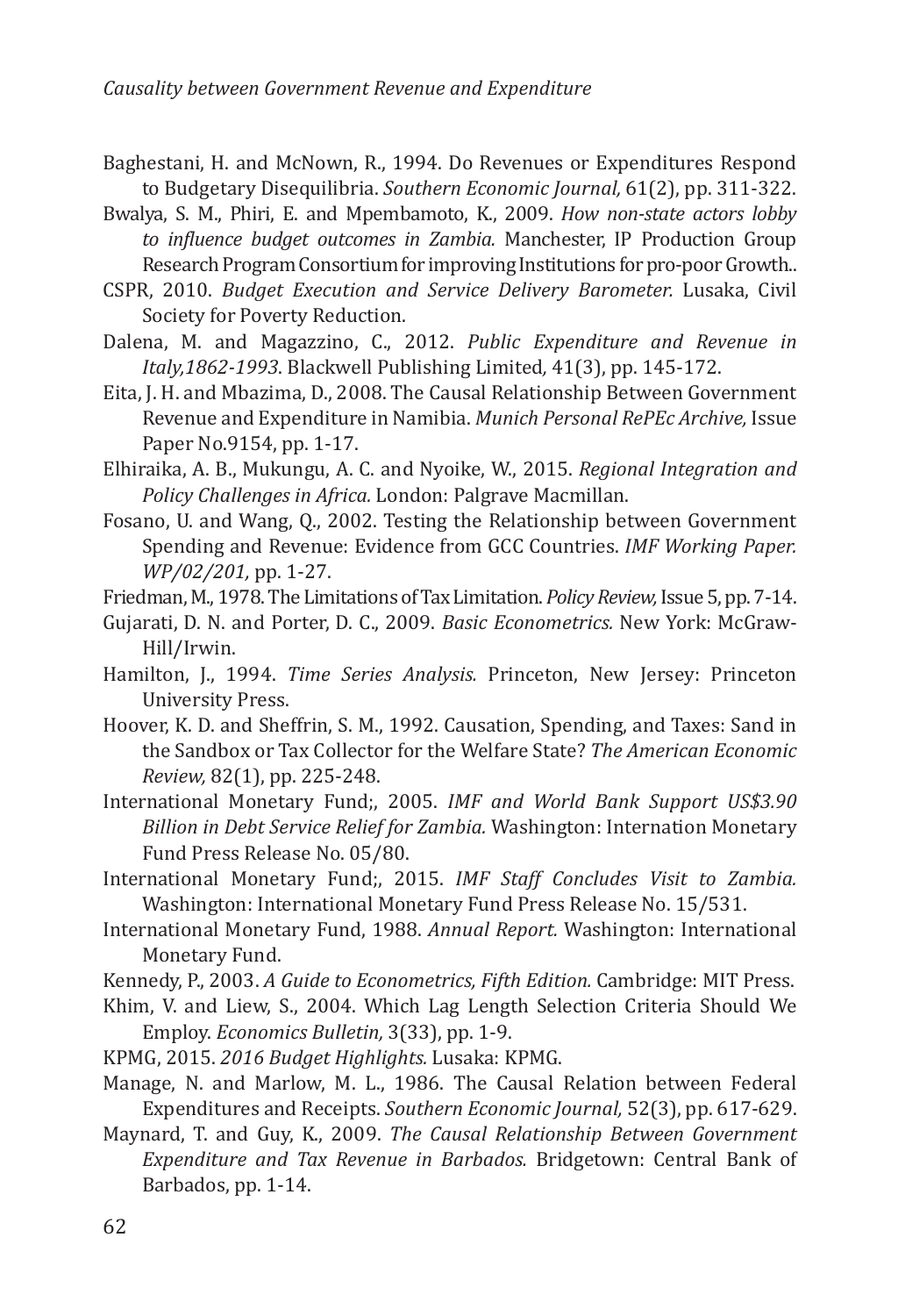Baghestani, H. and McNown, R., 1994. Do Revenues or Expenditures Respond to Budgetary Disequilibria. *Southern Economic Journal,* 61(2), pp. 311-322.

Bwalya, S. M., Phiri, E. and Mpembamoto, K., 2009. *How non-state actors lobby to influence budget outcomes in Zambia.* Manchester, IP Production Group Research Program Consortium for improving Institutions for pro-poor Growth..

CSPR, 2010. *Budget Execution and Service Delivery Barometer.* Lusaka, Civil Society for Poverty Reduction.

Dalena, M. and Magazzino, C., 2012. *Public Expenditure and Revenue in Italy,1862-1993*. Blackwell Publishing Limited, 41(3), pp. 145-172.

Eita, J. H. and Mbazima, D., 2008. The Causal Relationship Between Government Revenue and Expenditure in Namibia. *Munich Personal RePEc Archive,* Issue Paper No.9154, pp. 1-17.

Elhiraika, A. B., Mukungu, A. C. and Nyoike, W., 2015. *Regional Integration and Policy Challenges in Africa.* London: Palgrave Macmillan.

Fosano, U. and Wang, Q., 2002. Testing the Relationship between Government Spending and Revenue: Evidence from GCC Countries. *IMF Working Paper. WP/02/201,* pp. 1-27.

Friedman, M., 1978. The Limitations of Tax Limitation. *Policy Review,* Issue 5, pp. 7-14.

Gujarati, D. N. and Porter, D. C., 2009. *Basic Econometrics.* New York: McGraw-Hill/Irwin.

Hamilton, J., 1994. *Time Series Analysis.* Princeton, New Jersey: Princeton University Press.

Hoover, K. D. and Sheffrin, S. M., 1992. Causation, Spending, and Taxes: Sand in the Sandbox or Tax Collector for the Welfare State? *The American Economic Review,* 82(1), pp. 225-248.

International Monetary Fund;, 2005. *IMF and World Bank Support US$3.90 Billion in Debt Service Relief for Zambia.* Washington: Internation Monetary Fund Press Release No. 05/80.

International Monetary Fund;, 2015. *IMF Staff Concludes Visit to Zambia.* Washington: International Monetary Fund Press Release No. 15/531.

International Monetary Fund, 1988. *Annual Report.* Washington: International Monetary Fund.

Kennedy, P., 2003. *A Guide to Econometrics, Fifth Edition.* Cambridge: MIT Press.

Khim, V. and Liew, S., 2004. Which Lag Length Selection Criteria Should We Employ. *Economics Bulletin,* 3(33), pp. 1-9.

KPMG, 2015. *2016 Budget Highlights.* Lusaka: KPMG.

Manage, N. and Marlow, M. L., 1986. The Causal Relation between Federal Expenditures and Receipts. *Southern Economic Journal,* 52(3), pp. 617-629.

Maynard, T. and Guy, K., 2009. *The Causal Relationship Between Government Expenditure and Tax Revenue in Barbados.* Bridgetown: Central Bank of Barbados, pp. 1-14.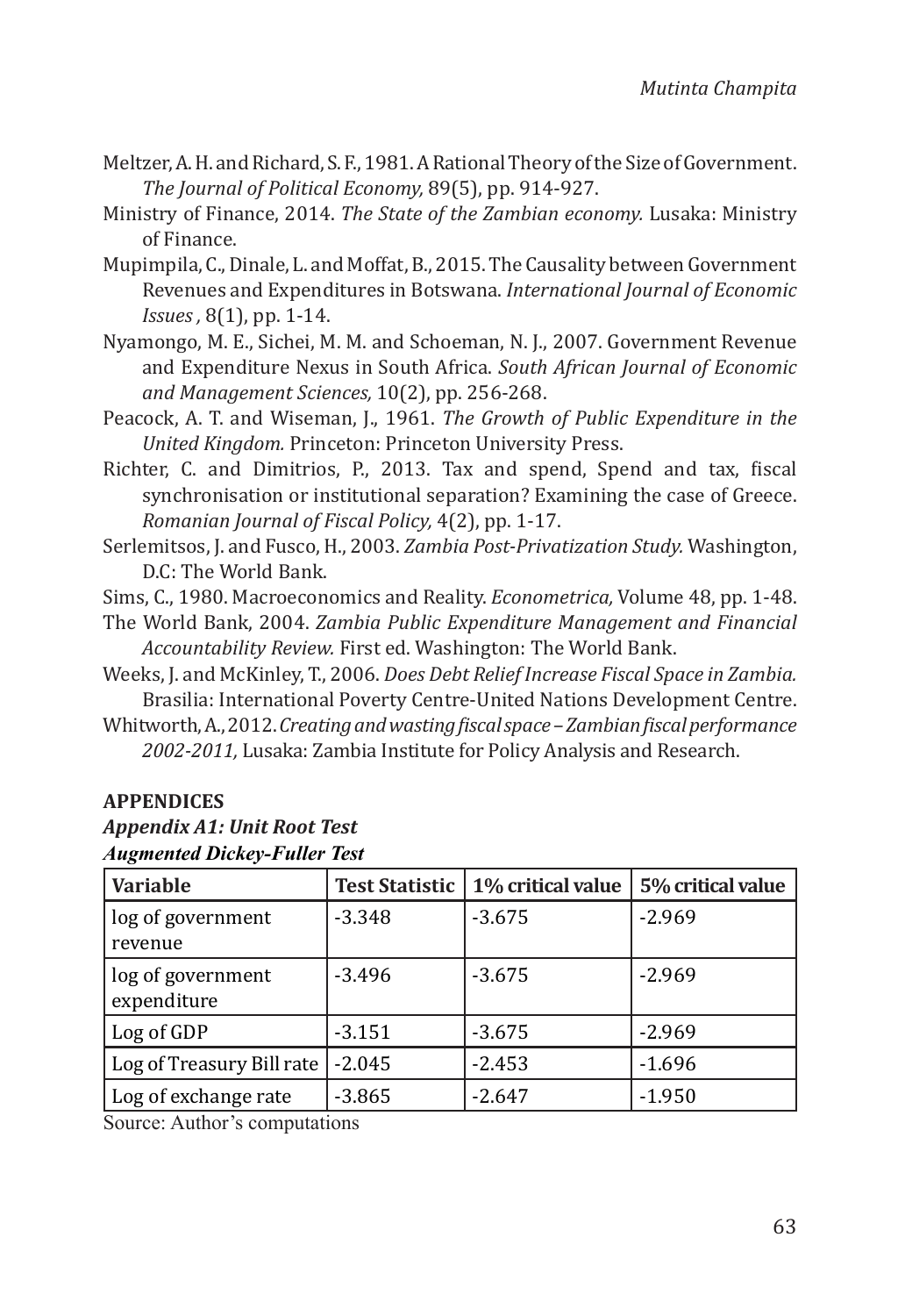Meltzer, A. H. and Richard, S. F., 1981. A Rational Theory of the Size of Government. *The Journal of Political Economy,* 89(5), pp. 914-927.

Ministry of Finance, 2014. *The State of the Zambian economy.* Lusaka: Ministry of Finance.

Mupimpila, C., Dinale, L. and Moffat, B., 2015. The Causality between Government Revenues and Expenditures in Botswana. *International Journal of Economic Issues ,* 8(1), pp. 1-14.

Nyamongo, M. E., Sichei, M. M. and Schoeman, N. J., 2007. Government Revenue and Expenditure Nexus in South Africa. *South African Journal of Economic and Management Sciences,* 10(2), pp. 256-268.

Peacock, A. T. and Wiseman, J., 1961. *The Growth of Public Expenditure in the United Kingdom.* Princeton: Princeton University Press.

Richter, C. and Dimitrios, P., 2013. Tax and spend, Spend and tax, fiscal synchronisation or institutional separation? Examining the case of Greece. *Romanian Journal of Fiscal Policy,* 4(2), pp. 1-17.

Serlemitsos, J. and Fusco, H., 2003. *Zambia Post-Privatization Study.* Washington, D.C: The World Bank.

Sims, C., 1980. Macroeconomics and Reality. *Econometrica,* Volume 48, pp. 1-48.

The World Bank, 2004. *Zambia Public Expenditure Management and Financial Accountability Review.* First ed. Washington: The World Bank.

Weeks, J. and McKinley, T., 2006. *Does Debt Relief Increase Fiscal Space in Zambia.* Brasilia: International Poverty Centre-United Nations Development Centre.

Whitworth, A., 2012. *Creating and wasting fiscal space – Zambian fiscal performance 2002-2011,* Lusaka: Zambia Institute for Policy Analysis and Research.

## APPENDICES

### *Appendix A1: Unit Root Test*

***Augmented Dickey-Fuller Test***

| Variable | Test Statistic | 1% critical value | 5% critical value |
|---|---|---|---|
| log of government revenue | -3.348 | -3.675 | -2.969 |
| log of government expenditure | -3.496 | -3.675 | -2.969 |
| Log of GDP | -3.151 | -3.675 | -2.969 |
| Log of Treasury Bill rate | -2.045 | -2.453 | -1.696 |
| Log of exchange rate | -3.865 | -2.647 | -1.950 |

Source: Author's computations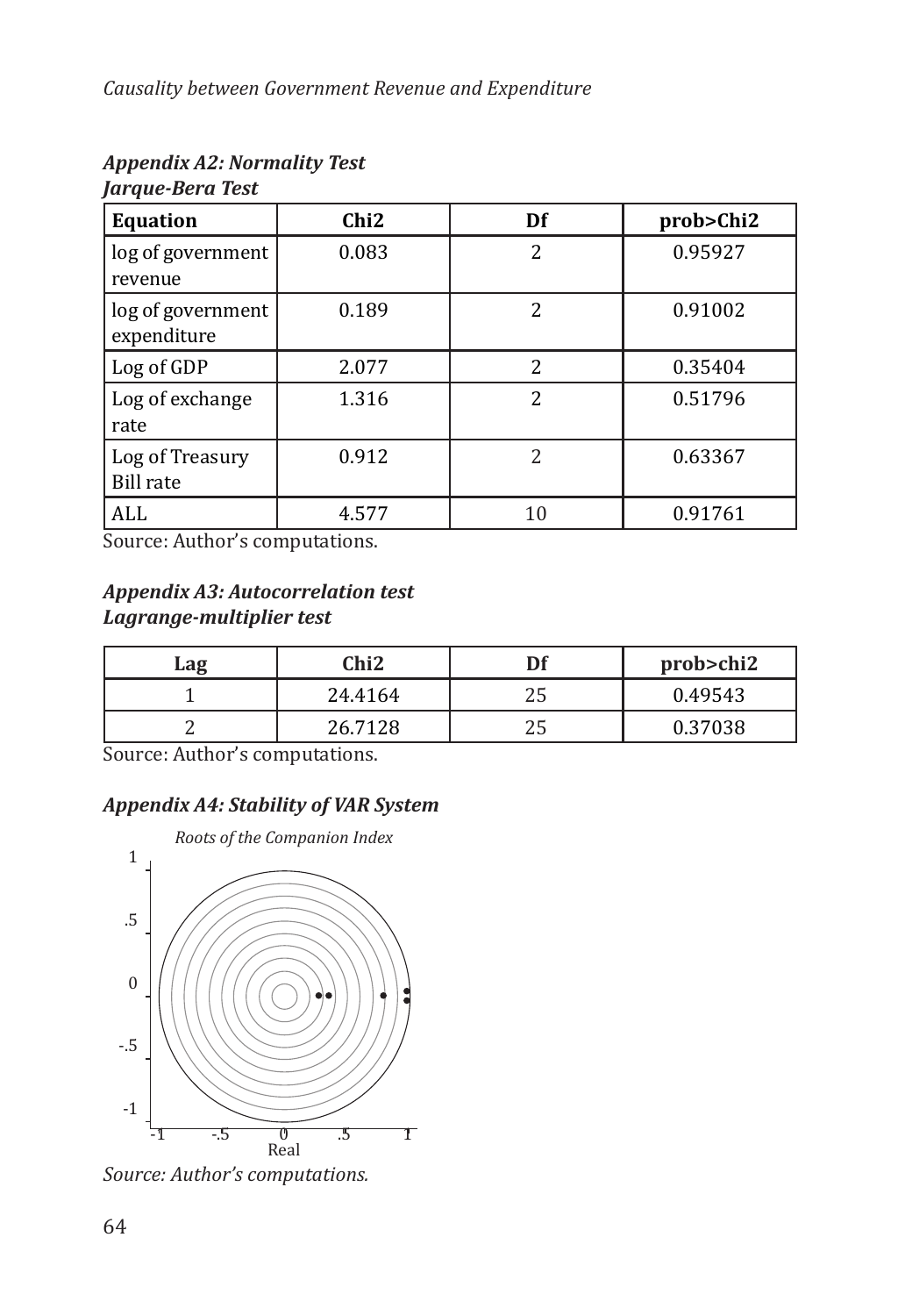***Appendix A2: Normality Test***
***Jarque-Bera Test***

| Equation | Chi2 | Df | prob>Chi2 |
|---|---|---|---|
| log of government revenue | 0.083 | 2 | 0.95927 |
| log of government expenditure | 0.189 | 2 | 0.91002 |
| Log of GDP | 2.077 | 2 | 0.35404 |
| Log of exchange rate | 1.316 | 2 | 0.51796 |
| Log of Treasury Bill rate | 0.912 | 2 | 0.63367 |
| ALL | 4.577 | 10 | 0.91761 |

Source: Author's computations.

***Appendix A3: Autocorrelation test***
***Lagrange-multiplier test***

| Lag | Chi2 | Df | prob>chi2 |
|---|---|---|---|
| 1 | 24.4164 | 25 | 0.49543 |
| 2 | 26.7128 | 25 | 0.37038 |

Source: Author's computations.

***Appendix A4: Stability of VAR System***

*Roots of the Companion Index*

*Source: Author's computations.*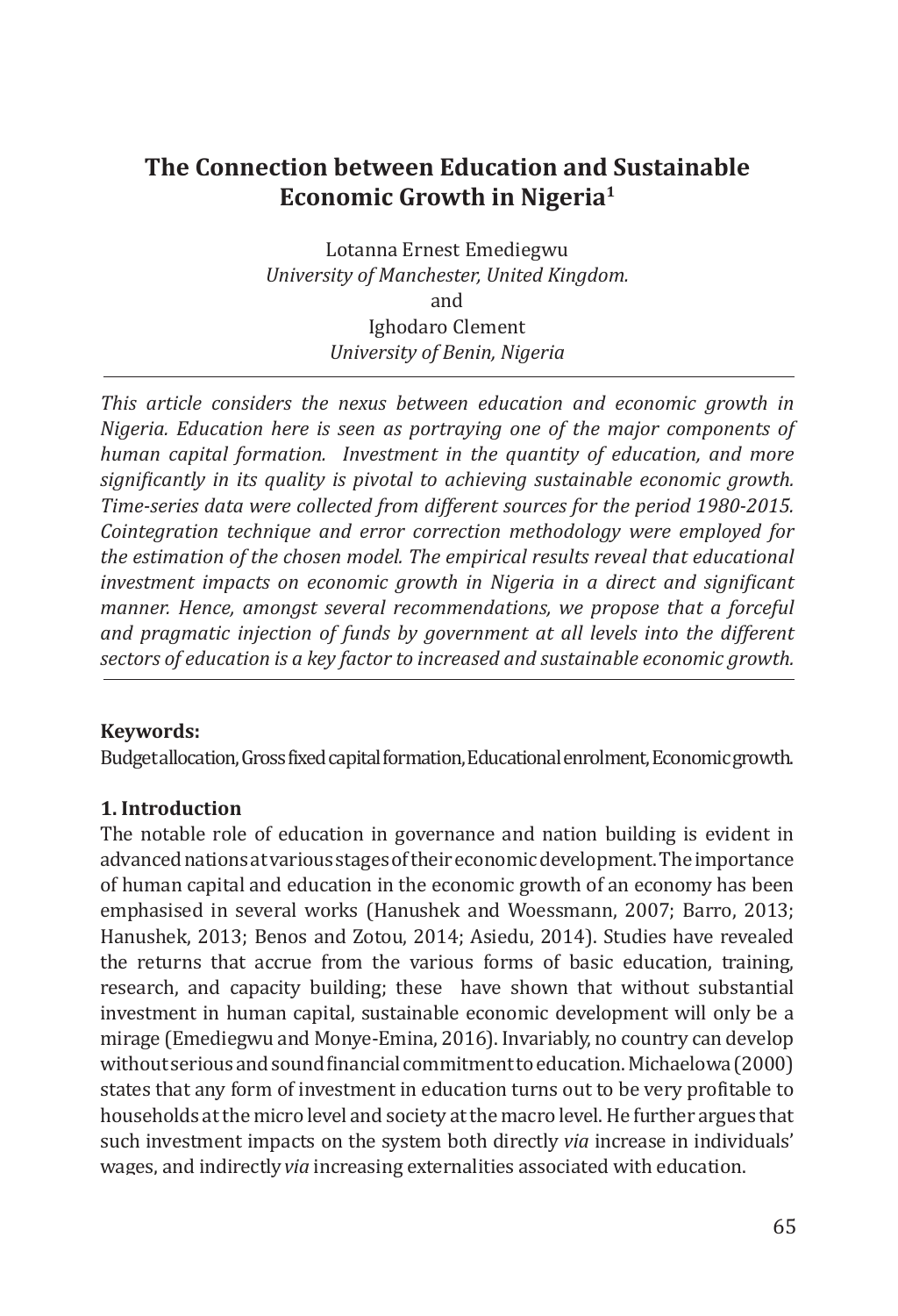# The Connection between Education and Sustainable Economic Growth in Nigeria[1]

Lotanna Ernest Emediegwu
*University of Manchester, United Kingdom.*
and
Ighodaro Clement
*University of Benin, Nigeria*

---

*This article considers the nexus between education and economic growth in Nigeria. Education here is seen as portraying one of the major components of human capital formation. Investment in the quantity of education, and more significantly in its quality is pivotal to achieving sustainable economic growth. Time-series data were collected from different sources for the period 1980-2015. Cointegration technique and error correction methodology were employed for the estimation of the chosen model. The empirical results reveal that educational investment impacts on economic growth in Nigeria in a direct and significant manner. Hence, amongst several recommendations, we propose that a forceful and pragmatic injection of funds by government at all levels into the different sectors of education is a key factor to increased and sustainable economic growth.*

---

**Keywords:**
Budget allocation, Gross fixed capital formation, Educational enrolment, Economic growth.

## 1. Introduction

The notable role of education in governance and nation building is evident in advanced nations at various stages of their economic development. The importance of human capital and education in the economic growth of an economy has been emphasised in several works (Hanushek and Woessmann, 2007; Barro, 2013; Hanushek, 2013; Benos and Zotou, 2014; Asiedu, 2014). Studies have revealed the returns that accrue from the various forms of basic education, training, research, and capacity building; these have shown that without substantial investment in human capital, sustainable economic development will only be a mirage (Emediegwu and Monye-Emina, 2016). Invariably, no country can develop without serious and sound financial commitment to education. Michaelowa (2000) states that any form of investment in education turns out to be very profitable to households at the micro level and society at the macro level. He further argues that such investment impacts on the system both directly *via* increase in individuals' wages, and indirectly *via* increasing externalities associated with education.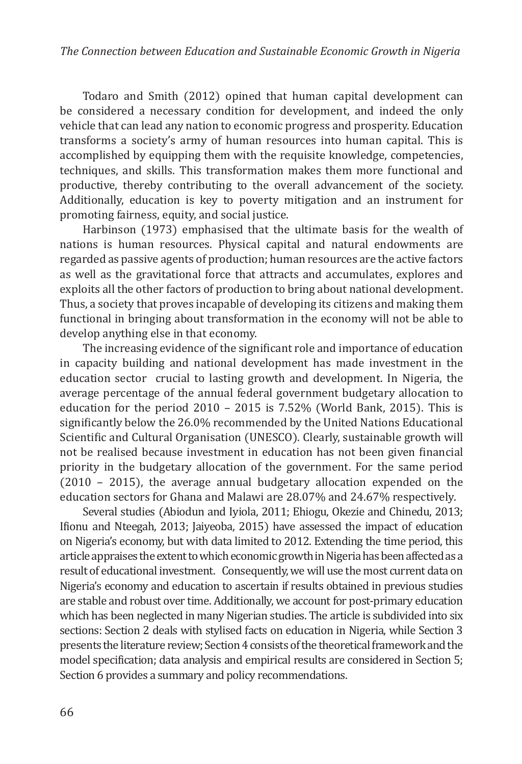Todaro and Smith (2012) opined that human capital development can be considered a necessary condition for development, and indeed the only vehicle that can lead any nation to economic progress and prosperity. Education transforms a society's army of human resources into human capital. This is accomplished by equipping them with the requisite knowledge, competencies, techniques, and skills. This transformation makes them more functional and productive, thereby contributing to the overall advancement of the society. Additionally, education is key to poverty mitigation and an instrument for promoting fairness, equity, and social justice.

Harbinson (1973) emphasised that the ultimate basis for the wealth of nations is human resources. Physical capital and natural endowments are regarded as passive agents of production; human resources are the active factors as well as the gravitational force that attracts and accumulates, explores and exploits all the other factors of production to bring about national development. Thus, a society that proves incapable of developing its citizens and making them functional in bringing about transformation in the economy will not be able to develop anything else in that economy.

The increasing evidence of the significant role and importance of education in capacity building and national development has made investment in the education sector crucial to lasting growth and development. In Nigeria, the average percentage of the annual federal government budgetary allocation to education for the period 2010 – 2015 is 7.52% (World Bank, 2015). This is significantly below the 26.0% recommended by the United Nations Educational Scientific and Cultural Organisation (UNESCO). Clearly, sustainable growth will not be realised because investment in education has not been given financial priority in the budgetary allocation of the government. For the same period (2010 – 2015), the average annual budgetary allocation expended on the education sectors for Ghana and Malawi are 28.07% and 24.67% respectively.

Several studies (Abiodun and Iyiola, 2011; Ehiogu, Okezie and Chinedu, 2013; Ifionu and Nteegah, 2013; Jaiyeoba, 2015) have assessed the impact of education on Nigeria's economy, but with data limited to 2012. Extending the time period, this article appraises the extent to which economic growth in Nigeria has been affected as a result of educational investment. Consequently, we will use the most current data on Nigeria's economy and education to ascertain if results obtained in previous studies are stable and robust over time. Additionally, we account for post-primary education which has been neglected in many Nigerian studies. The article is subdivided into six sections: Section 2 deals with stylised facts on education in Nigeria, while Section 3 presents the literature review; Section 4 consists of the theoretical framework and the model specification; data analysis and empirical results are considered in Section 5; Section 6 provides a summary and policy recommendations.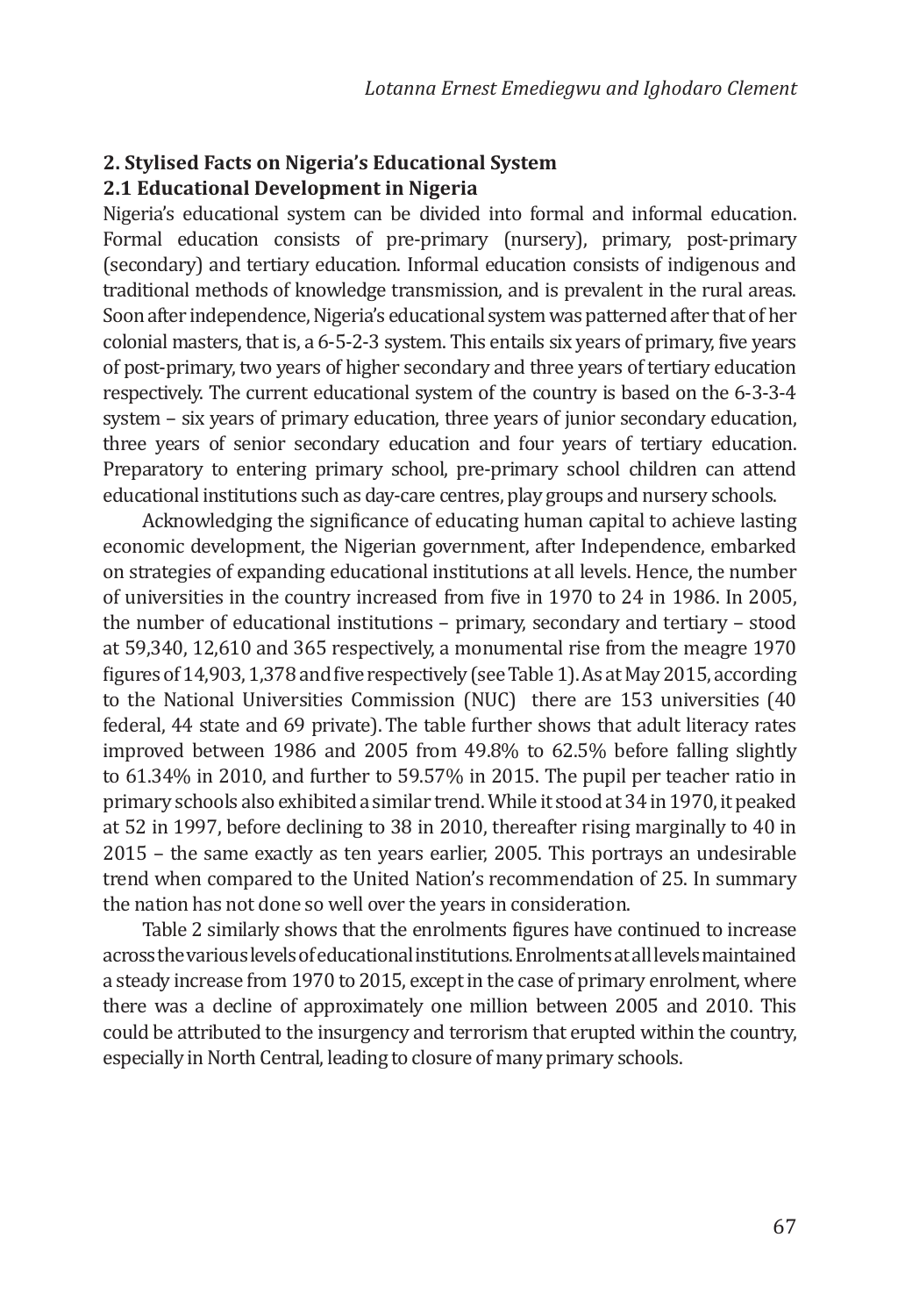## 2. Stylised Facts on Nigeria's Educational System

### 2.1 Educational Development in Nigeria

Nigeria's educational system can be divided into formal and informal education. Formal education consists of pre-primary (nursery), primary, post-primary (secondary) and tertiary education. Informal education consists of indigenous and traditional methods of knowledge transmission, and is prevalent in the rural areas. Soon after independence, Nigeria's educational system was patterned after that of her colonial masters, that is, a 6-5-2-3 system. This entails six years of primary, five years of post-primary, two years of higher secondary and three years of tertiary education respectively. The current educational system of the country is based on the 6-3-3-4 system – six years of primary education, three years of junior secondary education, three years of senior secondary education and four years of tertiary education. Preparatory to entering primary school, pre-primary school children can attend educational institutions such as day-care centres, play groups and nursery schools.

Acknowledging the significance of educating human capital to achieve lasting economic development, the Nigerian government, after Independence, embarked on strategies of expanding educational institutions at all levels. Hence, the number of universities in the country increased from five in 1970 to 24 in 1986. In 2005, the number of educational institutions – primary, secondary and tertiary – stood at 59,340, 12,610 and 365 respectively, a monumental rise from the meagre 1970 figures of 14,903, 1,378 and five respectively (see Table 1). As at May 2015, according to the National Universities Commission (NUC) there are 153 universities (40 federal, 44 state and 69 private). The table further shows that adult literacy rates improved between 1986 and 2005 from 49.8% to 62.5% before falling slightly to 61.34% in 2010, and further to 59.57% in 2015. The pupil per teacher ratio in primary schools also exhibited a similar trend. While it stood at 34 in 1970, it peaked at 52 in 1997, before declining to 38 in 2010, thereafter rising marginally to 40 in 2015 – the same exactly as ten years earlier, 2005. This portrays an undesirable trend when compared to the United Nation's recommendation of 25. In summary the nation has not done so well over the years in consideration.

Table 2 similarly shows that the enrolments figures have continued to increase across the various levels of educational institutions. Enrolments at all levels maintained a steady increase from 1970 to 2015, except in the case of primary enrolment, where there was a decline of approximately one million between 2005 and 2010. This could be attributed to the insurgency and terrorism that erupted within the country, especially in North Central, leading to closure of many primary schools.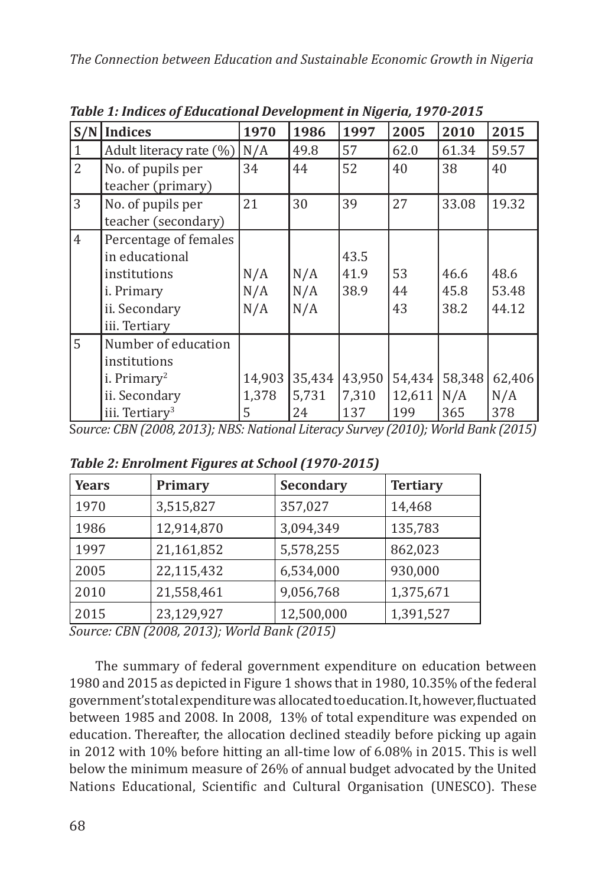*Table 1: Indices of Educational Development in Nigeria, 1970-2015*

| S/N | Indices | 1970 | 1986 | 1997 | 2005 | 2010 | 2015 |
|---|---|---|---|---|---|---|---|
| 1 | Adult literacy rate (%) | N/A | 49.8 | 57 | 62.0 | 61.34 | 59.57 |
| 2 | No. of pupils per teacher (primary) | 34 | 44 | 52 | 40 | 38 | 40 |
| 3 | No. of pupils per teacher (secondary) | 21 | 30 | 39 | 27 | 33.08 | 19.32 |
| 4 | Percentage of females in educational institutions | | | | | | |
| | i. Primary | N/A | N/A | 43.5 | 53 | 46.6 | 48.6 |
| | ii. Secondary | N/A | N/A | 41.9 | 44 | 45.8 | 53.48 |
| | iii. Tertiary | N/A | N/A | 38.9 | 43 | 38.2 | 44.12 |
| 5 | Number of education institutions | | | | | | |
| | i. Primary[2] | 14,903 | 35,434 | 43,950 | 54,434 | 58,348 | 62,406 |
| | ii. Secondary | 1,378 | 5,731 | 7,310 | 12,611 | N/A | N/A |
| | iii. Tertiary[3] | 5 | 24 | 137 | 199 | 365 | 378 |

*Source: CBN (2008, 2013); NBS: National Literacy Survey (2010); World Bank (2015)*

*Table 2: Enrolment Figures at School (1970-2015)*

| Years | Primary | Secondary | Tertiary |
|---|---|---|---|
| 1970 | 3,515,827 | 357,027 | 14,468 |
| 1986 | 12,914,870 | 3,094,349 | 135,783 |
| 1997 | 21,161,852 | 5,578,255 | 862,023 |
| 2005 | 22,115,432 | 6,534,000 | 930,000 |
| 2010 | 21,558,461 | 9,056,768 | 1,375,671 |
| 2015 | 23,129,927 | 12,500,000 | 1,391,527 |

*Source: CBN (2008, 2013); World Bank (2015)*

The summary of federal government expenditure on education between 1980 and 2015 as depicted in Figure 1 shows that in 1980, 10.35% of the federal government's total expenditure was allocated to education. It, however, fluctuated between 1985 and 2008. In 2008, 13% of total expenditure was expended on education. Thereafter, the allocation declined steadily before picking up again in 2012 with 10% before hitting an all-time low of 6.08% in 2015. This is well below the minimum measure of 26% of annual budget advocated by the United Nations Educational, Scientific and Cultural Organisation (UNESCO). These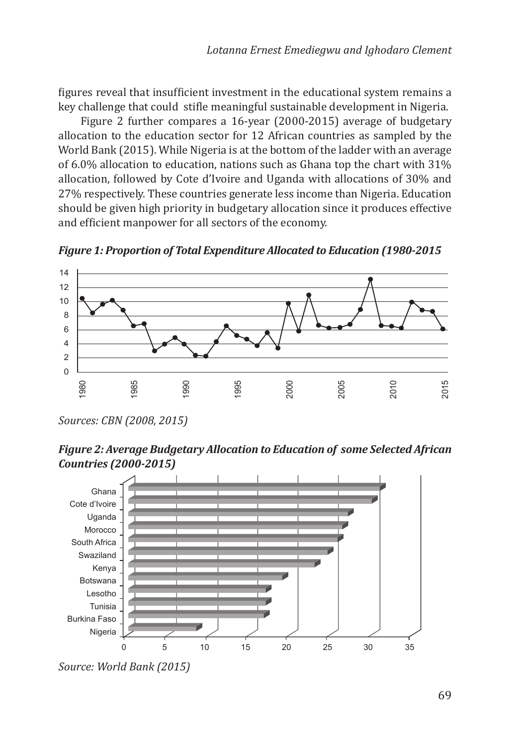figures reveal that insufficient investment in the educational system remains a key challenge that could stifle meaningful sustainable development in Nigeria.

Figure 2 further compares a 16-year (2000-2015) average of budgetary allocation to the education sector for 12 African countries as sampled by the World Bank (2015). While Nigeria is at the bottom of the ladder with an average of 6.0% allocation to education, nations such as Ghana top the chart with 31% allocation, followed by Cote d'Ivoire and Uganda with allocations of 30% and 27% respectively. These countries generate less income than Nigeria. Education should be given high priority in budgetary allocation since it produces effective and efficient manpower for all sectors of the economy.

***Figure 1: Proportion of Total Expenditure Allocated to Education (1980-2015***

*Sources: CBN (2008, 2015)*

***Figure 2: Average Budgetary Allocation to Education of some Selected African Countries (2000-2015)***

*Source: World Bank (2015)*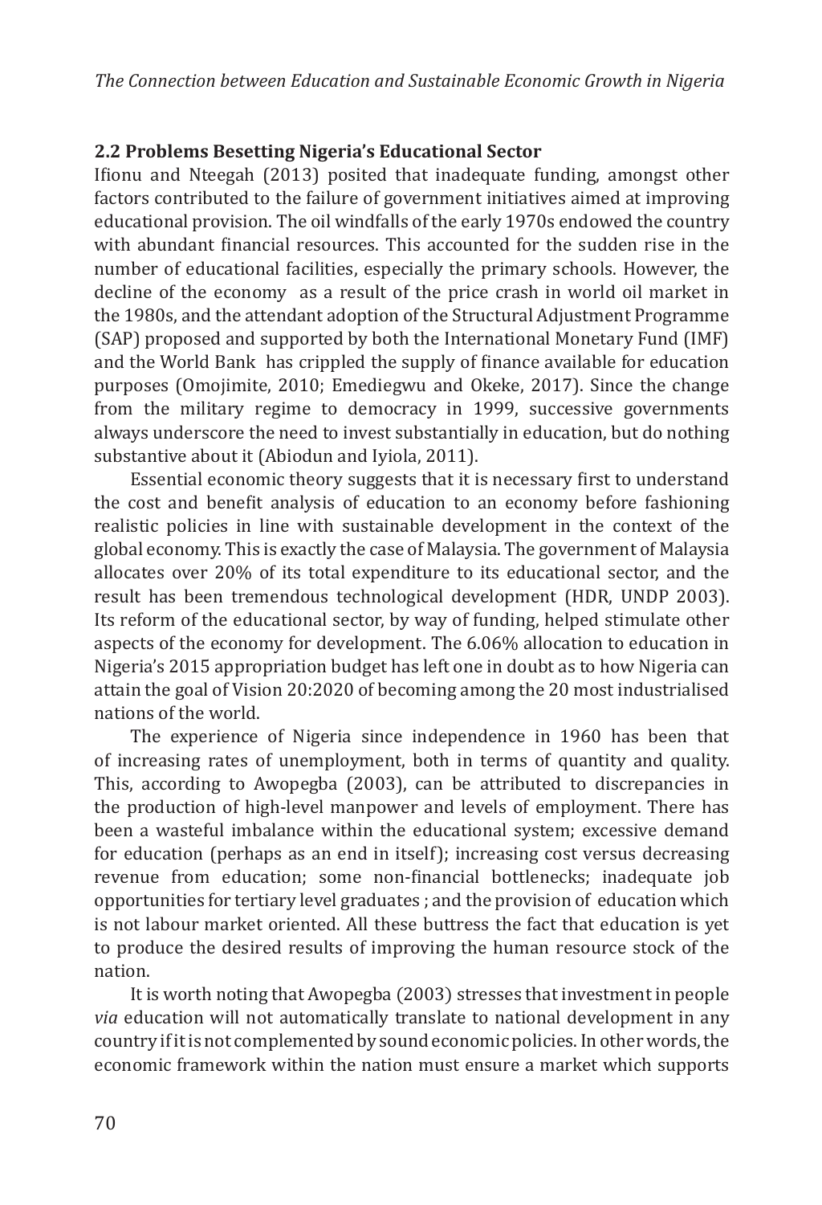## 2.2 Problems Besetting Nigeria's Educational Sector

Ifionu and Nteegah (2013) posited that inadequate funding, amongst other factors contributed to the failure of government initiatives aimed at improving educational provision. The oil windfalls of the early 1970s endowed the country with abundant financial resources. This accounted for the sudden rise in the number of educational facilities, especially the primary schools. However, the decline of the economy as a result of the price crash in world oil market in the 1980s, and the attendant adoption of the Structural Adjustment Programme (SAP) proposed and supported by both the International Monetary Fund (IMF) and the World Bank has crippled the supply of finance available for education purposes (Omojimite, 2010; Emediegwu and Okeke, 2017). Since the change from the military regime to democracy in 1999, successive governments always underscore the need to invest substantially in education, but do nothing substantive about it (Abiodun and Iyiola, 2011).

Essential economic theory suggests that it is necessary first to understand the cost and benefit analysis of education to an economy before fashioning realistic policies in line with sustainable development in the context of the global economy. This is exactly the case of Malaysia. The government of Malaysia allocates over 20% of its total expenditure to its educational sector, and the result has been tremendous technological development (HDR, UNDP 2003). Its reform of the educational sector, by way of funding, helped stimulate other aspects of the economy for development. The 6.06% allocation to education in Nigeria's 2015 appropriation budget has left one in doubt as to how Nigeria can attain the goal of Vision 20:2020 of becoming among the 20 most industrialised nations of the world.

The experience of Nigeria since independence in 1960 has been that of increasing rates of unemployment, both in terms of quantity and quality. This, according to Awopegba (2003), can be attributed to discrepancies in the production of high-level manpower and levels of employment. There has been a wasteful imbalance within the educational system; excessive demand for education (perhaps as an end in itself); increasing cost versus decreasing revenue from education; some non-financial bottlenecks; inadequate job opportunities for tertiary level graduates ; and the provision of education which is not labour market oriented. All these buttress the fact that education is yet to produce the desired results of improving the human resource stock of the nation.

It is worth noting that Awopegba (2003) stresses that investment in people *via* education will not automatically translate to national development in any country if it is not complemented by sound economic policies. In other words, the economic framework within the nation must ensure a market which supports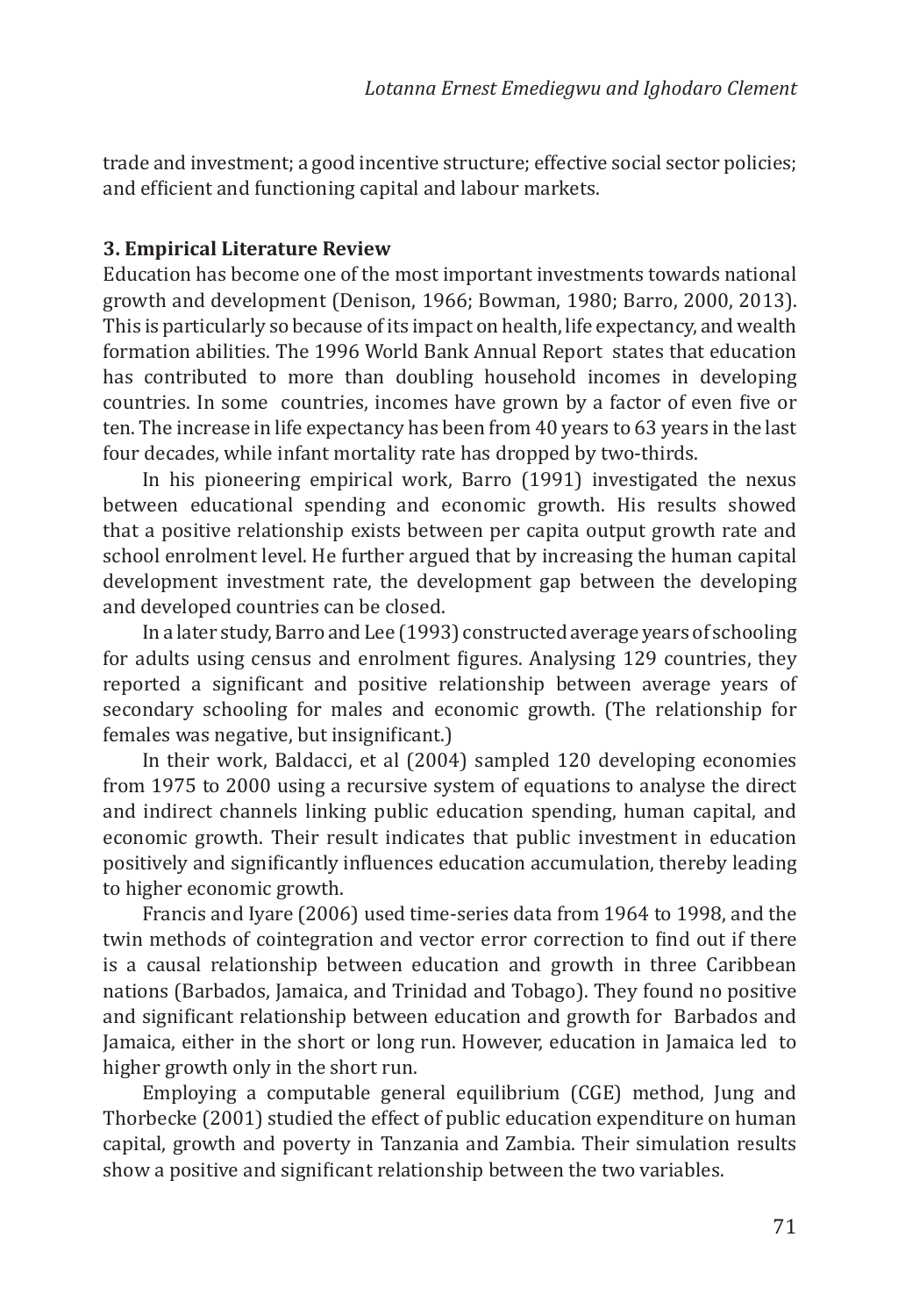trade and investment; a good incentive structure; effective social sector policies; and efficient and functioning capital and labour markets.

## 3. Empirical Literature Review

Education has become one of the most important investments towards national growth and development (Denison, 1966; Bowman, 1980; Barro, 2000, 2013). This is particularly so because of its impact on health, life expectancy, and wealth formation abilities. The 1996 World Bank Annual Report states that education has contributed to more than doubling household incomes in developing countries. In some countries, incomes have grown by a factor of even five or ten. The increase in life expectancy has been from 40 years to 63 years in the last four decades, while infant mortality rate has dropped by two-thirds.

In his pioneering empirical work, Barro (1991) investigated the nexus between educational spending and economic growth. His results showed that a positive relationship exists between per capita output growth rate and school enrolment level. He further argued that by increasing the human capital development investment rate, the development gap between the developing and developed countries can be closed.

In a later study, Barro and Lee (1993) constructed average years of schooling for adults using census and enrolment figures. Analysing 129 countries, they reported a significant and positive relationship between average years of secondary schooling for males and economic growth. (The relationship for females was negative, but insignificant.)

In their work, Baldacci, et al (2004) sampled 120 developing economies from 1975 to 2000 using a recursive system of equations to analyse the direct and indirect channels linking public education spending, human capital, and economic growth. Their result indicates that public investment in education positively and significantly influences education accumulation, thereby leading to higher economic growth.

Francis and Iyare (2006) used time-series data from 1964 to 1998, and the twin methods of cointegration and vector error correction to find out if there is a causal relationship between education and growth in three Caribbean nations (Barbados, Jamaica, and Trinidad and Tobago). They found no positive and significant relationship between education and growth for Barbados and Jamaica, either in the short or long run. However, education in Jamaica led to higher growth only in the short run.

Employing a computable general equilibrium (CGE) method, Jung and Thorbecke (2001) studied the effect of public education expenditure on human capital, growth and poverty in Tanzania and Zambia. Their simulation results show a positive and significant relationship between the two variables.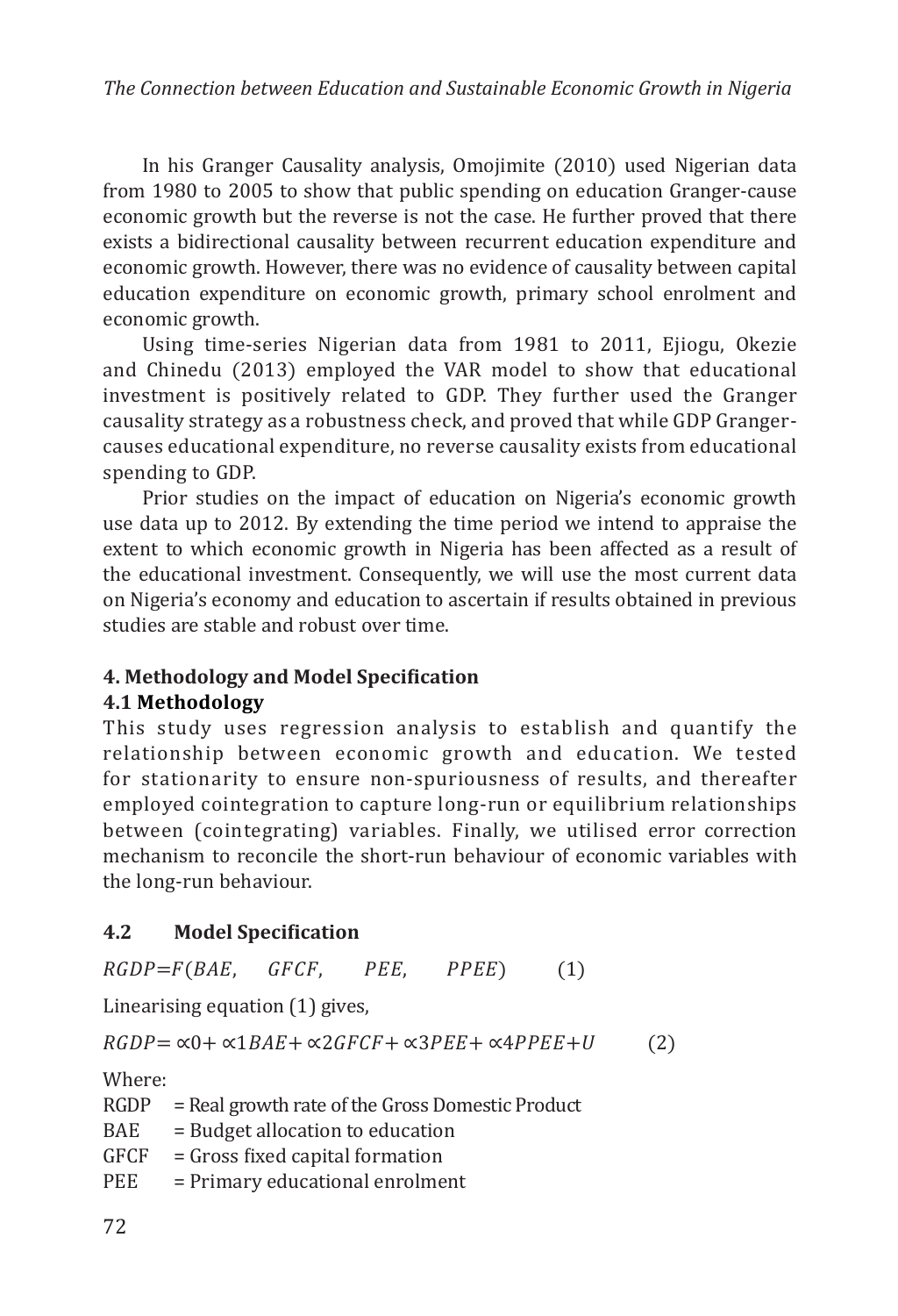In his Granger Causality analysis, Omojimite (2010) used Nigerian data from 1980 to 2005 to show that public spending on education Granger-cause economic growth but the reverse is not the case. He further proved that there exists a bidirectional causality between recurrent education expenditure and economic growth. However, there was no evidence of causality between capital education expenditure on economic growth, primary school enrolment and economic growth.

Using time-series Nigerian data from 1981 to 2011, Ejiogu, Okezie and Chinedu (2013) employed the VAR model to show that educational investment is positively related to GDP. They further used the Granger causality strategy as a robustness check, and proved that while GDP Granger-causes educational expenditure, no reverse causality exists from educational spending to GDP.

Prior studies on the impact of education on Nigeria's economic growth use data up to 2012. By extending the time period we intend to appraise the extent to which economic growth in Nigeria has been affected as a result of the educational investment. Consequently, we will use the most current data on Nigeria's economy and education to ascertain if results obtained in previous studies are stable and robust over time.

## 4. Methodology and Model Specification

### 4.1 Methodology

This study uses regression analysis to establish and quantify the relationship between economic growth and education. We tested for stationarity to ensure non-spuriousness of results, and thereafter employed cointegration to capture long-run or equilibrium relationships between (cointegrating) variables. Finally, we utilised error correction mechanism to reconcile the short-run behaviour of economic variables with the long-run behaviour.

### 4.2 Model Specification

$$RGDP = F(BAE, \quad GFCF, \quad PEE, \quad PPEE) \qquad (1)$$

Linearising equation (1) gives,

$$RGDP = \propto 0 + \propto 1BAE + \propto 2GFCF + \propto 3PEE + \propto 4PPEE + U \qquad (2)$$

Where:

RGDP = Real growth rate of the Gross Domestic Product
BAE = Budget allocation to education
GFCF = Gross fixed capital formation
PEE = Primary educational enrolment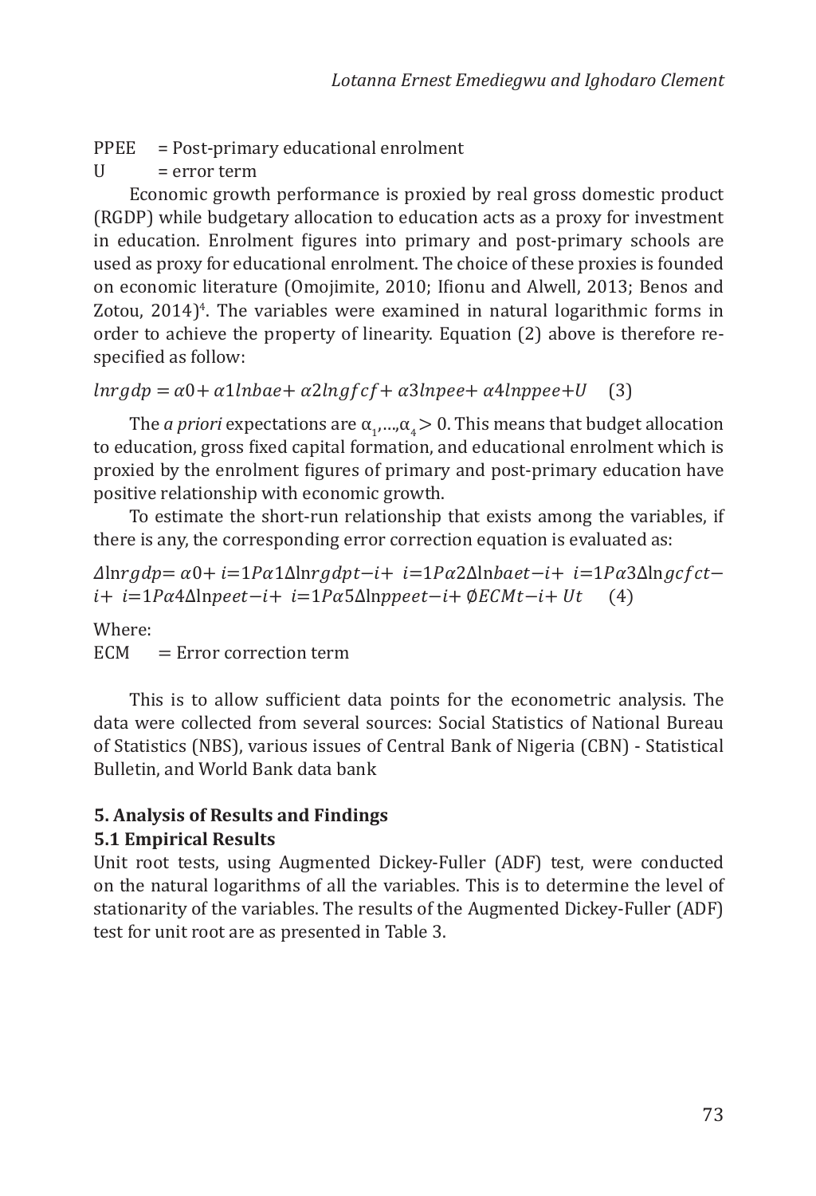PPEE = Post-primary educational enrolment

U = error term

Economic growth performance is proxied by real gross domestic product (RGDP) while budgetary allocation to education acts as a proxy for investment in education. Enrolment figures into primary and post-primary schools are used as proxy for educational enrolment. The choice of these proxies is founded on economic literature (Omojimite, 2010; Ifionu and Alwell, 2013; Benos and Zotou, 2014)[4]. The variables were examined in natural logarithmic forms in order to achieve the property of linearity. Equation (2) above is therefore re-specified as follow:

$$lnrgdp = \alpha 0 + \alpha 1 lnbae + \alpha 2 lngfcf + \alpha 3 lnpee + \alpha 4 lnppee + U \quad (3)$$

The *a priori* expectations are $\alpha_1,\ldots,\alpha_4 > 0$. This means that budget allocation to education, gross fixed capital formation, and educational enrolment which is proxied by the enrolment figures of primary and post-primary education have positive relationship with economic growth.

To estimate the short-run relationship that exists among the variables, if there is any, the corresponding error correction equation is evaluated as:

$$\Delta \ln rgdp = \alpha 0 + i{=}1P\alpha 1 \Delta \ln rgdpt{-}i + i{=}1P\alpha 2 \Delta \ln baet{-}i + i{=}1P\alpha 3 \Delta \ln gcfct{-}i + i{=}1P\alpha 4 \Delta \ln peet{-}i + i{=}1P\alpha 5 \Delta \ln ppeet{-}i + \emptyset ECMt{-}i + Ut \quad (4)$$

Where:

ECM = Error correction term

This is to allow sufficient data points for the econometric analysis. The data were collected from several sources: Social Statistics of National Bureau of Statistics (NBS), various issues of Central Bank of Nigeria (CBN) - Statistical Bulletin, and World Bank data bank

## 5. Analysis of Results and Findings

### 5.1 Empirical Results

Unit root tests, using Augmented Dickey-Fuller (ADF) test, were conducted on the natural logarithms of all the variables. This is to determine the level of stationarity of the variables. The results of the Augmented Dickey-Fuller (ADF) test for unit root are as presented in Table 3.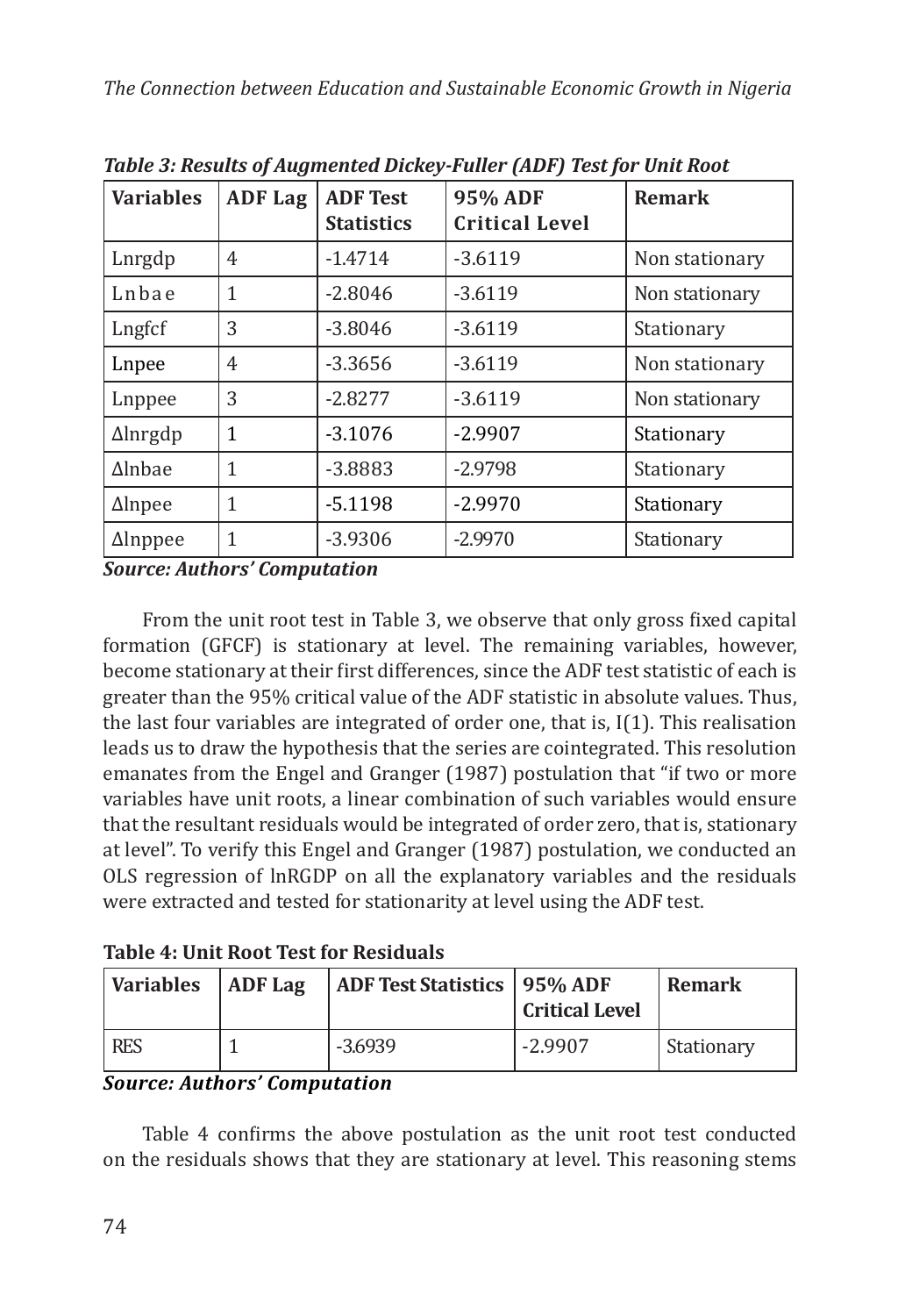*Table 3: Results of Augmented Dickey-Fuller (ADF) Test for Unit Root*

| Variables | ADF Lag | ADF Test Statistics | 95% ADF Critical Level | Remark |
|---|---|---|---|---|
| Lnrgdp | 4 | -1.4714 | -3.6119 | Non stationary |
| Lnbae | 1 | -2.8046 | -3.6119 | Non stationary |
| Lngfcf | 3 | -3.8046 | -3.6119 | Stationary |
| Lnpee | 4 | -3.3656 | -3.6119 | Non stationary |
| Lnppee | 3 | -2.8277 | -3.6119 | Non stationary |
| Δlnrgdp | 1 | -3.1076 | -2.9907 | Stationary |
| Δlnbae | 1 | -3.8883 | -2.9798 | Stationary |
| Δlnpee | 1 | -5.1198 | -2.9970 | Stationary |
| Δlnppee | 1 | -3.9306 | -2.9970 | Stationary |

***Source: Authors' Computation***

From the unit root test in Table 3, we observe that only gross fixed capital formation (GFCF) is stationary at level. The remaining variables, however, become stationary at their first differences, since the ADF test statistic of each is greater than the 95% critical value of the ADF statistic in absolute values. Thus, the last four variables are integrated of order one, that is, I(1). This realisation leads us to draw the hypothesis that the series are cointegrated. This resolution emanates from the Engel and Granger (1987) postulation that "if two or more variables have unit roots, a linear combination of such variables would ensure that the resultant residuals would be integrated of order zero, that is, stationary at level". To verify this Engel and Granger (1987) postulation, we conducted an OLS regression of lnRGDP on all the explanatory variables and the residuals were extracted and tested for stationarity at level using the ADF test.

**Table 4: Unit Root Test for Residuals**

| Variables | ADF Lag | ADF Test Statistics | 95% ADF Critical Level | Remark |
|---|---|---|---|---|
| RES | 1 | -3.6939 | -2.9907 | Stationary |

***Source: Authors' Computation***

Table 4 confirms the above postulation as the unit root test conducted on the residuals shows that they are stationary at level. This reasoning stems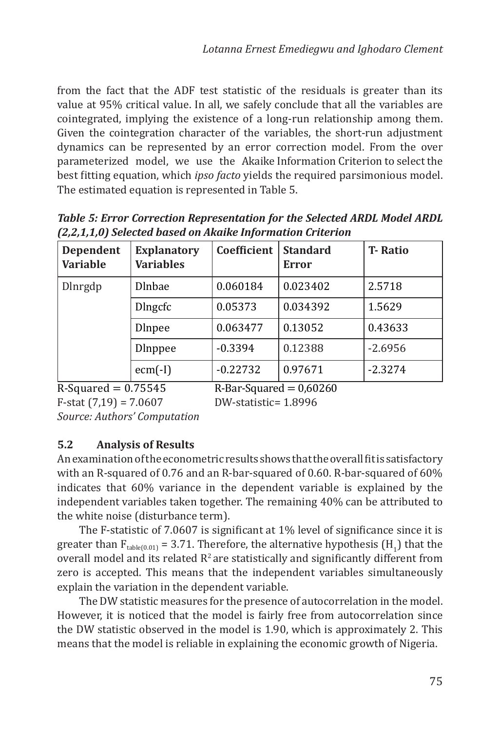from the fact that the ADF test statistic of the residuals is greater than its value at 95% critical value. In all, we safely conclude that all the variables are cointegrated, implying the existence of a long-run relationship among them. Given the cointegration character of the variables, the short-run adjustment dynamics can be represented by an error correction model. From the over parameterized model, we use the Akaike Information Criterion to select the best fitting equation, which *ipso facto* yields the required parsimonious model. The estimated equation is represented in Table 5.

***Table 5: Error Correction Representation for the Selected ARDL Model ARDL (2,2,1,1,0) Selected based on Akaike Information Criterion***

| Dependent Variable | Explanatory Variables | Coefficient | Standard Error | T- Ratio |
|---|---|---|---|---|
| Dlnrgdp | Dlnbae | 0.060184 | 0.023402 | 2.5718 |
| | Dlngcfc | 0.05373 | 0.034392 | 1.5629 |
| | Dlnpee | 0.063477 | 0.13052 | 0.43633 |
| | Dlnppee | -0.3394 | 0.12388 | -2.6956 |
| | ecm(-I) | -0.22732 | 0.97671 | -2.3274 |

R-Squared = 0.75545 R-Bar-Squared = 0,60260
F-stat (7,19) = 7.0607 DW-statistic= 1.8996
*Source: Authors' Computation*

### 5.2 Analysis of Results

An examination of the econometric results shows that the overall fit is satisfactory with an R-squared of 0.76 and an R-bar-squared of 0.60. R-bar-squared of 60% indicates that 60% variance in the dependent variable is explained by the independent variables taken together. The remaining 40% can be attributed to the white noise (disturbance term).

The F-statistic of 7.0607 is significant at 1% level of significance since it is greater than $F_{table(0.01)} = 3.71$. Therefore, the alternative hypothesis ($H_1$) that the overall model and its related $R^2$ are statistically and significantly different from zero is accepted. This means that the independent variables simultaneously explain the variation in the dependent variable.

The DW statistic measures for the presence of autocorrelation in the model. However, it is noticed that the model is fairly free from autocorrelation since the DW statistic observed in the model is 1.90, which is approximately 2. This means that the model is reliable in explaining the economic growth of Nigeria.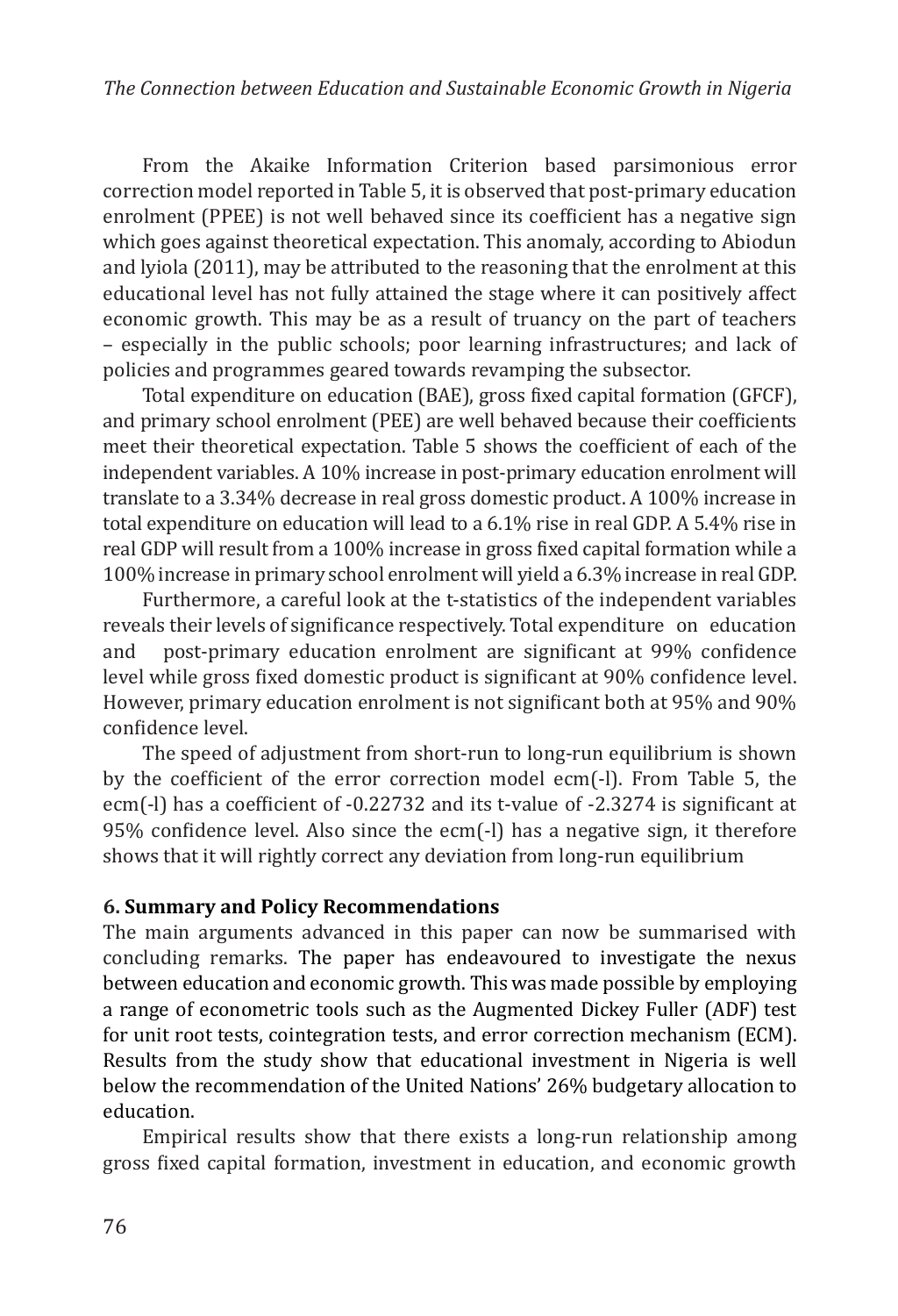From the Akaike Information Criterion based parsimonious error correction model reported in Table 5, it is observed that post-primary education enrolment (PPEE) is not well behaved since its coefficient has a negative sign which goes against theoretical expectation. This anomaly, according to Abiodun and lyiola (2011), may be attributed to the reasoning that the enrolment at this educational level has not fully attained the stage where it can positively affect economic growth. This may be as a result of truancy on the part of teachers – especially in the public schools; poor learning infrastructures; and lack of policies and programmes geared towards revamping the subsector.

Total expenditure on education (BAE), gross fixed capital formation (GFCF), and primary school enrolment (PEE) are well behaved because their coefficients meet their theoretical expectation. Table 5 shows the coefficient of each of the independent variables. A 10% increase in post-primary education enrolment will translate to a 3.34% decrease in real gross domestic product. A 100% increase in total expenditure on education will lead to a 6.1% rise in real GDP. A 5.4% rise in real GDP will result from a 100% increase in gross fixed capital formation while a 100% increase in primary school enrolment will yield a 6.3% increase in real GDP.

Furthermore, a careful look at the t-statistics of the independent variables reveals their levels of significance respectively. Total expenditure on education and post-primary education enrolment are significant at 99% confidence level while gross fixed domestic product is significant at 90% confidence level. However, primary education enrolment is not significant both at 95% and 90% confidence level.

The speed of adjustment from short-run to long-run equilibrium is shown by the coefficient of the error correction model ecm(-l). From Table 5, the ecm(-l) has a coefficient of -0.22732 and its t-value of -2.3274 is significant at 95% confidence level. Also since the ecm(-l) has a negative sign, it therefore shows that it will rightly correct any deviation from long-run equilibrium

### 6. Summary and Policy Recommendations

The main arguments advanced in this paper can now be summarised with concluding remarks. The paper has endeavoured to investigate the nexus between education and economic growth. This was made possible by employing a range of econometric tools such as the Augmented Dickey Fuller (ADF) test for unit root tests, cointegration tests, and error correction mechanism (ECM). Results from the study show that educational investment in Nigeria is well below the recommendation of the United Nations' 26% budgetary allocation to education.

Empirical results show that there exists a long-run relationship among gross fixed capital formation, investment in education, and economic growth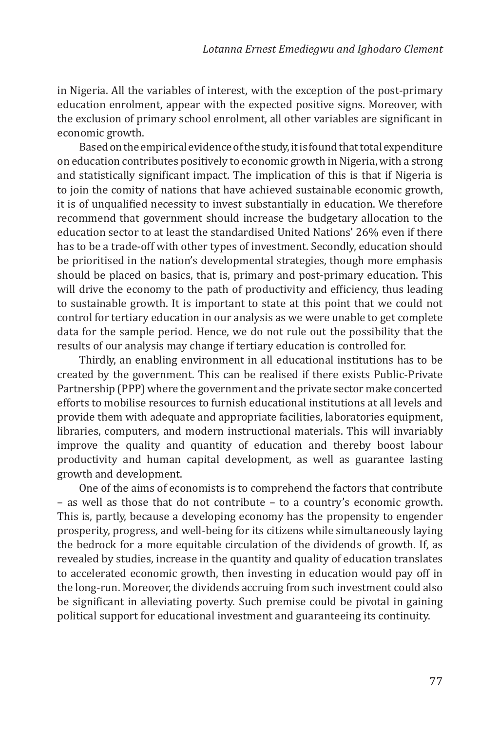in Nigeria. All the variables of interest, with the exception of the post-primary education enrolment, appear with the expected positive signs. Moreover, with the exclusion of primary school enrolment, all other variables are significant in economic growth.

Based on the empirical evidence of the study, it is found that total expenditure on education contributes positively to economic growth in Nigeria, with a strong and statistically significant impact. The implication of this is that if Nigeria is to join the comity of nations that have achieved sustainable economic growth, it is of unqualified necessity to invest substantially in education. We therefore recommend that government should increase the budgetary allocation to the education sector to at least the standardised United Nations' 26% even if there has to be a trade-off with other types of investment. Secondly, education should be prioritised in the nation's developmental strategies, though more emphasis should be placed on basics, that is, primary and post-primary education. This will drive the economy to the path of productivity and efficiency, thus leading to sustainable growth. It is important to state at this point that we could not control for tertiary education in our analysis as we were unable to get complete data for the sample period. Hence, we do not rule out the possibility that the results of our analysis may change if tertiary education is controlled for.

Thirdly, an enabling environment in all educational institutions has to be created by the government. This can be realised if there exists Public-Private Partnership (PPP) where the government and the private sector make concerted efforts to mobilise resources to furnish educational institutions at all levels and provide them with adequate and appropriate facilities, laboratories equipment, libraries, computers, and modern instructional materials. This will invariably improve the quality and quantity of education and thereby boost labour productivity and human capital development, as well as guarantee lasting growth and development.

One of the aims of economists is to comprehend the factors that contribute – as well as those that do not contribute – to a country's economic growth. This is, partly, because a developing economy has the propensity to engender prosperity, progress, and well-being for its citizens while simultaneously laying the bedrock for a more equitable circulation of the dividends of growth. If, as revealed by studies, increase in the quantity and quality of education translates to accelerated economic growth, then investing in education would pay off in the long-run. Moreover, the dividends accruing from such investment could also be significant in alleviating poverty. Such premise could be pivotal in gaining political support for educational investment and guaranteeing its continuity.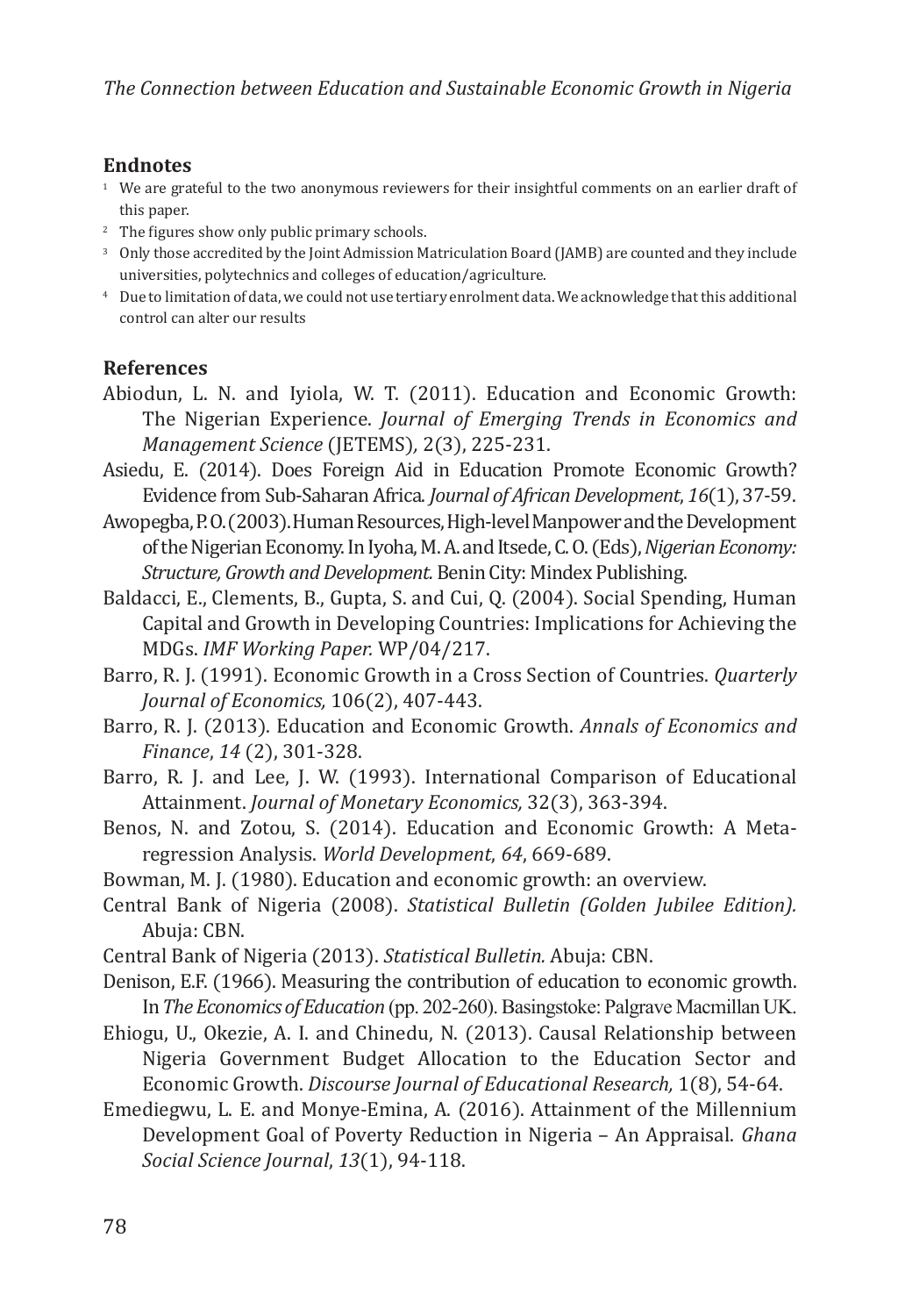## Endnotes

[1] We are grateful to the two anonymous reviewers for their insightful comments on an earlier draft of this paper.

[2] The figures show only public primary schools.

[3] Only those accredited by the Joint Admission Matriculation Board (JAMB) are counted and they include universities, polytechnics and colleges of education/agriculture.

[4] Due to limitation of data, we could not use tertiary enrolment data. We acknowledge that this additional control can alter our results

## References

Abiodun, L. N. and Iyiola, W. T. (2011). Education and Economic Growth: The Nigerian Experience. *Journal of Emerging Trends in Economics and Management Science* (JETEMS), 2(3), 225-231.

Asiedu, E. (2014). Does Foreign Aid in Education Promote Economic Growth? Evidence from Sub-Saharan Africa. *Journal of African Development*, *16*(1), 37-59.

Awopegba, P. O. (2003). Human Resources, High-level Manpower and the Development of the Nigerian Economy. In Iyoha, M. A. and Itsede, C. O. (Eds), *Nigerian Economy: Structure, Growth and Development.* Benin City: Mindex Publishing.

Baldacci, E., Clements, B., Gupta, S. and Cui, Q. (2004). Social Spending, Human Capital and Growth in Developing Countries: Implications for Achieving the MDGs. *IMF Working Paper.* WP/04/217.

Barro, R. J. (1991). Economic Growth in a Cross Section of Countries. *Quarterly Journal of Economics,* 106(2), 407-443.

Barro, R. J. (2013). Education and Economic Growth. *Annals of Economics and Finance*, *14* (2), 301-328.

Barro, R. J. and Lee, J. W. (1993). International Comparison of Educational Attainment. *Journal of Monetary Economics,* 32(3), 363-394.

Benos, N. and Zotou, S. (2014). Education and Economic Growth: A Meta-regression Analysis. *World Development*, *64*, 669-689.

Bowman, M. J. (1980). Education and economic growth: an overview.

Central Bank of Nigeria (2008). *Statistical Bulletin (Golden Jubilee Edition).* Abuja: CBN.

Central Bank of Nigeria (2013). *Statistical Bulletin.* Abuja: CBN.

Denison, E.F. (1966). Measuring the contribution of education to economic growth. In *The Economics of Education* (pp. 202-260). Basingstoke: Palgrave Macmillan UK.

Ehiogu, U., Okezie, A. I. and Chinedu, N. (2013). Causal Relationship between Nigeria Government Budget Allocation to the Education Sector and Economic Growth. *Discourse Journal of Educational Research,* 1(8), 54-64.

Emediegwu, L. E. and Monye-Emina, A. (2016). Attainment of the Millennium Development Goal of Poverty Reduction in Nigeria – An Appraisal. *Ghana Social Science Journal*, *13*(1), 94-118.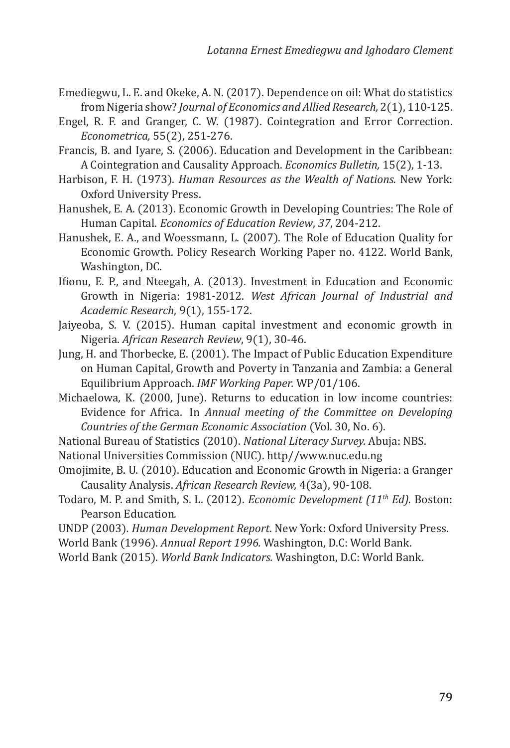Emediegwu, L. E. and Okeke, A. N. (2017). Dependence on oil: What do statistics from Nigeria show? *Journal of Economics and Allied Research,* 2(1), 110-125.

Engel, R. F. and Granger, C. W. (1987). Cointegration and Error Correction. *Econometrica,* 55(2), 251-276.

Francis, B. and Iyare, S. (2006). Education and Development in the Caribbean: A Cointegration and Causality Approach. *Economics Bulletin,* 15(2), 1-13.

Harbison, F. H. (1973). *Human Resources as the Wealth of Nations.* New York: Oxford University Press.

Hanushek, E. A. (2013). Economic Growth in Developing Countries: The Role of Human Capital. *Economics of Education Review*, *37*, 204-212.

Hanushek, E. A., and Woessmann, L. (2007). The Role of Education Quality for Economic Growth. Policy Research Working Paper no. 4122. World Bank, Washington, DC.

Ifionu, E. P., and Nteegah, A. (2013). Investment in Education and Economic Growth in Nigeria: 1981-2012. *West African Journal of Industrial and Academic Research*, 9(1), 155-172.

Jaiyeoba, S. V. (2015). Human capital investment and economic growth in Nigeria. *African Research Review*, 9(1), 30-46.

Jung, H. and Thorbecke, E. (2001). The Impact of Public Education Expenditure on Human Capital, Growth and Poverty in Tanzania and Zambia: a General Equilibrium Approach. *IMF Working Paper.* WP/01/106.

Michaelowa, K. (2000, June). Returns to education in low income countries: Evidence for Africa. In *Annual meeting of the Committee on Developing Countries of the German Economic Association* (Vol. 30, No. 6).

National Bureau of Statistics (2010). *National Literacy Survey.* Abuja: NBS.

National Universities Commission (NUC). http//www.nuc.edu.ng

Omojimite, B. U. (2010). Education and Economic Growth in Nigeria: a Granger Causality Analysis. *African Research Review,* 4(3a), 90-108.

Todaro, M. P. and Smith, S. L. (2012). *Economic Development (11th Ed).* Boston: Pearson Education*.*

UNDP (2003)*. Human Development Report*. New York: Oxford University Press.

World Bank (1996). *Annual Report 1996.* Washington, D.C: World Bank.

World Bank (2015). *World Bank Indicators.* Washington, D.C: World Bank.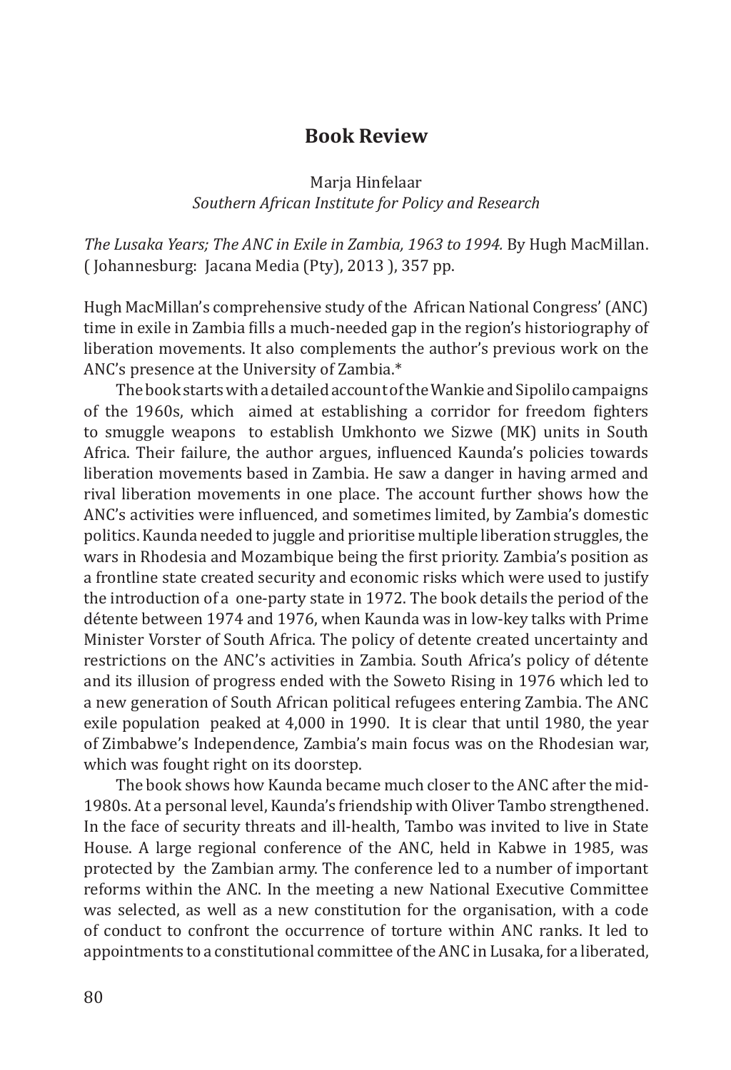## Book Review

Marja Hinfelaar
*Southern African Institute for Policy and Research*

*The Lusaka Years; The ANC in Exile in Zambia, 1963 to 1994.* By Hugh MacMillan. ( Johannesburg: Jacana Media (Pty), 2013 ), 357 pp.

Hugh MacMillan's comprehensive study of the African National Congress' (ANC) time in exile in Zambia fills a much-needed gap in the region's historiography of liberation movements. It also complements the author's previous work on the ANC's presence at the University of Zambia.*

The book starts with a detailed account of the Wankie and Sipolilo campaigns of the 1960s, which aimed at establishing a corridor for freedom fighters to smuggle weapons to establish Umkhonto we Sizwe (MK) units in South Africa. Their failure, the author argues, influenced Kaunda's policies towards liberation movements based in Zambia. He saw a danger in having armed and rival liberation movements in one place. The account further shows how the ANC's activities were influenced, and sometimes limited, by Zambia's domestic politics. Kaunda needed to juggle and prioritise multiple liberation struggles, the wars in Rhodesia and Mozambique being the first priority. Zambia's position as a frontline state created security and economic risks which were used to justify the introduction of a one-party state in 1972. The book details the period of the détente between 1974 and 1976, when Kaunda was in low-key talks with Prime Minister Vorster of South Africa. The policy of detente created uncertainty and restrictions on the ANC's activities in Zambia. South Africa's policy of détente and its illusion of progress ended with the Soweto Rising in 1976 which led to a new generation of South African political refugees entering Zambia. The ANC exile population peaked at 4,000 in 1990. It is clear that until 1980, the year of Zimbabwe's Independence, Zambia's main focus was on the Rhodesian war, which was fought right on its doorstep.

The book shows how Kaunda became much closer to the ANC after the mid-1980s. At a personal level, Kaunda's friendship with Oliver Tambo strengthened. In the face of security threats and ill-health, Tambo was invited to live in State House. A large regional conference of the ANC, held in Kabwe in 1985, was protected by the Zambian army. The conference led to a number of important reforms within the ANC. In the meeting a new National Executive Committee was selected, as well as a new constitution for the organisation, with a code of conduct to confront the occurrence of torture within ANC ranks. It led to appointments to a constitutional committee of the ANC in Lusaka, for a liberated,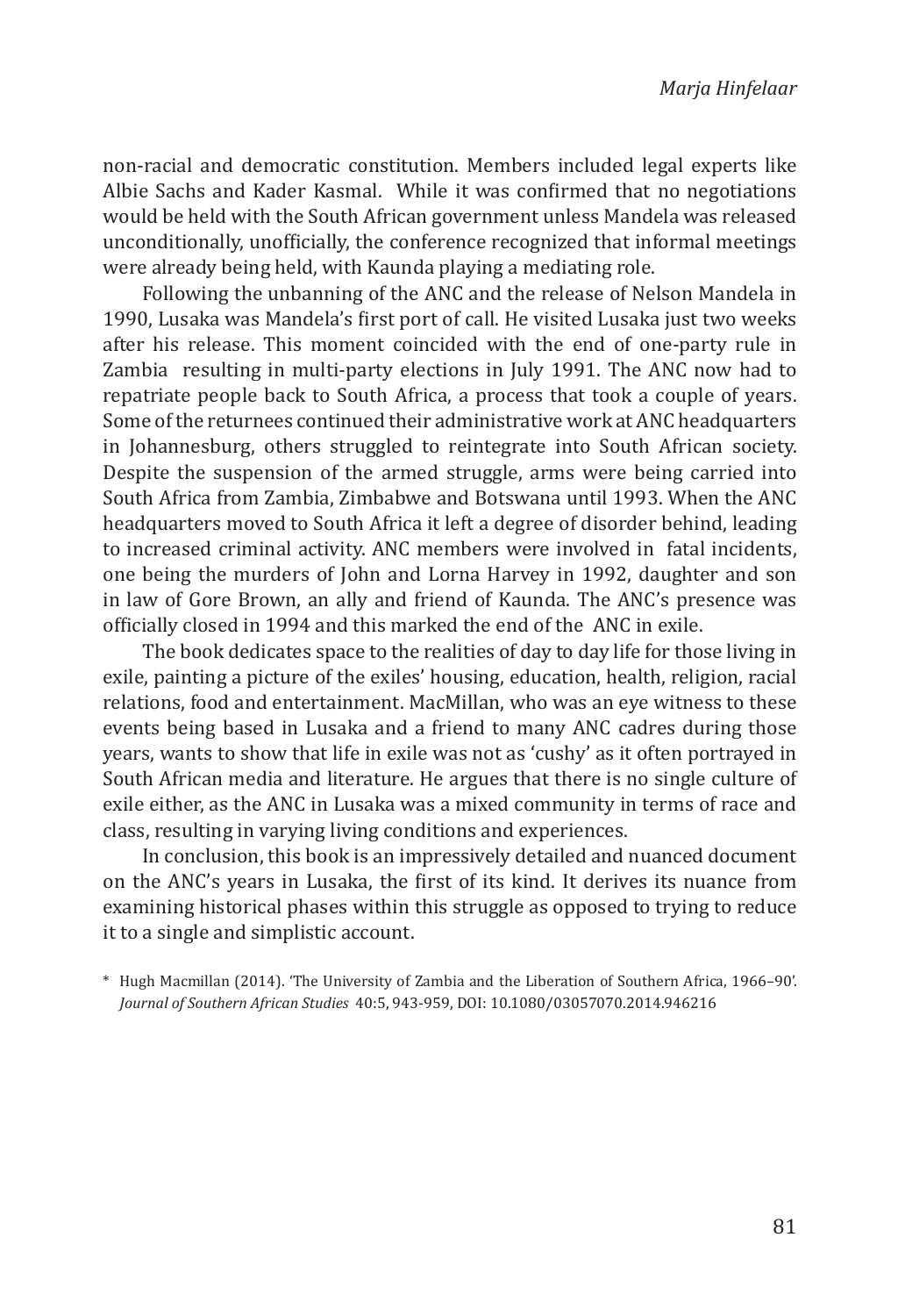non-racial and democratic constitution. Members included legal experts like Albie Sachs and Kader Kasmal. While it was confirmed that no negotiations would be held with the South African government unless Mandela was released unconditionally, unofficially, the conference recognized that informal meetings were already being held, with Kaunda playing a mediating role.

Following the unbanning of the ANC and the release of Nelson Mandela in 1990, Lusaka was Mandela's first port of call. He visited Lusaka just two weeks after his release. This moment coincided with the end of one-party rule in Zambia resulting in multi-party elections in July 1991. The ANC now had to repatriate people back to South Africa, a process that took a couple of years. Some of the returnees continued their administrative work at ANC headquarters in Johannesburg, others struggled to reintegrate into South African society. Despite the suspension of the armed struggle, arms were being carried into South Africa from Zambia, Zimbabwe and Botswana until 1993. When the ANC headquarters moved to South Africa it left a degree of disorder behind, leading to increased criminal activity. ANC members were involved in fatal incidents, one being the murders of John and Lorna Harvey in 1992, daughter and son in law of Gore Brown, an ally and friend of Kaunda. The ANC's presence was officially closed in 1994 and this marked the end of the ANC in exile.

The book dedicates space to the realities of day to day life for those living in exile, painting a picture of the exiles' housing, education, health, religion, racial relations, food and entertainment. MacMillan, who was an eye witness to these events being based in Lusaka and a friend to many ANC cadres during those years, wants to show that life in exile was not as 'cushy' as it often portrayed in South African media and literature. He argues that there is no single culture of exile either, as the ANC in Lusaka was a mixed community in terms of race and class, resulting in varying living conditions and experiences.

In conclusion, this book is an impressively detailed and nuanced document on the ANC's years in Lusaka, the first of its kind. It derives its nuance from examining historical phases within this struggle as opposed to trying to reduce it to a single and simplistic account.

\* Hugh Macmillan (2014). 'The University of Zambia and the Liberation of Southern Africa, 1966–90'. *Journal of Southern African Studies* 40:5, 943-959, DOI: 10.1080/03057070.2014.946216